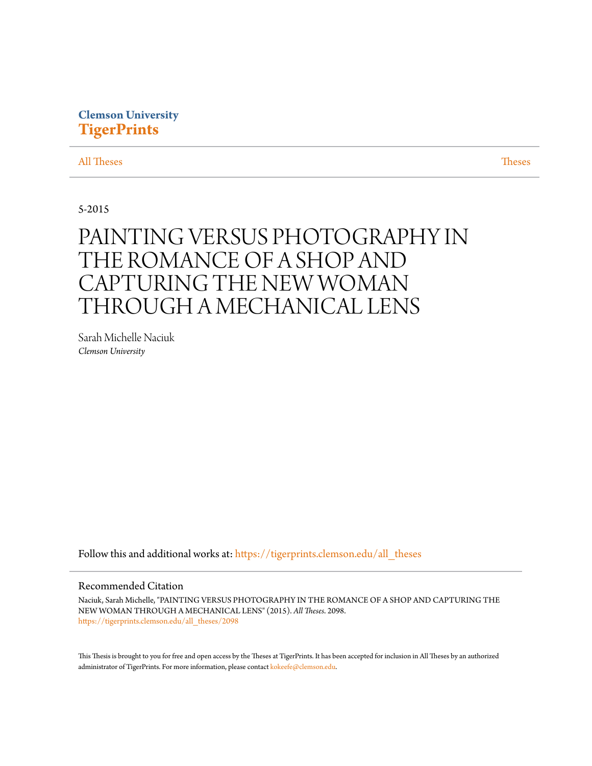Clemson University
**TigerPrints**

All Theses | Theses

5-2015

# PAINTING VERSUS PHOTOGRAPHY IN THE ROMANCE OF A SHOP AND CAPTURING THE NEW WOMAN THROUGH A MECHANICAL LENS

Sarah Michelle Naciuk
*Clemson University*

Follow this and additional works at: https://tigerprints.clemson.edu/all_theses

## Recommended Citation

Naciuk, Sarah Michelle, "PAINTING VERSUS PHOTOGRAPHY IN THE ROMANCE OF A SHOP AND CAPTURING THE NEW WOMAN THROUGH A MECHANICAL LENS" (2015). *All Theses*. 2098.
https://tigerprints.clemson.edu/all_theses/2098

This Thesis is brought to you for free and open access by the Theses at TigerPrints. It has been accepted for inclusion in All Theses by an authorized administrator of TigerPrints. For more information, please contact kokeefe@clemson.edu.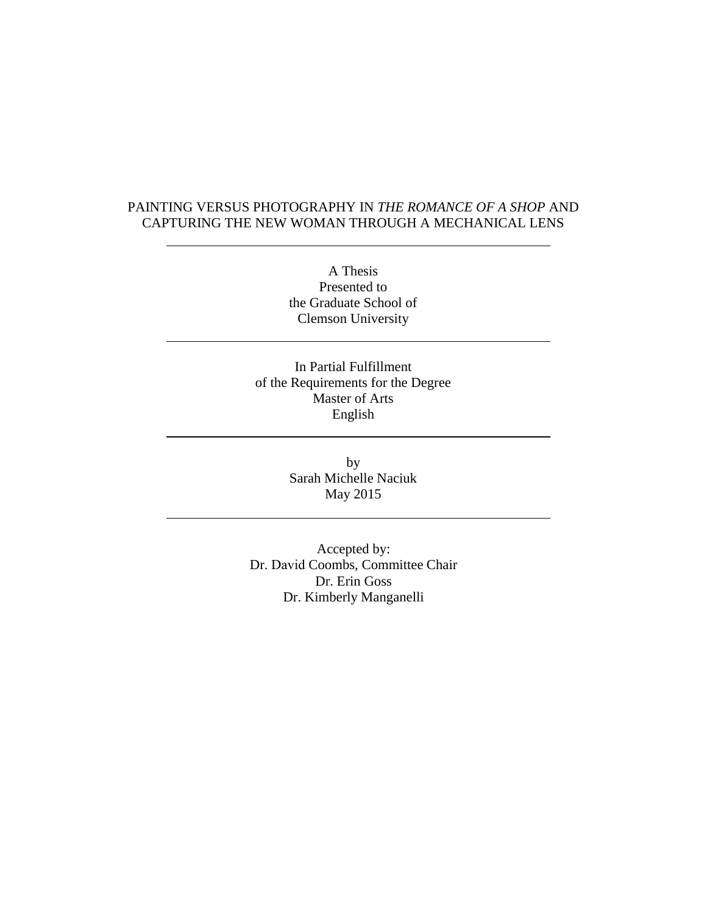# PAINTING VERSUS PHOTOGRAPHY IN *THE ROMANCE OF A SHOP* AND CAPTURING THE NEW WOMAN THROUGH A MECHANICAL LENS

---

A Thesis
Presented to
the Graduate School of
Clemson University

---

In Partial Fulfillment
of the Requirements for the Degree
Master of Arts
English

---

by
Sarah Michelle Naciuk
May 2015

---

Accepted by:
Dr. David Coombs, Committee Chair
Dr. Erin Goss
Dr. Kimberly Manganelli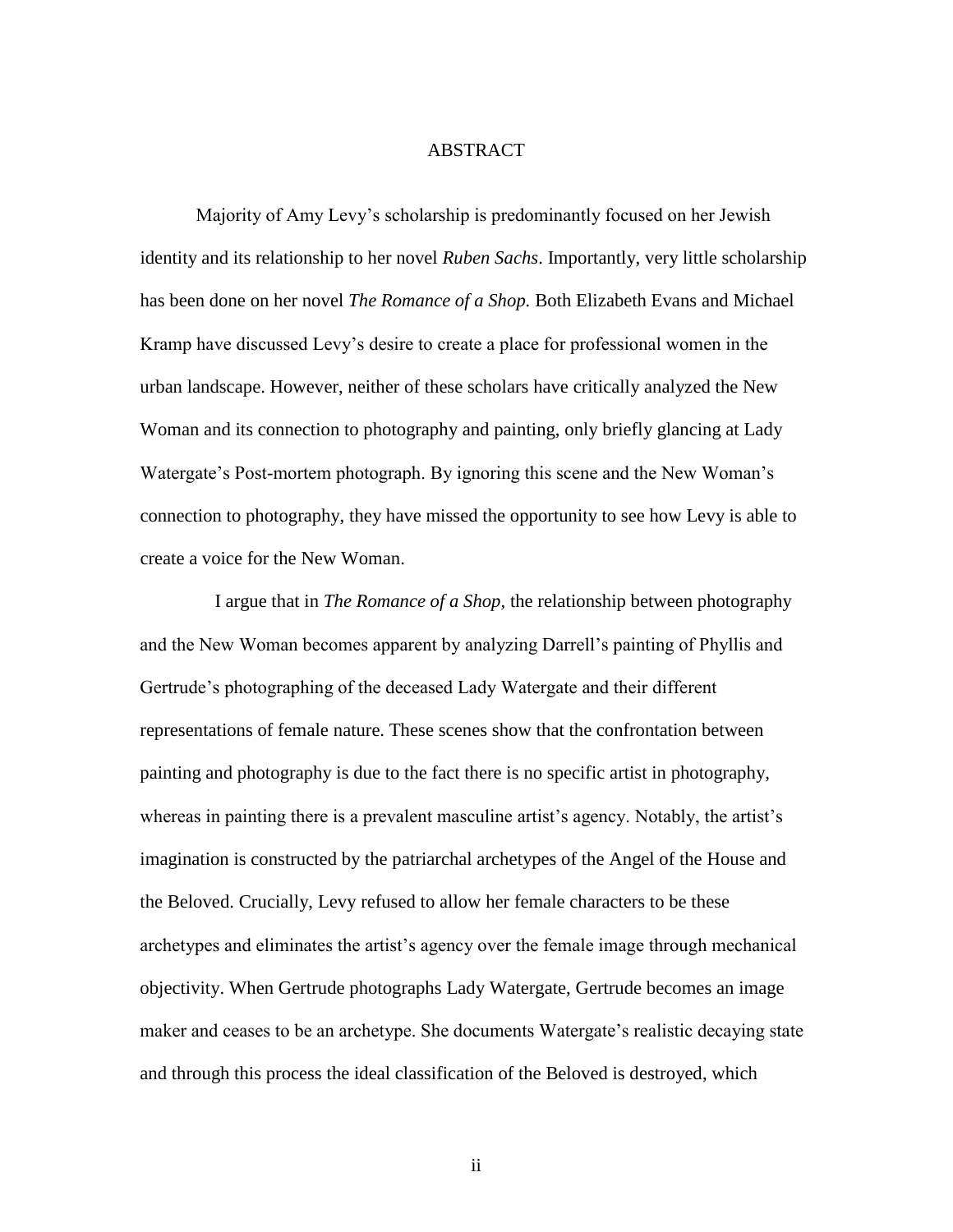# ABSTRACT

Majority of Amy Levy's scholarship is predominantly focused on her Jewish identity and its relationship to her novel *Ruben Sachs*. Importantly, very little scholarship has been done on her novel *The Romance of a Shop.* Both Elizabeth Evans and Michael Kramp have discussed Levy's desire to create a place for professional women in the urban landscape. However, neither of these scholars have critically analyzed the New Woman and its connection to photography and painting, only briefly glancing at Lady Watergate's Post-mortem photograph. By ignoring this scene and the New Woman's connection to photography, they have missed the opportunity to see how Levy is able to create a voice for the New Woman.

I argue that in *The Romance of a Shop,* the relationship between photography and the New Woman becomes apparent by analyzing Darrell's painting of Phyllis and Gertrude's photographing of the deceased Lady Watergate and their different representations of female nature. These scenes show that the confrontation between painting and photography is due to the fact there is no specific artist in photography, whereas in painting there is a prevalent masculine artist's agency. Notably, the artist's imagination is constructed by the patriarchal archetypes of the Angel of the House and the Beloved. Crucially, Levy refused to allow her female characters to be these archetypes and eliminates the artist's agency over the female image through mechanical objectivity. When Gertrude photographs Lady Watergate, Gertrude becomes an image maker and ceases to be an archetype. She documents Watergate's realistic decaying state and through this process the ideal classification of the Beloved is destroyed, which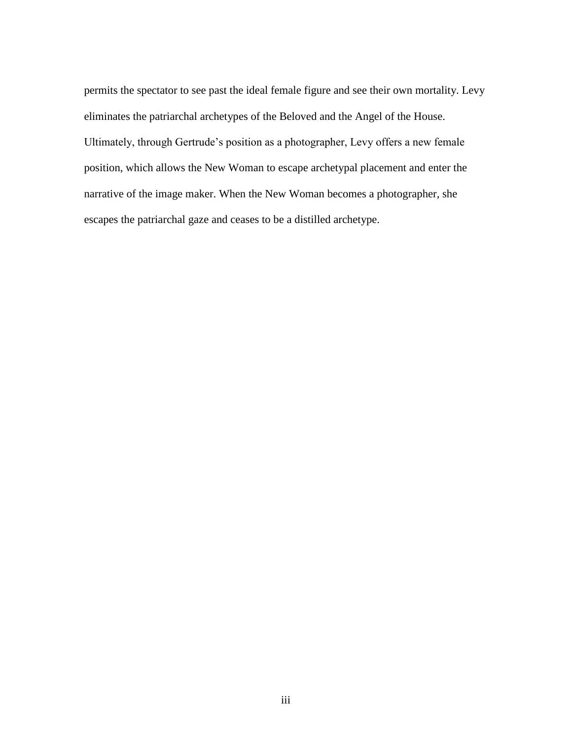permits the spectator to see past the ideal female figure and see their own mortality. Levy eliminates the patriarchal archetypes of the Beloved and the Angel of the House. Ultimately, through Gertrude's position as a photographer, Levy offers a new female position, which allows the New Woman to escape archetypal placement and enter the narrative of the image maker. When the New Woman becomes a photographer, she escapes the patriarchal gaze and ceases to be a distilled archetype.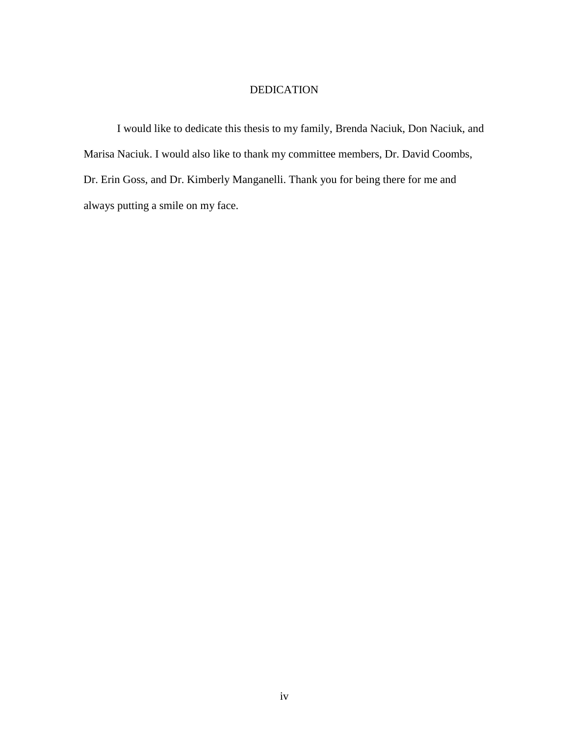# DEDICATION

I would like to dedicate this thesis to my family, Brenda Naciuk, Don Naciuk, and Marisa Naciuk. I would also like to thank my committee members, Dr. David Coombs, Dr. Erin Goss, and Dr. Kimberly Manganelli. Thank you for being there for me and always putting a smile on my face.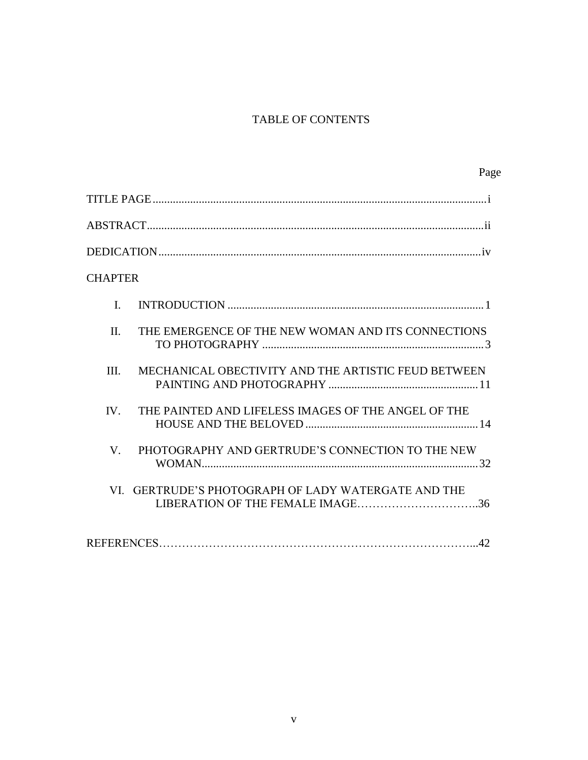# TABLE OF CONTENTS

Page

TITLE PAGE....................................................................................................................i

ABSTRACT....................................................................................................................ii

DEDICATION................................................................................................................iv

CHAPTER

I. INTRODUCTION .........................................................................................1

II. THE EMERGENCE OF THE NEW WOMAN AND ITS CONNECTIONS TO PHOTOGRAPHY .............................................................................3

III. MECHANICAL OBECTIVITY AND THE ARTISTIC FEUD BETWEEN PAINTING AND PHOTOGRAPHY ....................................................11

IV. THE PAINTED AND LIFELESS IMAGES OF THE ANGEL OF THE HOUSE AND THE BELOVED ............................................................14

V. PHOTOGRAPHY AND GERTRUDE'S CONNECTION TO THE NEW WOMAN................................................................................................32

VI. GERTRUDE'S PHOTOGRAPH OF LADY WATERGATE AND THE LIBERATION OF THE FEMALE IMAGE…………………………..36

REFERENCES………………………………………………………………………...42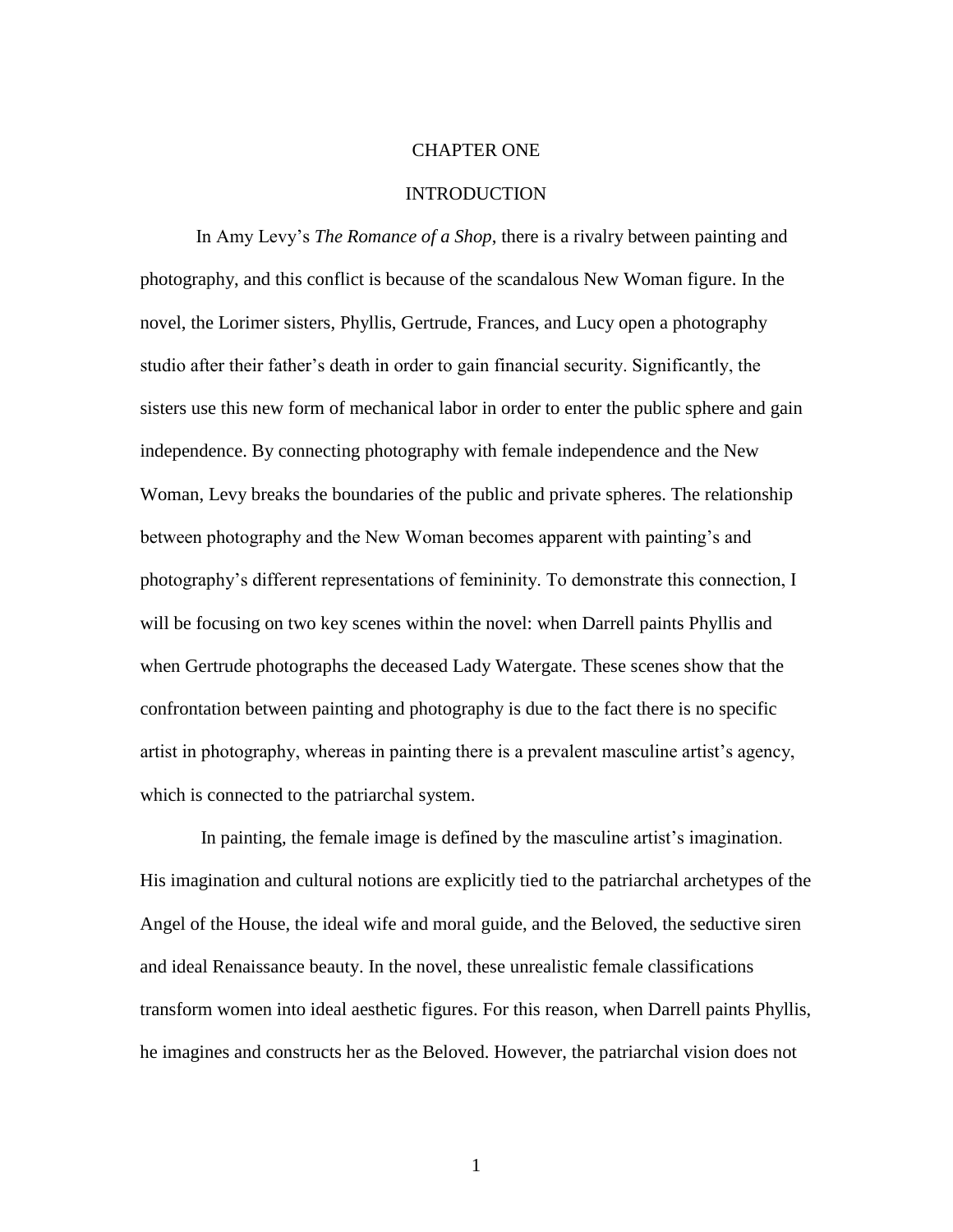# CHAPTER ONE

## INTRODUCTION

In Amy Levy's *The Romance of a Shop*, there is a rivalry between painting and photography, and this conflict is because of the scandalous New Woman figure. In the novel, the Lorimer sisters, Phyllis, Gertrude, Frances, and Lucy open a photography studio after their father's death in order to gain financial security. Significantly, the sisters use this new form of mechanical labor in order to enter the public sphere and gain independence. By connecting photography with female independence and the New Woman, Levy breaks the boundaries of the public and private spheres. The relationship between photography and the New Woman becomes apparent with painting's and photography's different representations of femininity. To demonstrate this connection, I will be focusing on two key scenes within the novel: when Darrell paints Phyllis and when Gertrude photographs the deceased Lady Watergate. These scenes show that the confrontation between painting and photography is due to the fact there is no specific artist in photography, whereas in painting there is a prevalent masculine artist's agency, which is connected to the patriarchal system.

In painting, the female image is defined by the masculine artist's imagination. His imagination and cultural notions are explicitly tied to the patriarchal archetypes of the Angel of the House, the ideal wife and moral guide, and the Beloved, the seductive siren and ideal Renaissance beauty. In the novel, these unrealistic female classifications transform women into ideal aesthetic figures. For this reason, when Darrell paints Phyllis, he imagines and constructs her as the Beloved. However, the patriarchal vision does not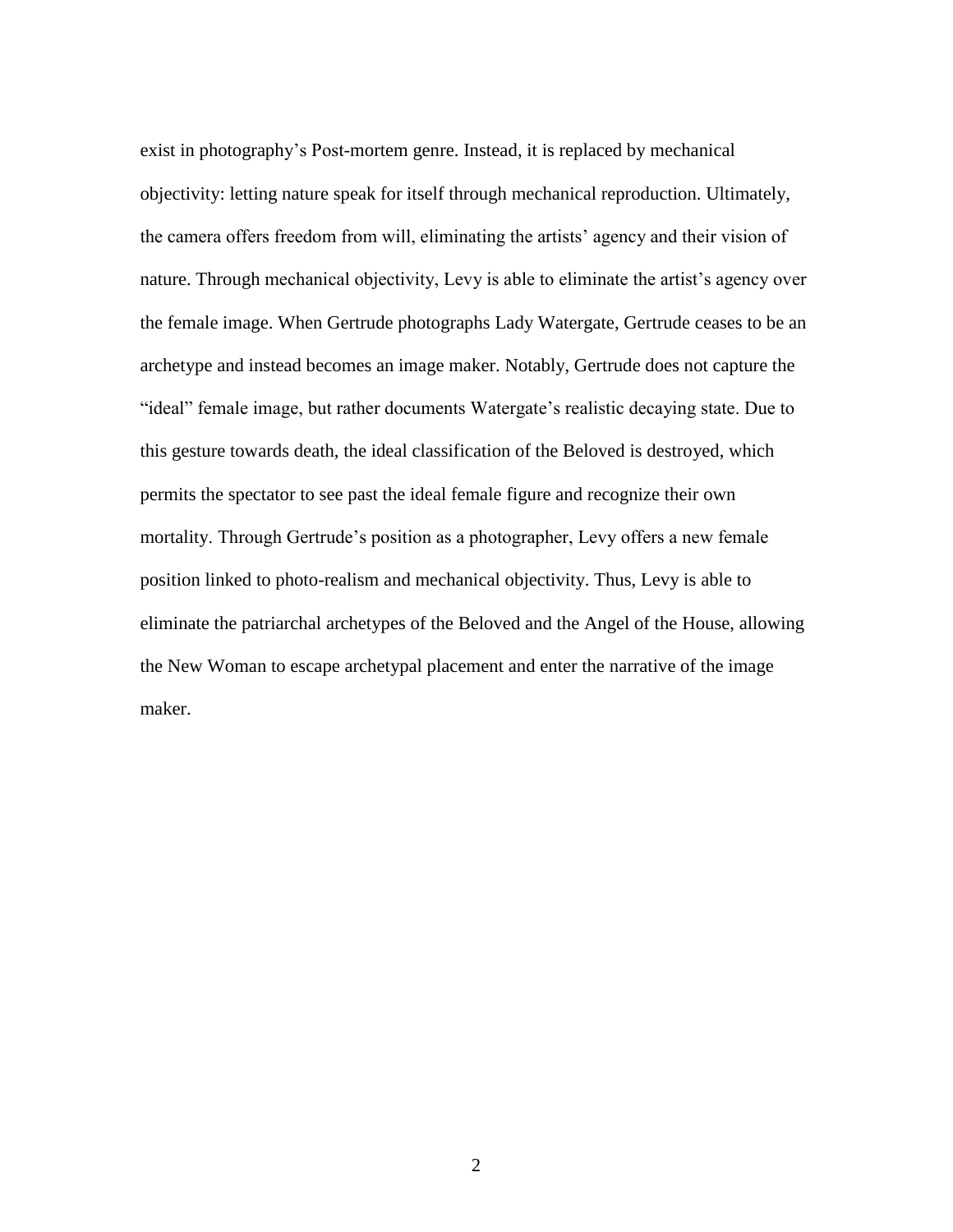exist in photography's Post-mortem genre. Instead, it is replaced by mechanical objectivity: letting nature speak for itself through mechanical reproduction. Ultimately, the camera offers freedom from will, eliminating the artists' agency and their vision of nature. Through mechanical objectivity, Levy is able to eliminate the artist's agency over the female image. When Gertrude photographs Lady Watergate, Gertrude ceases to be an archetype and instead becomes an image maker. Notably, Gertrude does not capture the "ideal" female image, but rather documents Watergate's realistic decaying state. Due to this gesture towards death, the ideal classification of the Beloved is destroyed, which permits the spectator to see past the ideal female figure and recognize their own mortality. Through Gertrude's position as a photographer, Levy offers a new female position linked to photo-realism and mechanical objectivity. Thus, Levy is able to eliminate the patriarchal archetypes of the Beloved and the Angel of the House, allowing the New Woman to escape archetypal placement and enter the narrative of the image maker.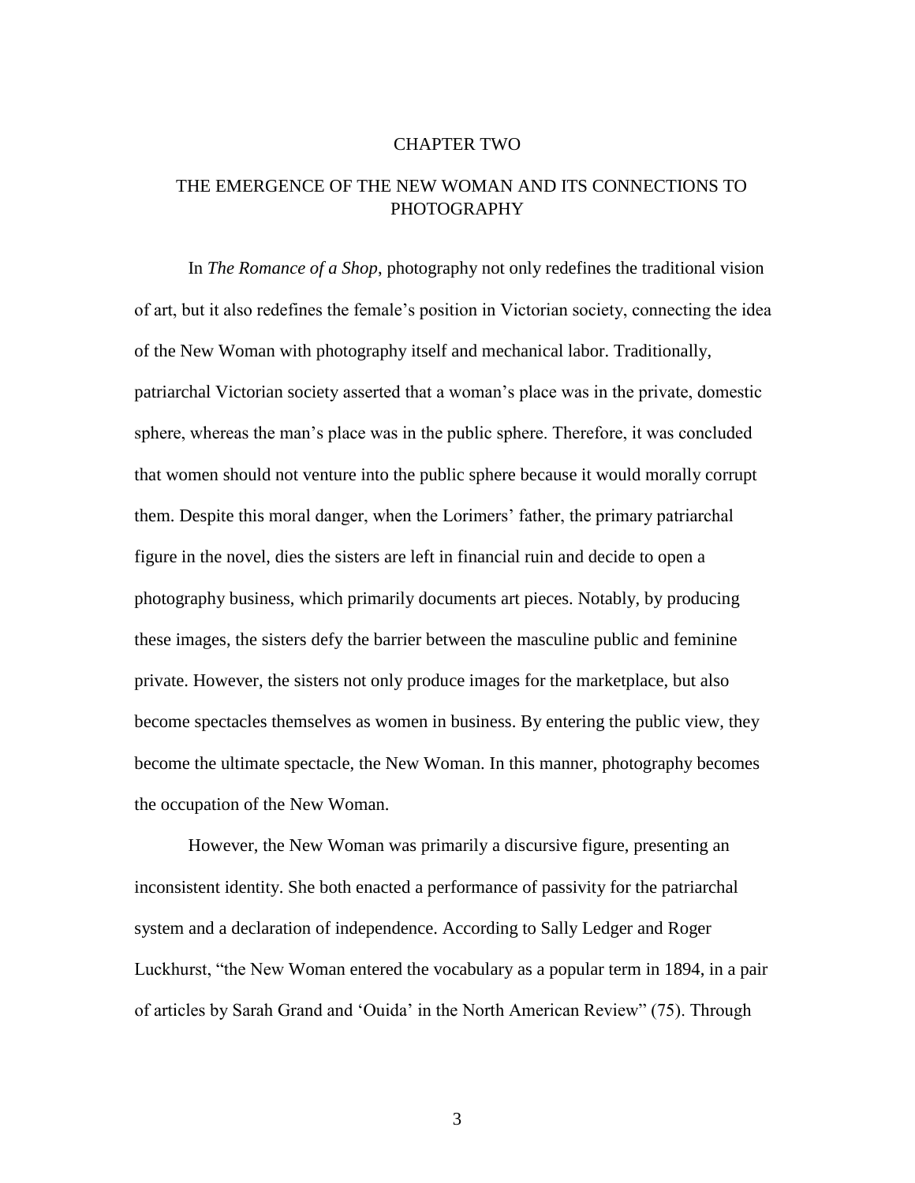# CHAPTER TWO

## THE EMERGENCE OF THE NEW WOMAN AND ITS CONNECTIONS TO PHOTOGRAPHY

In *The Romance of a Shop*, photography not only redefines the traditional vision of art, but it also redefines the female's position in Victorian society, connecting the idea of the New Woman with photography itself and mechanical labor. Traditionally, patriarchal Victorian society asserted that a woman's place was in the private, domestic sphere, whereas the man's place was in the public sphere. Therefore, it was concluded that women should not venture into the public sphere because it would morally corrupt them. Despite this moral danger, when the Lorimers' father, the primary patriarchal figure in the novel, dies the sisters are left in financial ruin and decide to open a photography business, which primarily documents art pieces. Notably, by producing these images, the sisters defy the barrier between the masculine public and feminine private. However, the sisters not only produce images for the marketplace, but also become spectacles themselves as women in business. By entering the public view, they become the ultimate spectacle, the New Woman. In this manner, photography becomes the occupation of the New Woman.

However, the New Woman was primarily a discursive figure, presenting an inconsistent identity. She both enacted a performance of passivity for the patriarchal system and a declaration of independence. According to Sally Ledger and Roger Luckhurst, "the New Woman entered the vocabulary as a popular term in 1894, in a pair of articles by Sarah Grand and 'Ouida' in the North American Review" (75). Through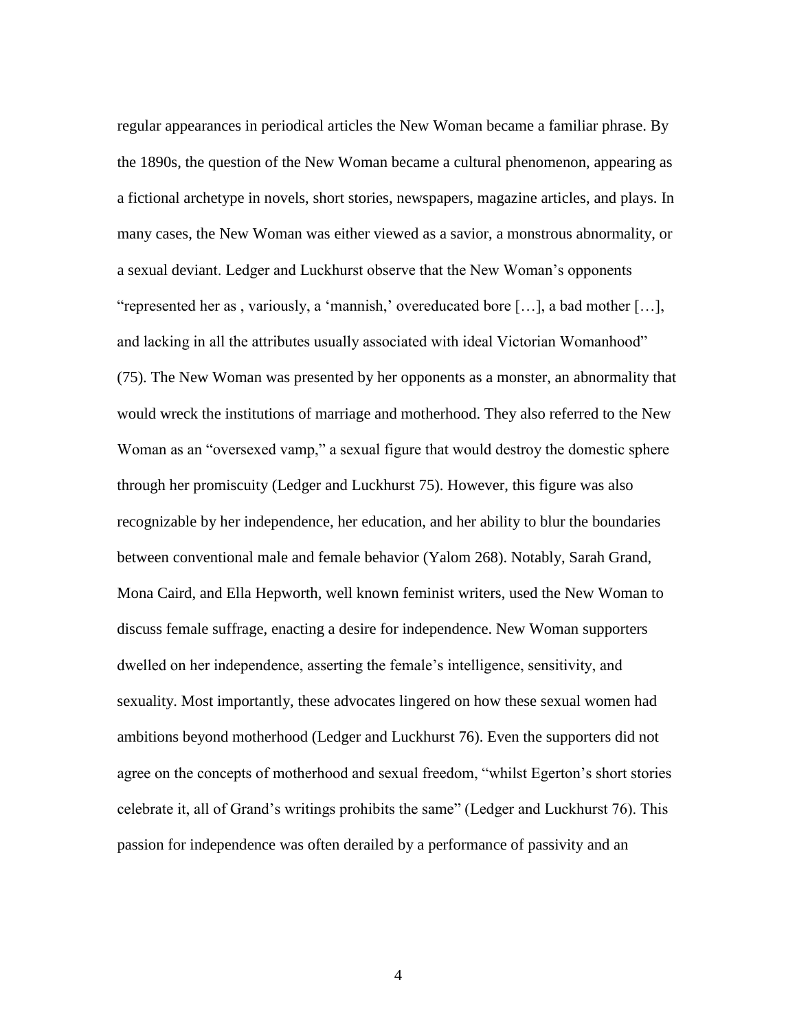regular appearances in periodical articles the New Woman became a familiar phrase. By the 1890s, the question of the New Woman became a cultural phenomenon, appearing as a fictional archetype in novels, short stories, newspapers, magazine articles, and plays. In many cases, the New Woman was either viewed as a savior, a monstrous abnormality, or a sexual deviant. Ledger and Luckhurst observe that the New Woman's opponents "represented her as , variously, a 'mannish,' overeducated bore […], a bad mother […], and lacking in all the attributes usually associated with ideal Victorian Womanhood" (75). The New Woman was presented by her opponents as a monster, an abnormality that would wreck the institutions of marriage and motherhood. They also referred to the New Woman as an "oversexed vamp," a sexual figure that would destroy the domestic sphere through her promiscuity (Ledger and Luckhurst 75). However, this figure was also recognizable by her independence, her education, and her ability to blur the boundaries between conventional male and female behavior (Yalom 268). Notably, Sarah Grand, Mona Caird, and Ella Hepworth, well known feminist writers, used the New Woman to discuss female suffrage, enacting a desire for independence. New Woman supporters dwelled on her independence, asserting the female's intelligence, sensitivity, and sexuality. Most importantly, these advocates lingered on how these sexual women had ambitions beyond motherhood (Ledger and Luckhurst 76). Even the supporters did not agree on the concepts of motherhood and sexual freedom, "whilst Egerton's short stories celebrate it, all of Grand's writings prohibits the same" (Ledger and Luckhurst 76). This passion for independence was often derailed by a performance of passivity and an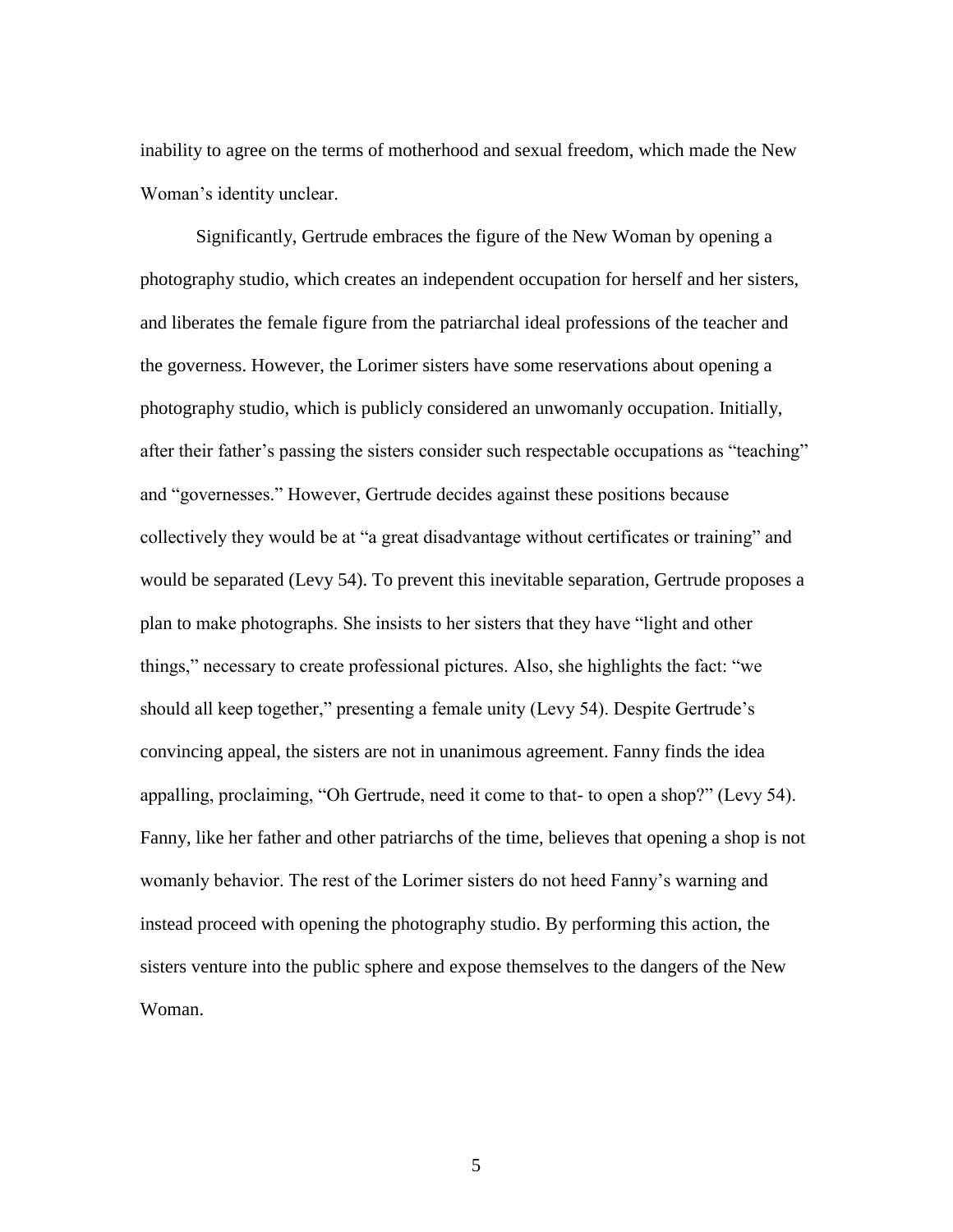inability to agree on the terms of motherhood and sexual freedom, which made the New Woman's identity unclear.

Significantly, Gertrude embraces the figure of the New Woman by opening a photography studio, which creates an independent occupation for herself and her sisters, and liberates the female figure from the patriarchal ideal professions of the teacher and the governess. However, the Lorimer sisters have some reservations about opening a photography studio, which is publicly considered an unwomanly occupation. Initially, after their father's passing the sisters consider such respectable occupations as "teaching" and "governesses." However, Gertrude decides against these positions because collectively they would be at "a great disadvantage without certificates or training" and would be separated (Levy 54). To prevent this inevitable separation, Gertrude proposes a plan to make photographs. She insists to her sisters that they have "light and other things," necessary to create professional pictures. Also, she highlights the fact: "we should all keep together," presenting a female unity (Levy 54). Despite Gertrude's convincing appeal, the sisters are not in unanimous agreement. Fanny finds the idea appalling, proclaiming, "Oh Gertrude, need it come to that- to open a shop?" (Levy 54). Fanny, like her father and other patriarchs of the time, believes that opening a shop is not womanly behavior. The rest of the Lorimer sisters do not heed Fanny's warning and instead proceed with opening the photography studio. By performing this action, the sisters venture into the public sphere and expose themselves to the dangers of the New Woman.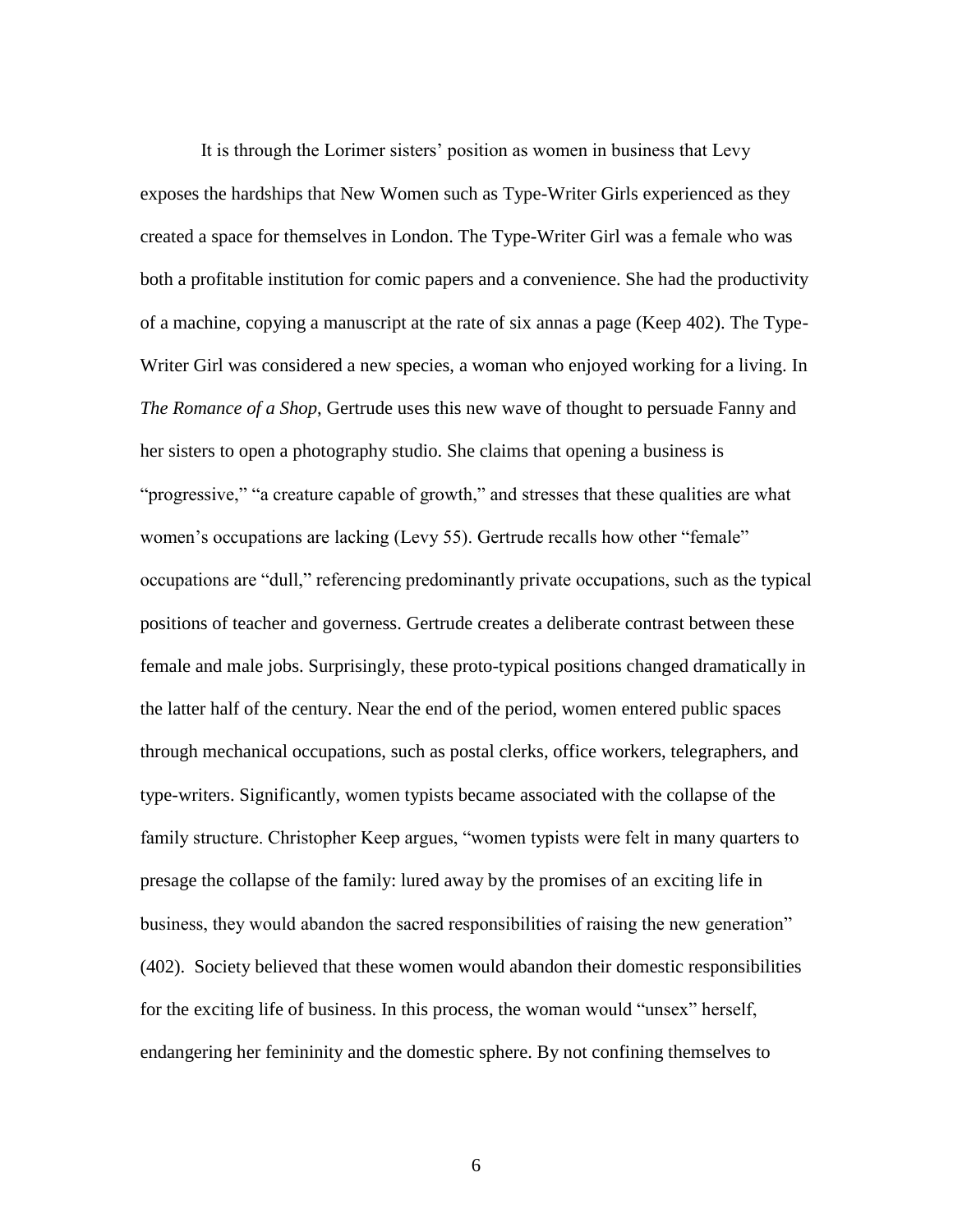It is through the Lorimer sisters' position as women in business that Levy exposes the hardships that New Women such as Type-Writer Girls experienced as they created a space for themselves in London. The Type-Writer Girl was a female who was both a profitable institution for comic papers and a convenience. She had the productivity of a machine, copying a manuscript at the rate of six annas a page (Keep 402). The Type-Writer Girl was considered a new species, a woman who enjoyed working for a living. In *The Romance of a Shop*, Gertrude uses this new wave of thought to persuade Fanny and her sisters to open a photography studio. She claims that opening a business is "progressive," "a creature capable of growth," and stresses that these qualities are what women's occupations are lacking (Levy 55). Gertrude recalls how other "female" occupations are "dull," referencing predominantly private occupations, such as the typical positions of teacher and governess. Gertrude creates a deliberate contrast between these female and male jobs. Surprisingly, these proto-typical positions changed dramatically in the latter half of the century. Near the end of the period, women entered public spaces through mechanical occupations, such as postal clerks, office workers, telegraphers, and type-writers. Significantly, women typists became associated with the collapse of the family structure. Christopher Keep argues, "women typists were felt in many quarters to presage the collapse of the family: lured away by the promises of an exciting life in business, they would abandon the sacred responsibilities of raising the new generation" (402). Society believed that these women would abandon their domestic responsibilities for the exciting life of business. In this process, the woman would "unsex" herself, endangering her femininity and the domestic sphere. By not confining themselves to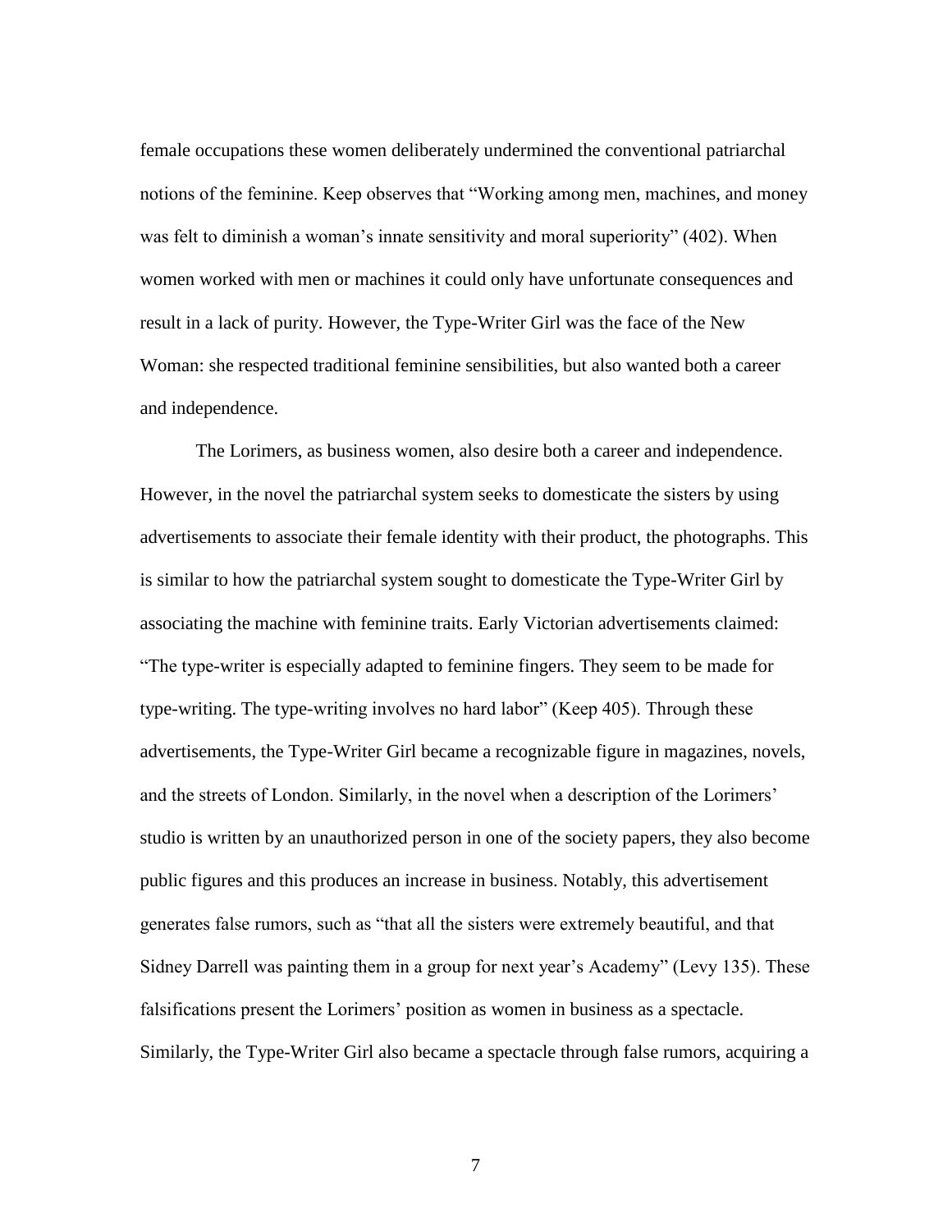female occupations these women deliberately undermined the conventional patriarchal notions of the feminine. Keep observes that "Working among men, machines, and money was felt to diminish a woman's innate sensitivity and moral superiority" (402). When women worked with men or machines it could only have unfortunate consequences and result in a lack of purity. However, the Type-Writer Girl was the face of the New Woman: she respected traditional feminine sensibilities, but also wanted both a career and independence.

The Lorimers, as business women, also desire both a career and independence. However, in the novel the patriarchal system seeks to domesticate the sisters by using advertisements to associate their female identity with their product, the photographs. This is similar to how the patriarchal system sought to domesticate the Type-Writer Girl by associating the machine with feminine traits. Early Victorian advertisements claimed: "The type-writer is especially adapted to feminine fingers. They seem to be made for type-writing. The type-writing involves no hard labor" (Keep 405). Through these advertisements, the Type-Writer Girl became a recognizable figure in magazines, novels, and the streets of London. Similarly, in the novel when a description of the Lorimers' studio is written by an unauthorized person in one of the society papers, they also become public figures and this produces an increase in business. Notably, this advertisement generates false rumors, such as "that all the sisters were extremely beautiful, and that Sidney Darrell was painting them in a group for next year's Academy" (Levy 135). These falsifications present the Lorimers' position as women in business as a spectacle. Similarly, the Type-Writer Girl also became a spectacle through false rumors, acquiring a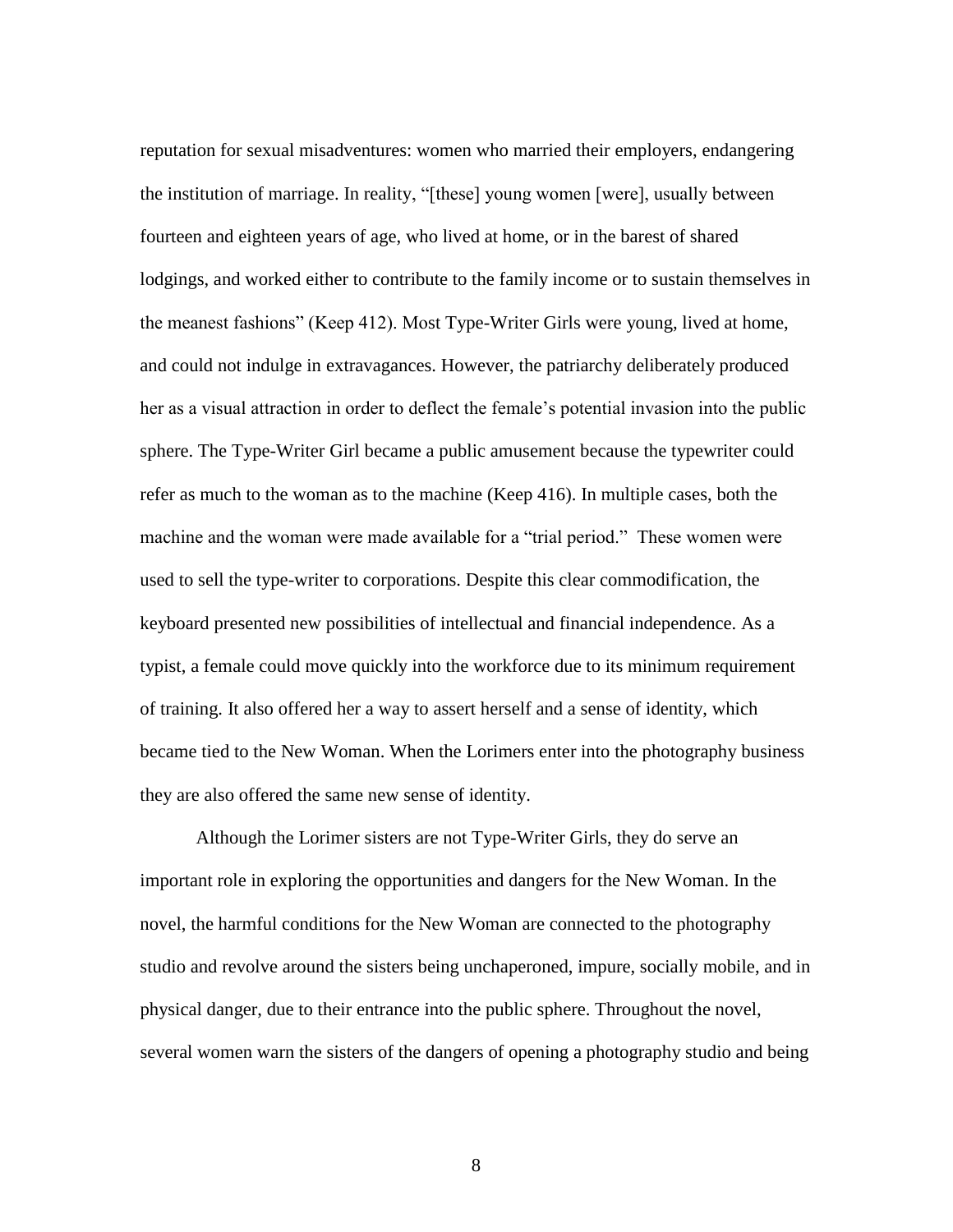reputation for sexual misadventures: women who married their employers, endangering the institution of marriage. In reality, "[these] young women [were], usually between fourteen and eighteen years of age, who lived at home, or in the barest of shared lodgings, and worked either to contribute to the family income or to sustain themselves in the meanest fashions" (Keep 412). Most Type-Writer Girls were young, lived at home, and could not indulge in extravagances. However, the patriarchy deliberately produced her as a visual attraction in order to deflect the female's potential invasion into the public sphere. The Type-Writer Girl became a public amusement because the typewriter could refer as much to the woman as to the machine (Keep 416). In multiple cases, both the machine and the woman were made available for a "trial period." These women were used to sell the type-writer to corporations. Despite this clear commodification, the keyboard presented new possibilities of intellectual and financial independence. As a typist, a female could move quickly into the workforce due to its minimum requirement of training. It also offered her a way to assert herself and a sense of identity, which became tied to the New Woman. When the Lorimers enter into the photography business they are also offered the same new sense of identity.

Although the Lorimer sisters are not Type-Writer Girls, they do serve an important role in exploring the opportunities and dangers for the New Woman. In the novel, the harmful conditions for the New Woman are connected to the photography studio and revolve around the sisters being unchaperoned, impure, socially mobile, and in physical danger, due to their entrance into the public sphere. Throughout the novel, several women warn the sisters of the dangers of opening a photography studio and being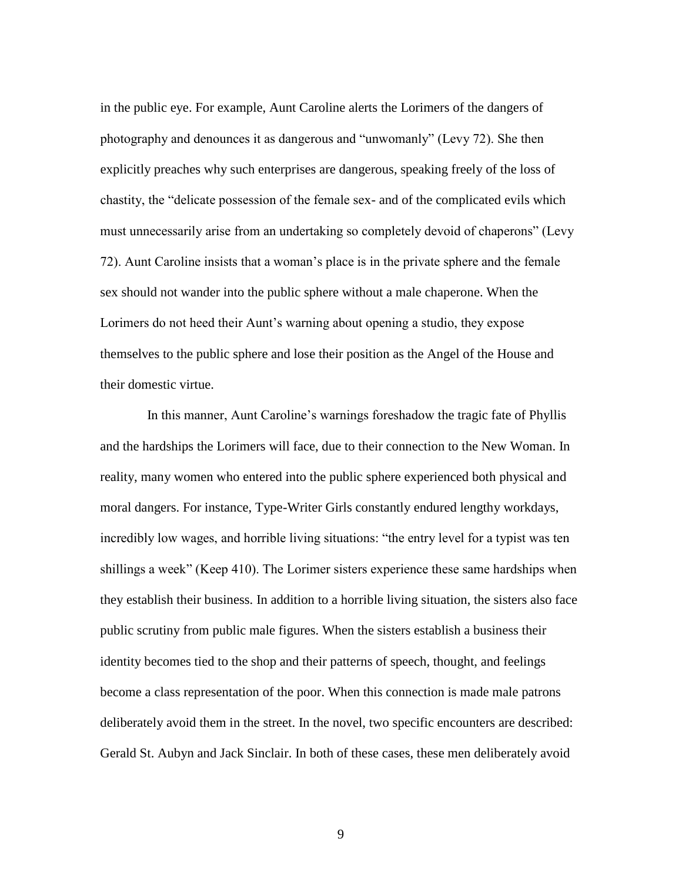in the public eye. For example, Aunt Caroline alerts the Lorimers of the dangers of photography and denounces it as dangerous and "unwomanly" (Levy 72). She then explicitly preaches why such enterprises are dangerous, speaking freely of the loss of chastity, the "delicate possession of the female sex- and of the complicated evils which must unnecessarily arise from an undertaking so completely devoid of chaperons" (Levy 72). Aunt Caroline insists that a woman's place is in the private sphere and the female sex should not wander into the public sphere without a male chaperone. When the Lorimers do not heed their Aunt's warning about opening a studio, they expose themselves to the public sphere and lose their position as the Angel of the House and their domestic virtue.

In this manner, Aunt Caroline's warnings foreshadow the tragic fate of Phyllis and the hardships the Lorimers will face, due to their connection to the New Woman. In reality, many women who entered into the public sphere experienced both physical and moral dangers. For instance, Type-Writer Girls constantly endured lengthy workdays, incredibly low wages, and horrible living situations: "the entry level for a typist was ten shillings a week" (Keep 410). The Lorimer sisters experience these same hardships when they establish their business. In addition to a horrible living situation, the sisters also face public scrutiny from public male figures. When the sisters establish a business their identity becomes tied to the shop and their patterns of speech, thought, and feelings become a class representation of the poor. When this connection is made male patrons deliberately avoid them in the street. In the novel, two specific encounters are described: Gerald St. Aubyn and Jack Sinclair. In both of these cases, these men deliberately avoid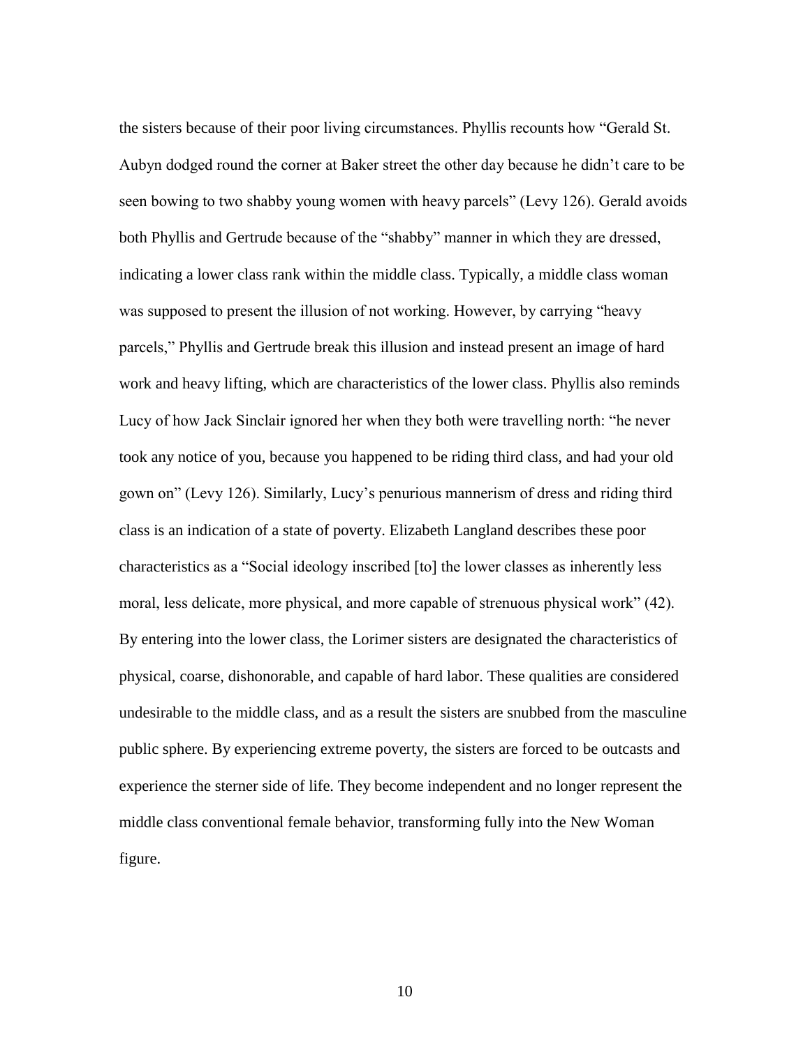the sisters because of their poor living circumstances. Phyllis recounts how "Gerald St. Aubyn dodged round the corner at Baker street the other day because he didn't care to be seen bowing to two shabby young women with heavy parcels" (Levy 126). Gerald avoids both Phyllis and Gertrude because of the "shabby" manner in which they are dressed, indicating a lower class rank within the middle class. Typically, a middle class woman was supposed to present the illusion of not working. However, by carrying "heavy parcels," Phyllis and Gertrude break this illusion and instead present an image of hard work and heavy lifting, which are characteristics of the lower class. Phyllis also reminds Lucy of how Jack Sinclair ignored her when they both were travelling north: "he never took any notice of you, because you happened to be riding third class, and had your old gown on" (Levy 126). Similarly, Lucy's penurious mannerism of dress and riding third class is an indication of a state of poverty. Elizabeth Langland describes these poor characteristics as a "Social ideology inscribed [to] the lower classes as inherently less moral, less delicate, more physical, and more capable of strenuous physical work" (42). By entering into the lower class, the Lorimer sisters are designated the characteristics of physical, coarse, dishonorable, and capable of hard labor. These qualities are considered undesirable to the middle class, and as a result the sisters are snubbed from the masculine public sphere. By experiencing extreme poverty, the sisters are forced to be outcasts and experience the sterner side of life. They become independent and no longer represent the middle class conventional female behavior, transforming fully into the New Woman figure.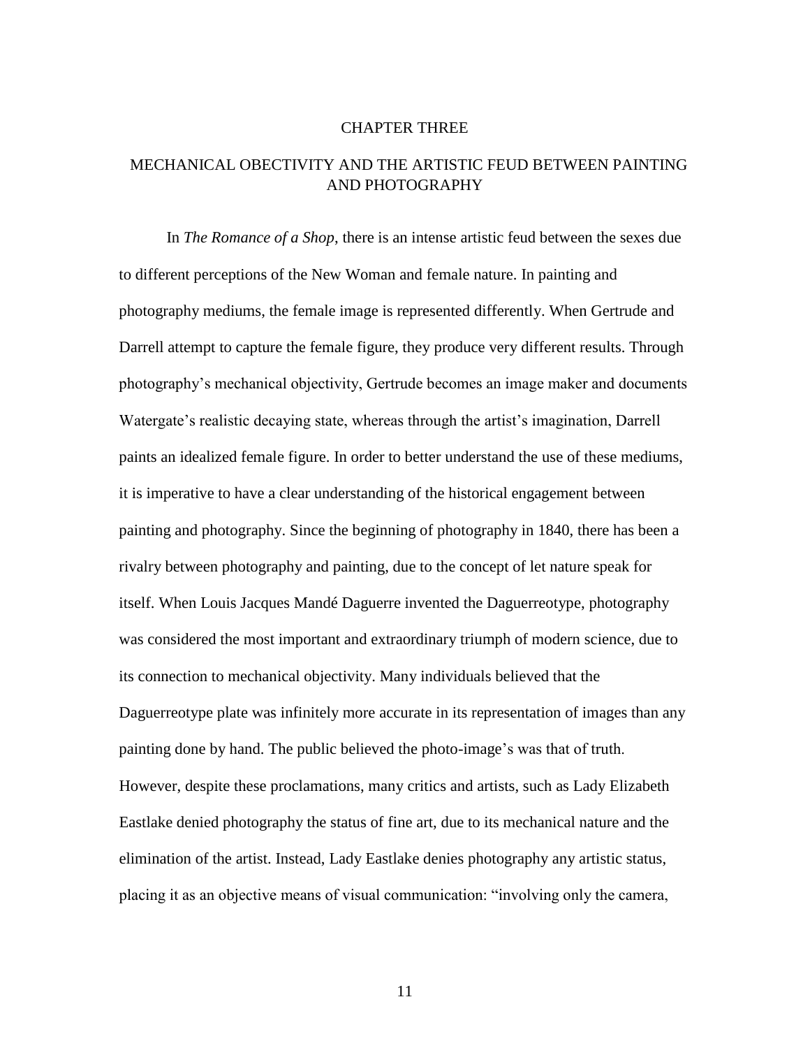# CHAPTER THREE

## MECHANICAL OBECTIVITY AND THE ARTISTIC FEUD BETWEEN PAINTING AND PHOTOGRAPHY

In *The Romance of a Shop*, there is an intense artistic feud between the sexes due to different perceptions of the New Woman and female nature. In painting and photography mediums, the female image is represented differently. When Gertrude and Darrell attempt to capture the female figure, they produce very different results. Through photography's mechanical objectivity, Gertrude becomes an image maker and documents Watergate's realistic decaying state, whereas through the artist's imagination, Darrell paints an idealized female figure. In order to better understand the use of these mediums, it is imperative to have a clear understanding of the historical engagement between painting and photography. Since the beginning of photography in 1840, there has been a rivalry between photography and painting, due to the concept of let nature speak for itself. When Louis Jacques Mandé Daguerre invented the Daguerreotype, photography was considered the most important and extraordinary triumph of modern science, due to its connection to mechanical objectivity. Many individuals believed that the Daguerreotype plate was infinitely more accurate in its representation of images than any painting done by hand. The public believed the photo-image's was that of truth. However, despite these proclamations, many critics and artists, such as Lady Elizabeth Eastlake denied photography the status of fine art, due to its mechanical nature and the elimination of the artist. Instead, Lady Eastlake denies photography any artistic status, placing it as an objective means of visual communication: "involving only the camera,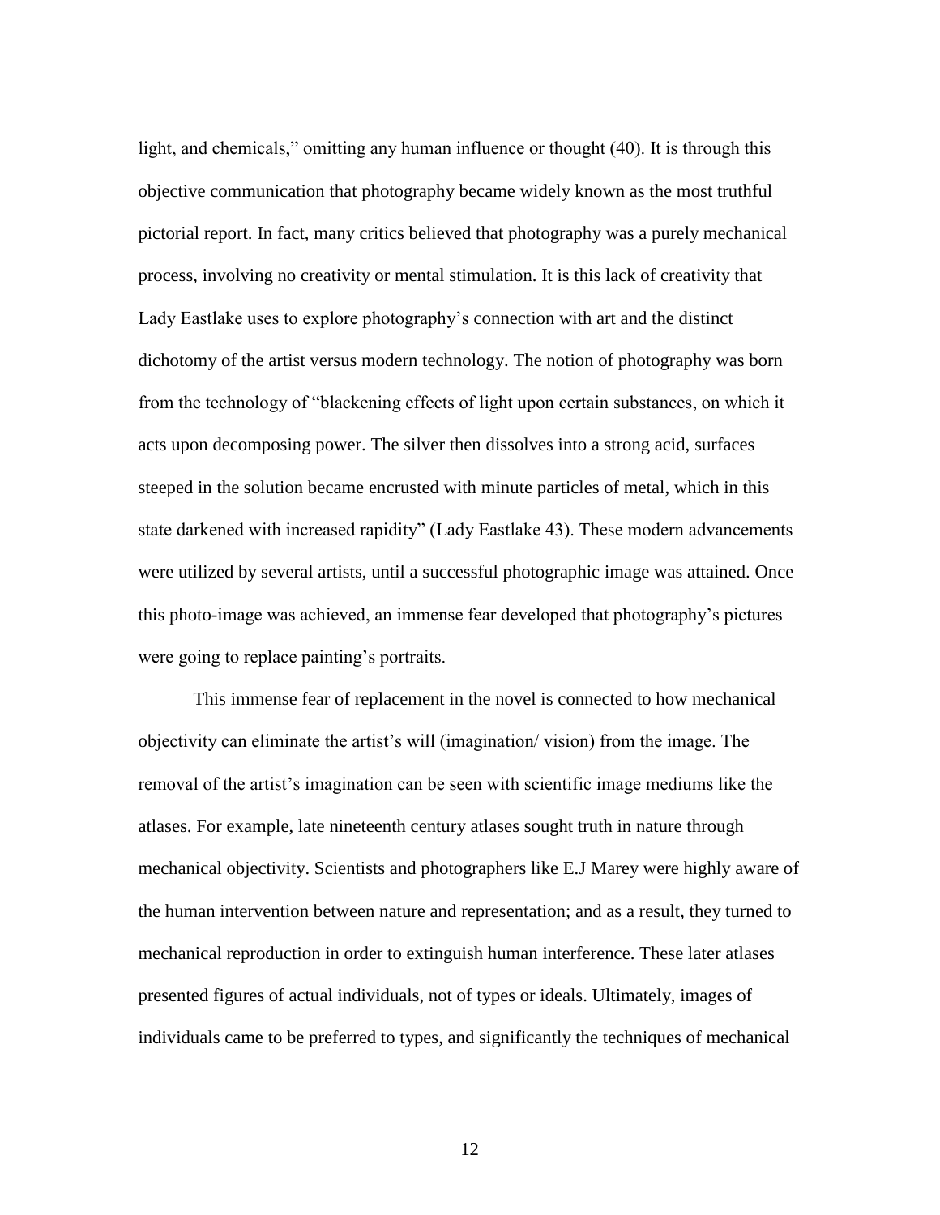light, and chemicals," omitting any human influence or thought (40). It is through this objective communication that photography became widely known as the most truthful pictorial report. In fact, many critics believed that photography was a purely mechanical process, involving no creativity or mental stimulation. It is this lack of creativity that Lady Eastlake uses to explore photography's connection with art and the distinct dichotomy of the artist versus modern technology. The notion of photography was born from the technology of "blackening effects of light upon certain substances, on which it acts upon decomposing power. The silver then dissolves into a strong acid, surfaces steeped in the solution became encrusted with minute particles of metal, which in this state darkened with increased rapidity" (Lady Eastlake 43). These modern advancements were utilized by several artists, until a successful photographic image was attained. Once this photo-image was achieved, an immense fear developed that photography's pictures were going to replace painting's portraits.

This immense fear of replacement in the novel is connected to how mechanical objectivity can eliminate the artist's will (imagination/ vision) from the image. The removal of the artist's imagination can be seen with scientific image mediums like the atlases. For example, late nineteenth century atlases sought truth in nature through mechanical objectivity. Scientists and photographers like E.J Marey were highly aware of the human intervention between nature and representation; and as a result, they turned to mechanical reproduction in order to extinguish human interference. These later atlases presented figures of actual individuals, not of types or ideals. Ultimately, images of individuals came to be preferred to types, and significantly the techniques of mechanical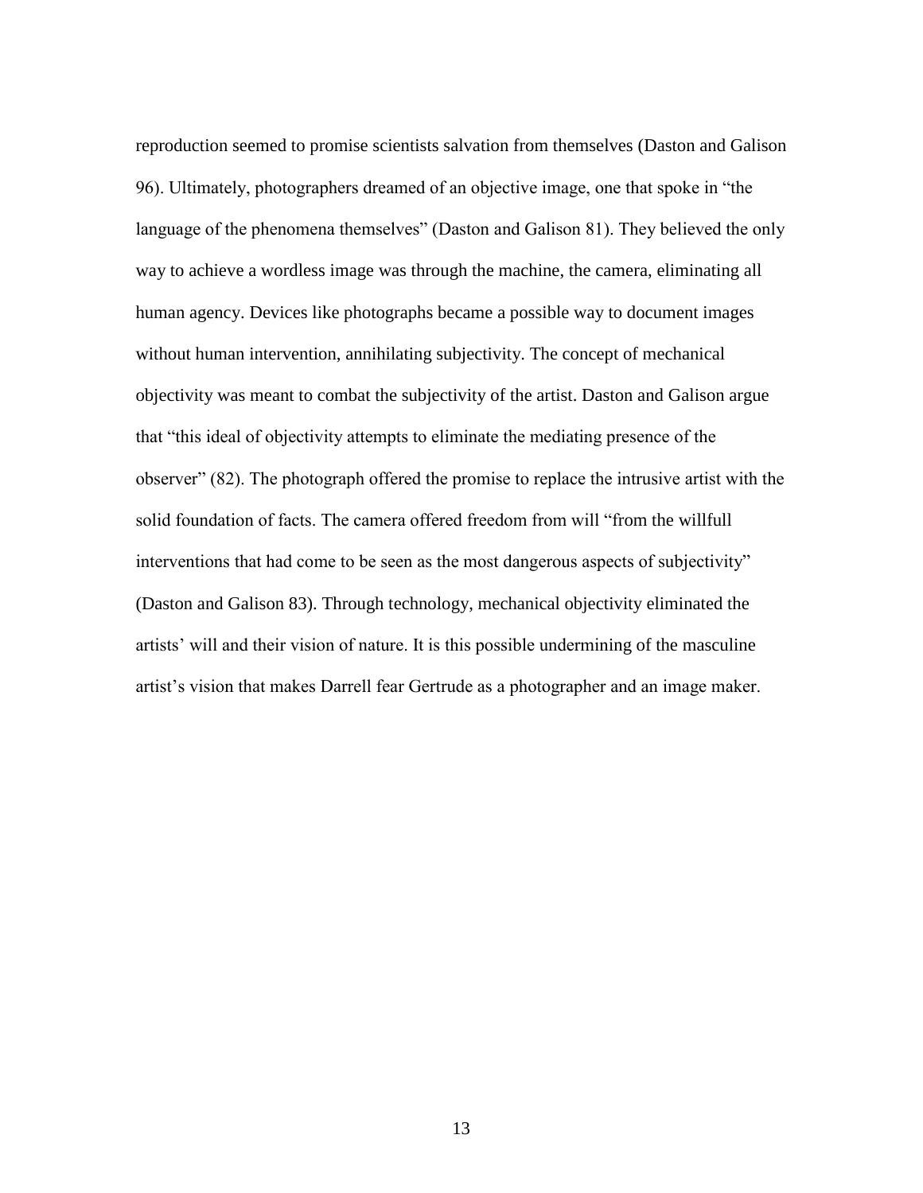reproduction seemed to promise scientists salvation from themselves (Daston and Galison 96). Ultimately, photographers dreamed of an objective image, one that spoke in "the language of the phenomena themselves" (Daston and Galison 81). They believed the only way to achieve a wordless image was through the machine, the camera, eliminating all human agency. Devices like photographs became a possible way to document images without human intervention, annihilating subjectivity. The concept of mechanical objectivity was meant to combat the subjectivity of the artist. Daston and Galison argue that "this ideal of objectivity attempts to eliminate the mediating presence of the observer" (82). The photograph offered the promise to replace the intrusive artist with the solid foundation of facts. The camera offered freedom from will "from the willfull interventions that had come to be seen as the most dangerous aspects of subjectivity" (Daston and Galison 83). Through technology, mechanical objectivity eliminated the artists' will and their vision of nature. It is this possible undermining of the masculine artist's vision that makes Darrell fear Gertrude as a photographer and an image maker.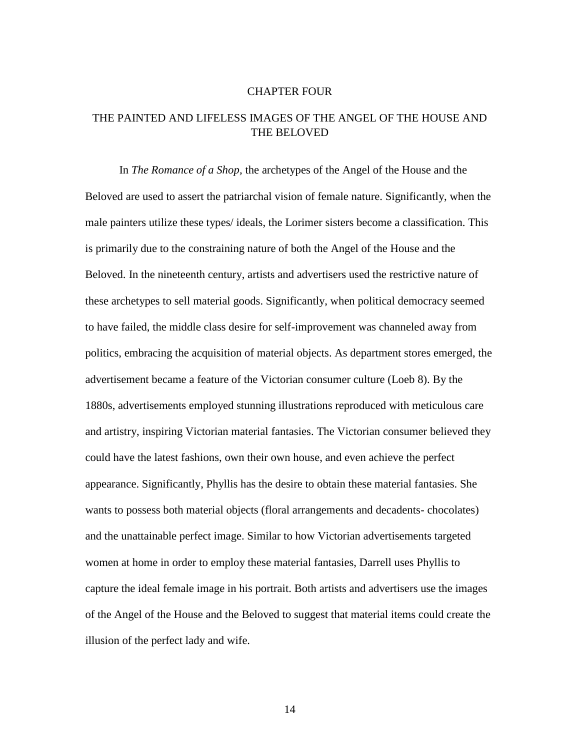# CHAPTER FOUR

## THE PAINTED AND LIFELESS IMAGES OF THE ANGEL OF THE HOUSE AND THE BELOVED

In *The Romance of a Shop,* the archetypes of the Angel of the House and the Beloved are used to assert the patriarchal vision of female nature. Significantly, when the male painters utilize these types/ ideals, the Lorimer sisters become a classification. This is primarily due to the constraining nature of both the Angel of the House and the Beloved. In the nineteenth century, artists and advertisers used the restrictive nature of these archetypes to sell material goods. Significantly, when political democracy seemed to have failed, the middle class desire for self-improvement was channeled away from politics, embracing the acquisition of material objects. As department stores emerged, the advertisement became a feature of the Victorian consumer culture (Loeb 8). By the 1880s, advertisements employed stunning illustrations reproduced with meticulous care and artistry, inspiring Victorian material fantasies. The Victorian consumer believed they could have the latest fashions, own their own house, and even achieve the perfect appearance. Significantly, Phyllis has the desire to obtain these material fantasies. She wants to possess both material objects (floral arrangements and decadents- chocolates) and the unattainable perfect image. Similar to how Victorian advertisements targeted women at home in order to employ these material fantasies, Darrell uses Phyllis to capture the ideal female image in his portrait. Both artists and advertisers use the images of the Angel of the House and the Beloved to suggest that material items could create the illusion of the perfect lady and wife.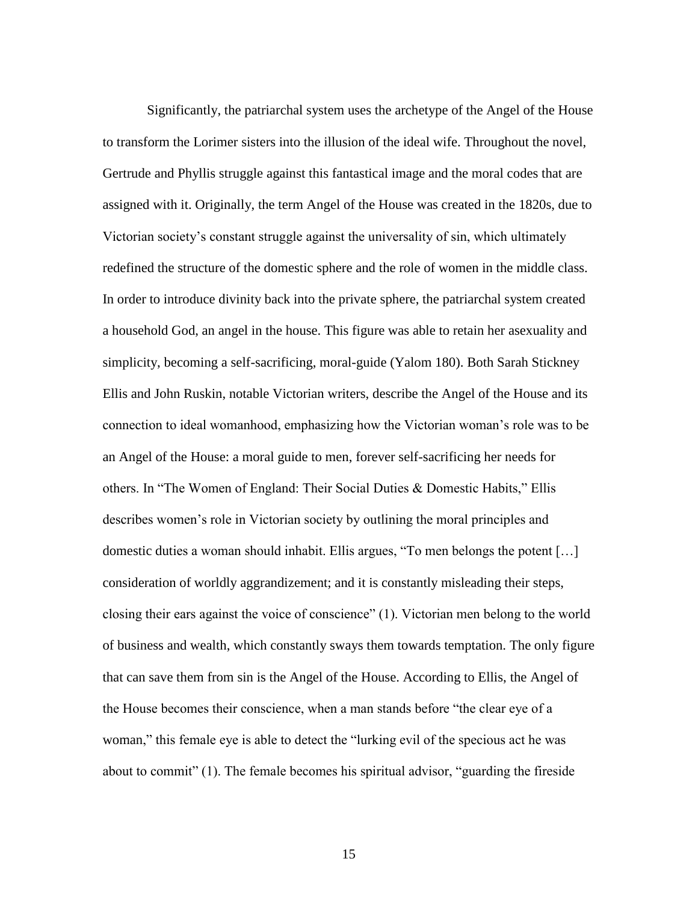Significantly, the patriarchal system uses the archetype of the Angel of the House to transform the Lorimer sisters into the illusion of the ideal wife. Throughout the novel, Gertrude and Phyllis struggle against this fantastical image and the moral codes that are assigned with it. Originally, the term Angel of the House was created in the 1820s, due to Victorian society's constant struggle against the universality of sin, which ultimately redefined the structure of the domestic sphere and the role of women in the middle class. In order to introduce divinity back into the private sphere, the patriarchal system created a household God, an angel in the house. This figure was able to retain her asexuality and simplicity, becoming a self-sacrificing, moral-guide (Yalom 180). Both Sarah Stickney Ellis and John Ruskin, notable Victorian writers, describe the Angel of the House and its connection to ideal womanhood, emphasizing how the Victorian woman's role was to be an Angel of the House: a moral guide to men, forever self-sacrificing her needs for others. In "The Women of England: Their Social Duties & Domestic Habits," Ellis describes women's role in Victorian society by outlining the moral principles and domestic duties a woman should inhabit. Ellis argues, "To men belongs the potent […] consideration of worldly aggrandizement; and it is constantly misleading their steps, closing their ears against the voice of conscience" (1). Victorian men belong to the world of business and wealth, which constantly sways them towards temptation. The only figure that can save them from sin is the Angel of the House. According to Ellis, the Angel of the House becomes their conscience, when a man stands before "the clear eye of a woman," this female eye is able to detect the "lurking evil of the specious act he was about to commit" (1). The female becomes his spiritual advisor, "guarding the fireside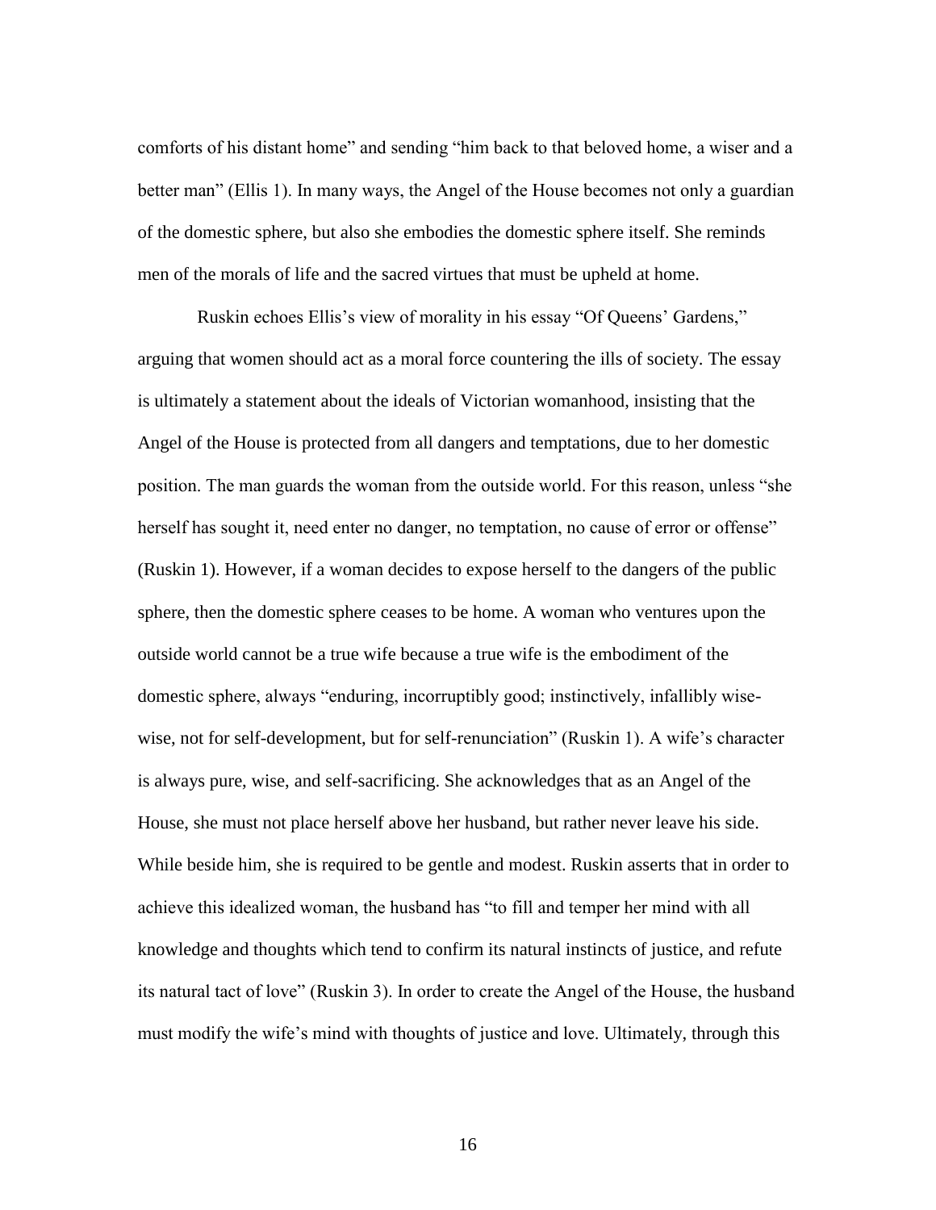comforts of his distant home" and sending "him back to that beloved home, a wiser and a better man" (Ellis 1). In many ways, the Angel of the House becomes not only a guardian of the domestic sphere, but also she embodies the domestic sphere itself. She reminds men of the morals of life and the sacred virtues that must be upheld at home.

Ruskin echoes Ellis's view of morality in his essay "Of Queens' Gardens," arguing that women should act as a moral force countering the ills of society. The essay is ultimately a statement about the ideals of Victorian womanhood, insisting that the Angel of the House is protected from all dangers and temptations, due to her domestic position. The man guards the woman from the outside world. For this reason, unless "she herself has sought it, need enter no danger, no temptation, no cause of error or offense" (Ruskin 1). However, if a woman decides to expose herself to the dangers of the public sphere, then the domestic sphere ceases to be home. A woman who ventures upon the outside world cannot be a true wife because a true wife is the embodiment of the domestic sphere, always "enduring, incorruptibly good; instinctively, infallibly wise-wise, not for self-development, but for self-renunciation" (Ruskin 1). A wife's character is always pure, wise, and self-sacrificing. She acknowledges that as an Angel of the House, she must not place herself above her husband, but rather never leave his side. While beside him, she is required to be gentle and modest. Ruskin asserts that in order to achieve this idealized woman, the husband has "to fill and temper her mind with all knowledge and thoughts which tend to confirm its natural instincts of justice, and refute its natural tact of love" (Ruskin 3). In order to create the Angel of the House, the husband must modify the wife's mind with thoughts of justice and love. Ultimately, through this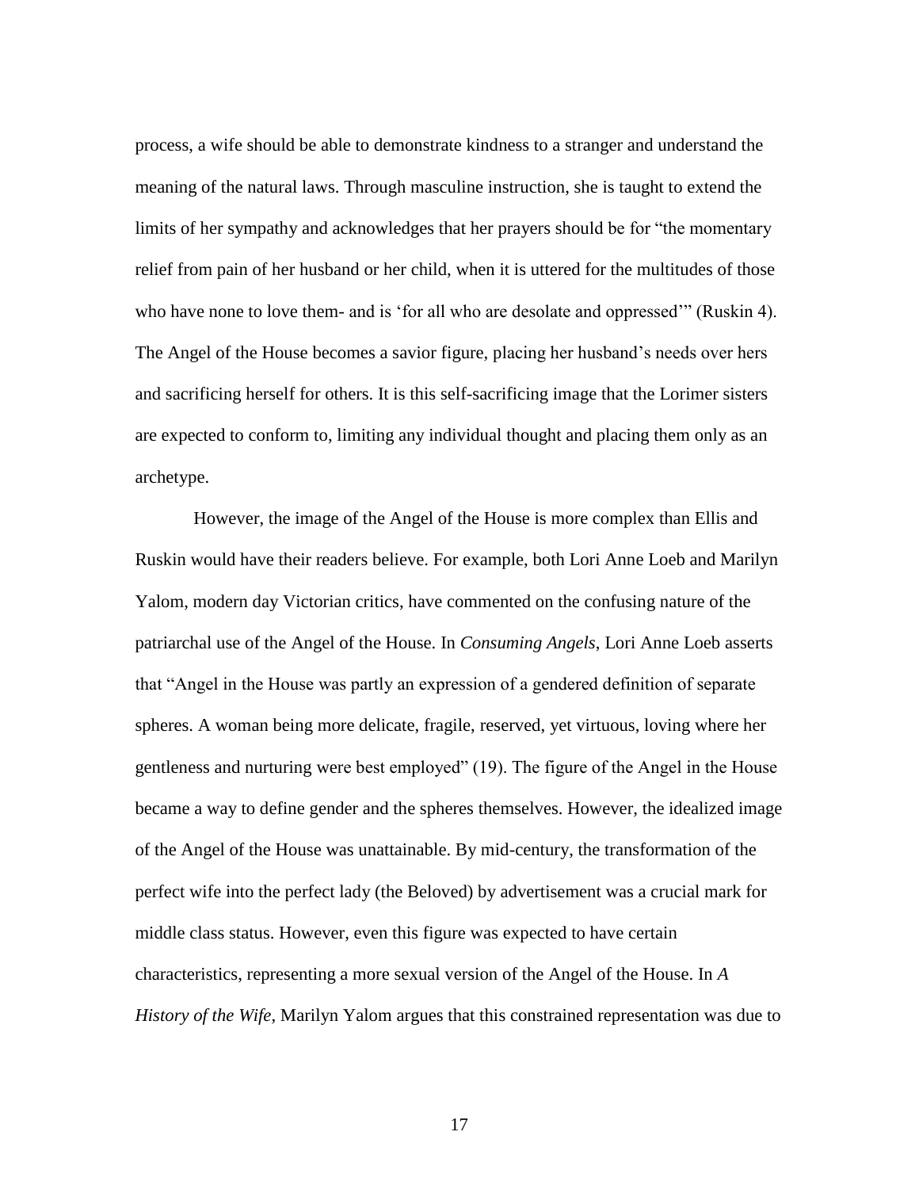process, a wife should be able to demonstrate kindness to a stranger and understand the meaning of the natural laws. Through masculine instruction, she is taught to extend the limits of her sympathy and acknowledges that her prayers should be for "the momentary relief from pain of her husband or her child, when it is uttered for the multitudes of those who have none to love them- and is 'for all who are desolate and oppressed'" (Ruskin 4). The Angel of the House becomes a savior figure, placing her husband's needs over hers and sacrificing herself for others. It is this self-sacrificing image that the Lorimer sisters are expected to conform to, limiting any individual thought and placing them only as an archetype.

However, the image of the Angel of the House is more complex than Ellis and Ruskin would have their readers believe. For example, both Lori Anne Loeb and Marilyn Yalom, modern day Victorian critics, have commented on the confusing nature of the patriarchal use of the Angel of the House. In *Consuming Angels*, Lori Anne Loeb asserts that "Angel in the House was partly an expression of a gendered definition of separate spheres. A woman being more delicate, fragile, reserved, yet virtuous, loving where her gentleness and nurturing were best employed" (19). The figure of the Angel in the House became a way to define gender and the spheres themselves. However, the idealized image of the Angel of the House was unattainable. By mid-century, the transformation of the perfect wife into the perfect lady (the Beloved) by advertisement was a crucial mark for middle class status. However, even this figure was expected to have certain characteristics, representing a more sexual version of the Angel of the House. In *A History of the Wife*, Marilyn Yalom argues that this constrained representation was due to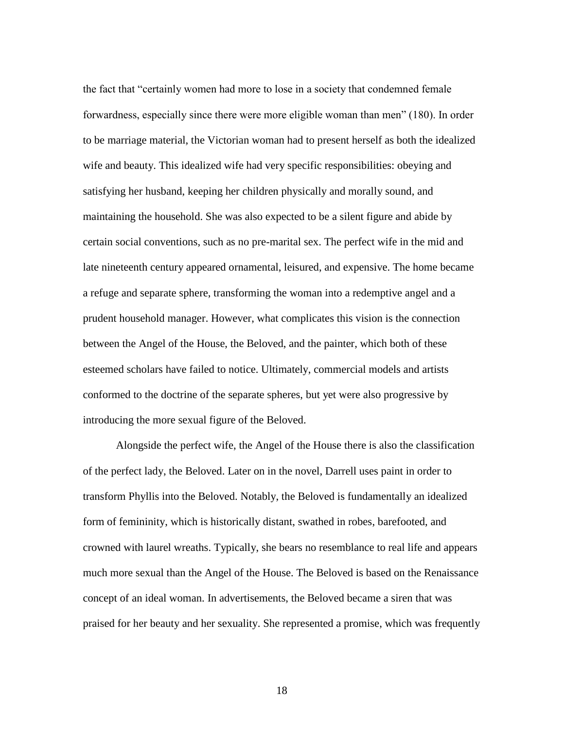the fact that "certainly women had more to lose in a society that condemned female forwardness, especially since there were more eligible woman than men" (180). In order to be marriage material, the Victorian woman had to present herself as both the idealized wife and beauty. This idealized wife had very specific responsibilities: obeying and satisfying her husband, keeping her children physically and morally sound, and maintaining the household. She was also expected to be a silent figure and abide by certain social conventions, such as no pre-marital sex. The perfect wife in the mid and late nineteenth century appeared ornamental, leisured, and expensive. The home became a refuge and separate sphere, transforming the woman into a redemptive angel and a prudent household manager. However, what complicates this vision is the connection between the Angel of the House, the Beloved, and the painter, which both of these esteemed scholars have failed to notice. Ultimately, commercial models and artists conformed to the doctrine of the separate spheres, but yet were also progressive by introducing the more sexual figure of the Beloved.

Alongside the perfect wife, the Angel of the House there is also the classification of the perfect lady, the Beloved. Later on in the novel, Darrell uses paint in order to transform Phyllis into the Beloved. Notably, the Beloved is fundamentally an idealized form of femininity, which is historically distant, swathed in robes, barefooted, and crowned with laurel wreaths. Typically, she bears no resemblance to real life and appears much more sexual than the Angel of the House. The Beloved is based on the Renaissance concept of an ideal woman. In advertisements, the Beloved became a siren that was praised for her beauty and her sexuality. She represented a promise, which was frequently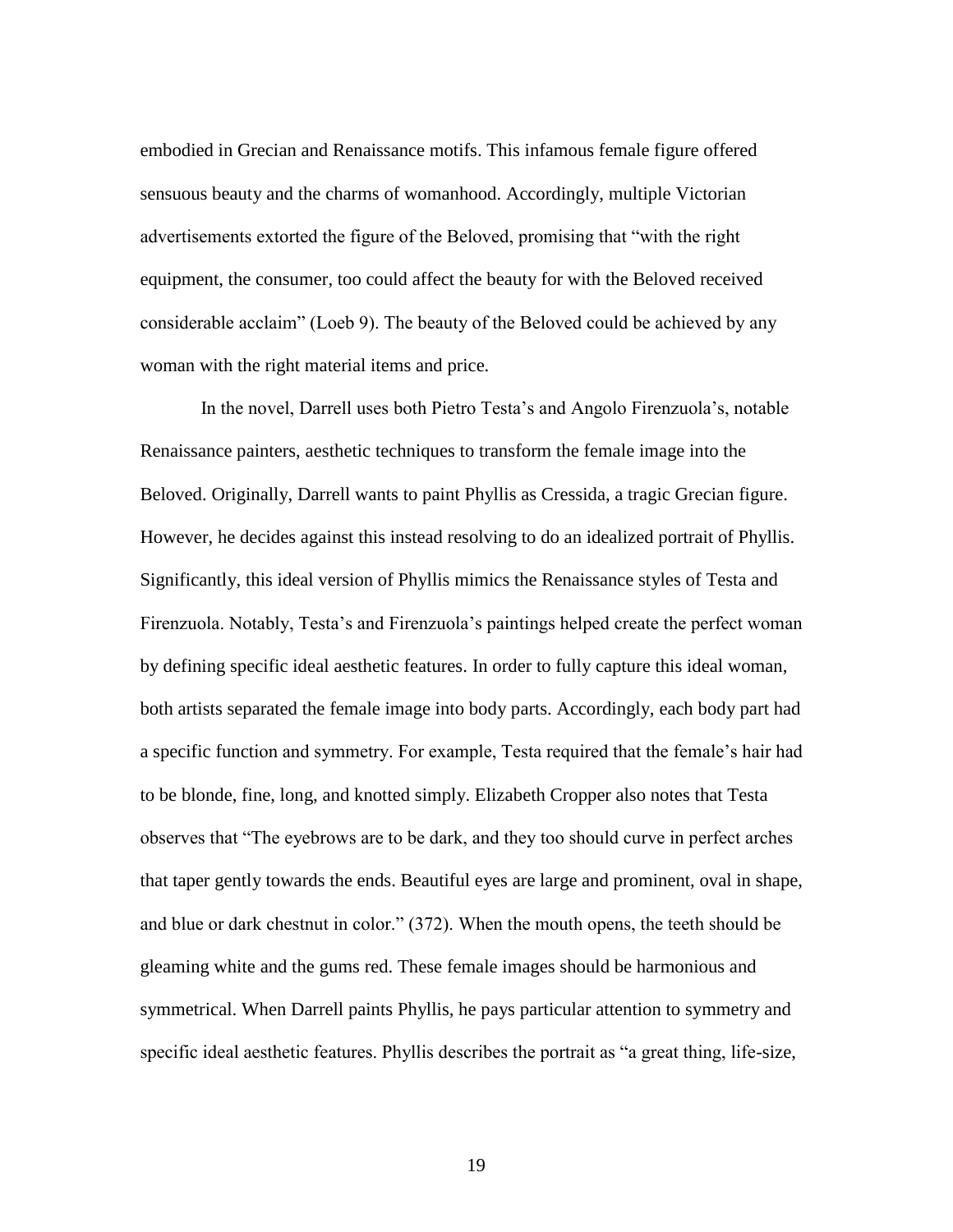embodied in Grecian and Renaissance motifs. This infamous female figure offered sensuous beauty and the charms of womanhood. Accordingly, multiple Victorian advertisements extorted the figure of the Beloved, promising that "with the right equipment, the consumer, too could affect the beauty for with the Beloved received considerable acclaim" (Loeb 9). The beauty of the Beloved could be achieved by any woman with the right material items and price.

In the novel, Darrell uses both Pietro Testa's and Angolo Firenzuola's, notable Renaissance painters, aesthetic techniques to transform the female image into the Beloved. Originally, Darrell wants to paint Phyllis as Cressida, a tragic Grecian figure. However, he decides against this instead resolving to do an idealized portrait of Phyllis. Significantly, this ideal version of Phyllis mimics the Renaissance styles of Testa and Firenzuola. Notably, Testa's and Firenzuola's paintings helped create the perfect woman by defining specific ideal aesthetic features. In order to fully capture this ideal woman, both artists separated the female image into body parts. Accordingly, each body part had a specific function and symmetry. For example, Testa required that the female's hair had to be blonde, fine, long, and knotted simply. Elizabeth Cropper also notes that Testa observes that "The eyebrows are to be dark, and they too should curve in perfect arches that taper gently towards the ends. Beautiful eyes are large and prominent, oval in shape, and blue or dark chestnut in color." (372). When the mouth opens, the teeth should be gleaming white and the gums red. These female images should be harmonious and symmetrical. When Darrell paints Phyllis, he pays particular attention to symmetry and specific ideal aesthetic features. Phyllis describes the portrait as "a great thing, life-size,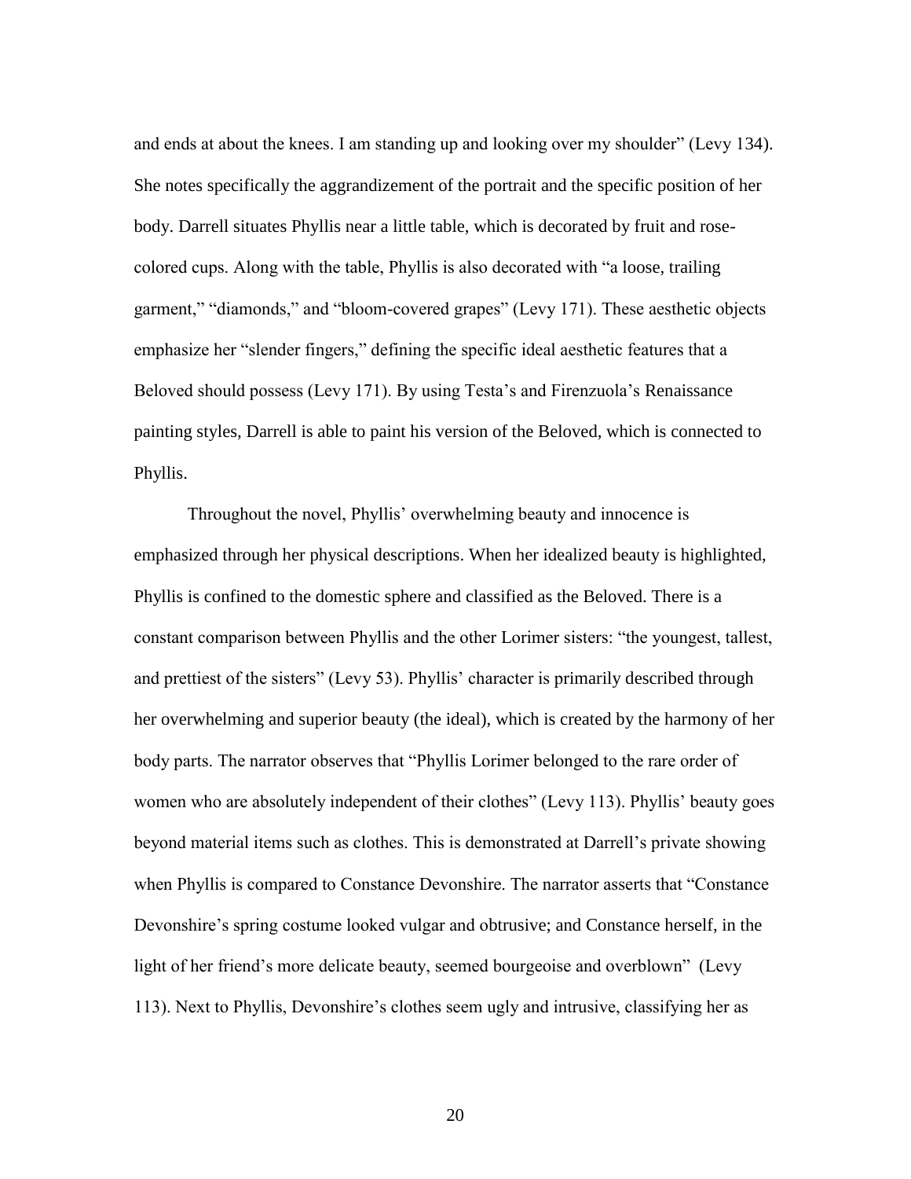and ends at about the knees. I am standing up and looking over my shoulder" (Levy 134). She notes specifically the aggrandizement of the portrait and the specific position of her body. Darrell situates Phyllis near a little table, which is decorated by fruit and rose-colored cups. Along with the table, Phyllis is also decorated with "a loose, trailing garment," "diamonds," and "bloom-covered grapes" (Levy 171). These aesthetic objects emphasize her "slender fingers," defining the specific ideal aesthetic features that a Beloved should possess (Levy 171). By using Testa's and Firenzuola's Renaissance painting styles, Darrell is able to paint his version of the Beloved, which is connected to Phyllis.

Throughout the novel, Phyllis' overwhelming beauty and innocence is emphasized through her physical descriptions. When her idealized beauty is highlighted, Phyllis is confined to the domestic sphere and classified as the Beloved. There is a constant comparison between Phyllis and the other Lorimer sisters: "the youngest, tallest, and prettiest of the sisters" (Levy 53). Phyllis' character is primarily described through her overwhelming and superior beauty (the ideal), which is created by the harmony of her body parts. The narrator observes that "Phyllis Lorimer belonged to the rare order of women who are absolutely independent of their clothes" (Levy 113). Phyllis' beauty goes beyond material items such as clothes. This is demonstrated at Darrell's private showing when Phyllis is compared to Constance Devonshire. The narrator asserts that "Constance Devonshire's spring costume looked vulgar and obtrusive; and Constance herself, in the light of her friend's more delicate beauty, seemed bourgeoise and overblown" (Levy 113). Next to Phyllis, Devonshire's clothes seem ugly and intrusive, classifying her as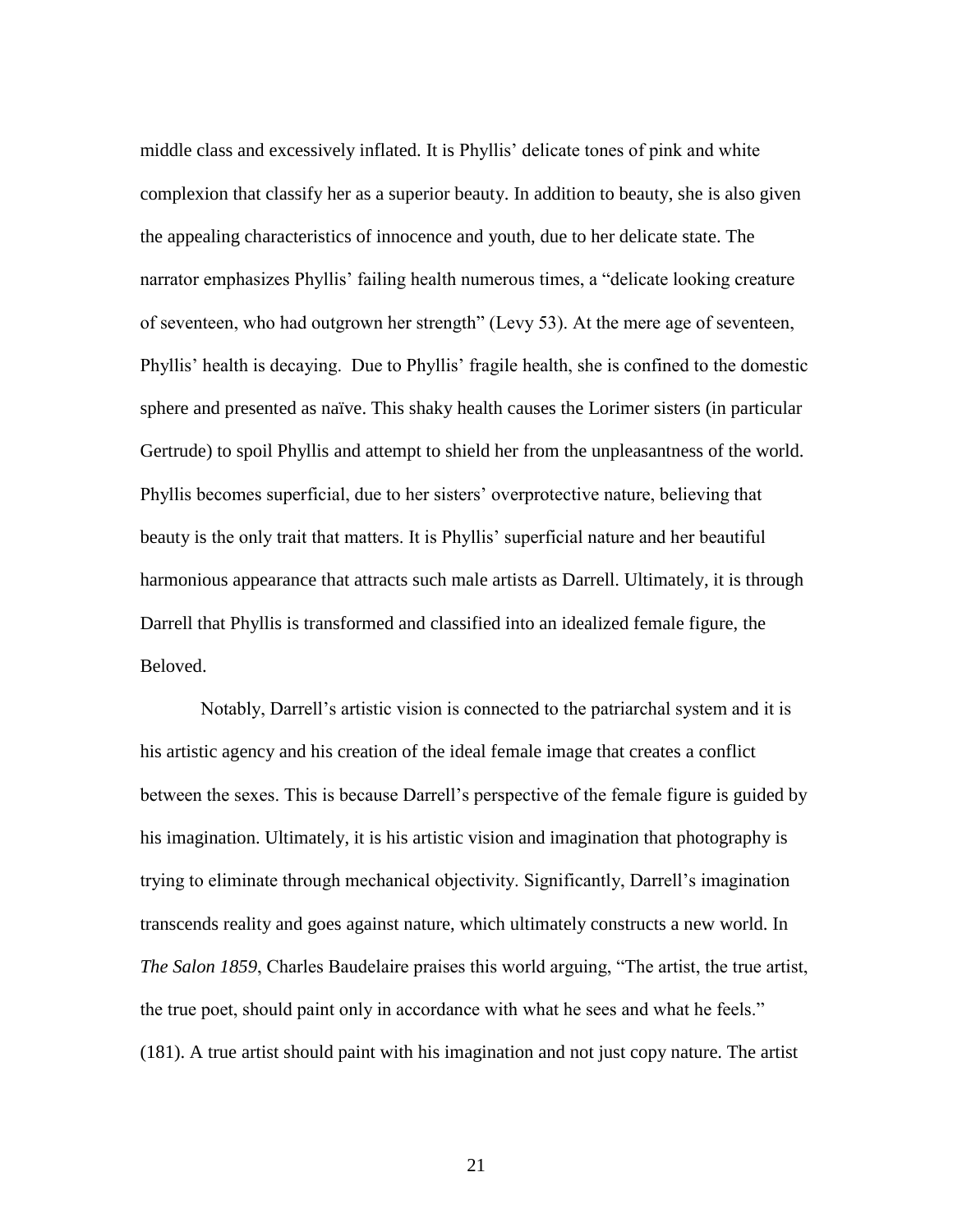middle class and excessively inflated. It is Phyllis' delicate tones of pink and white complexion that classify her as a superior beauty. In addition to beauty, she is also given the appealing characteristics of innocence and youth, due to her delicate state. The narrator emphasizes Phyllis' failing health numerous times, a "delicate looking creature of seventeen, who had outgrown her strength" (Levy 53). At the mere age of seventeen, Phyllis' health is decaying. Due to Phyllis' fragile health, she is confined to the domestic sphere and presented as naïve. This shaky health causes the Lorimer sisters (in particular Gertrude) to spoil Phyllis and attempt to shield her from the unpleasantness of the world. Phyllis becomes superficial, due to her sisters' overprotective nature, believing that beauty is the only trait that matters. It is Phyllis' superficial nature and her beautiful harmonious appearance that attracts such male artists as Darrell. Ultimately, it is through Darrell that Phyllis is transformed and classified into an idealized female figure, the Beloved.

Notably, Darrell's artistic vision is connected to the patriarchal system and it is his artistic agency and his creation of the ideal female image that creates a conflict between the sexes. This is because Darrell's perspective of the female figure is guided by his imagination. Ultimately, it is his artistic vision and imagination that photography is trying to eliminate through mechanical objectivity. Significantly, Darrell's imagination transcends reality and goes against nature, which ultimately constructs a new world. In *The Salon 1859*, Charles Baudelaire praises this world arguing, "The artist, the true artist, the true poet, should paint only in accordance with what he sees and what he feels." (181). A true artist should paint with his imagination and not just copy nature. The artist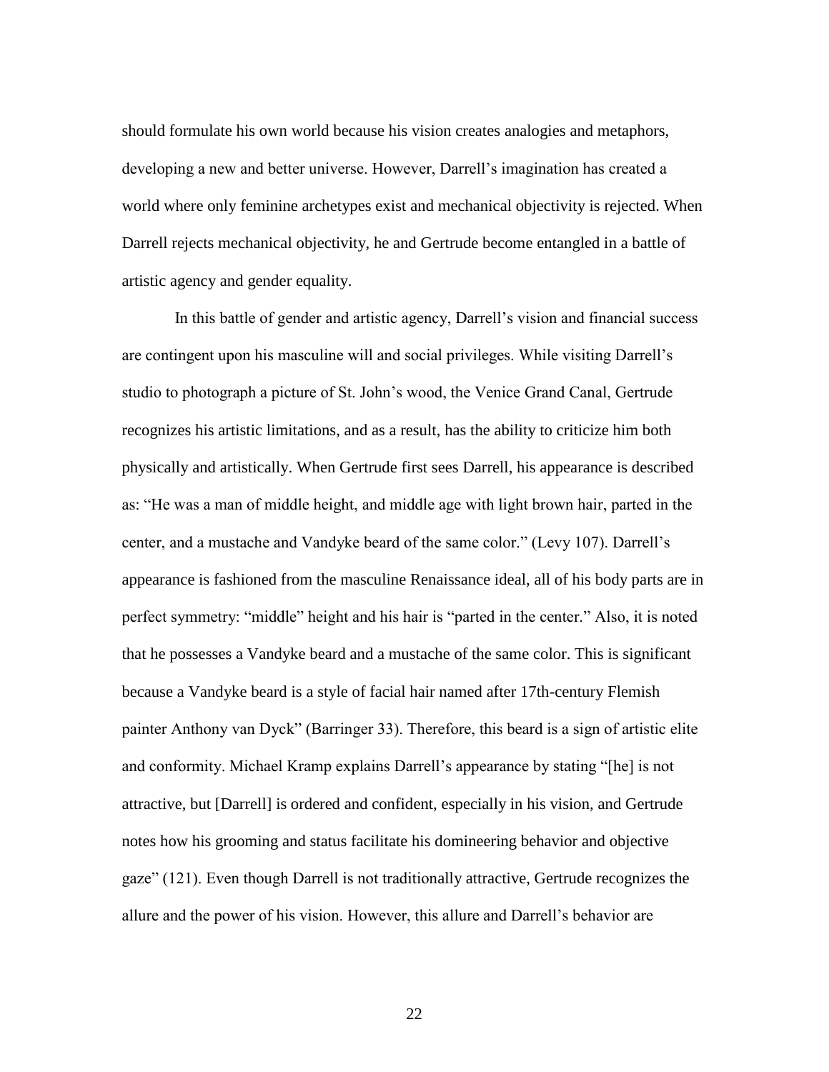should formulate his own world because his vision creates analogies and metaphors, developing a new and better universe. However, Darrell's imagination has created a world where only feminine archetypes exist and mechanical objectivity is rejected. When Darrell rejects mechanical objectivity, he and Gertrude become entangled in a battle of artistic agency and gender equality.

In this battle of gender and artistic agency, Darrell's vision and financial success are contingent upon his masculine will and social privileges. While visiting Darrell's studio to photograph a picture of St. John's wood, the Venice Grand Canal, Gertrude recognizes his artistic limitations, and as a result, has the ability to criticize him both physically and artistically. When Gertrude first sees Darrell, his appearance is described as: "He was a man of middle height, and middle age with light brown hair, parted in the center, and a mustache and Vandyke beard of the same color." (Levy 107). Darrell's appearance is fashioned from the masculine Renaissance ideal, all of his body parts are in perfect symmetry: "middle" height and his hair is "parted in the center." Also, it is noted that he possesses a Vandyke beard and a mustache of the same color. This is significant because a Vandyke beard is a style of facial hair named after 17th-century Flemish painter Anthony van Dyck" (Barringer 33). Therefore, this beard is a sign of artistic elite and conformity. Michael Kramp explains Darrell's appearance by stating "[he] is not attractive, but [Darrell] is ordered and confident, especially in his vision, and Gertrude notes how his grooming and status facilitate his domineering behavior and objective gaze" (121). Even though Darrell is not traditionally attractive, Gertrude recognizes the allure and the power of his vision. However, this allure and Darrell's behavior are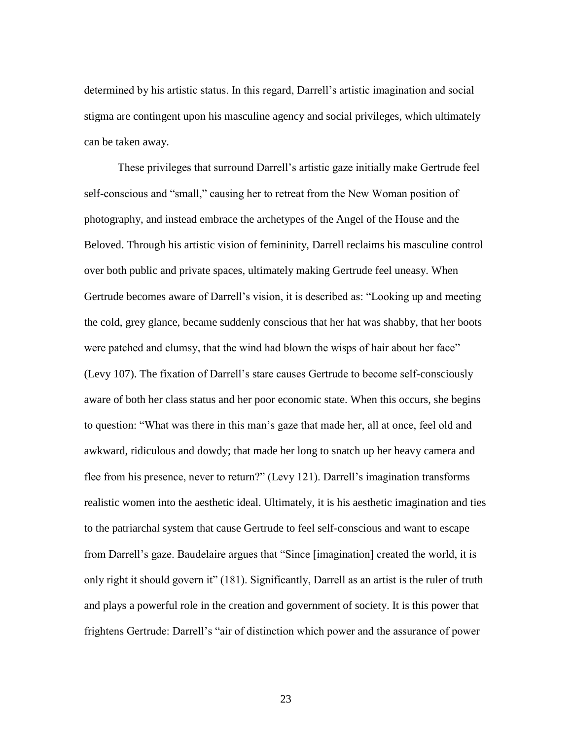determined by his artistic status. In this regard, Darrell's artistic imagination and social stigma are contingent upon his masculine agency and social privileges, which ultimately can be taken away.

These privileges that surround Darrell's artistic gaze initially make Gertrude feel self-conscious and "small," causing her to retreat from the New Woman position of photography, and instead embrace the archetypes of the Angel of the House and the Beloved. Through his artistic vision of femininity, Darrell reclaims his masculine control over both public and private spaces, ultimately making Gertrude feel uneasy. When Gertrude becomes aware of Darrell's vision, it is described as: "Looking up and meeting the cold, grey glance, became suddenly conscious that her hat was shabby, that her boots were patched and clumsy, that the wind had blown the wisps of hair about her face" (Levy 107). The fixation of Darrell's stare causes Gertrude to become self-consciously aware of both her class status and her poor economic state. When this occurs, she begins to question: "What was there in this man's gaze that made her, all at once, feel old and awkward, ridiculous and dowdy; that made her long to snatch up her heavy camera and flee from his presence, never to return?" (Levy 121). Darrell's imagination transforms realistic women into the aesthetic ideal. Ultimately, it is his aesthetic imagination and ties to the patriarchal system that cause Gertrude to feel self-conscious and want to escape from Darrell's gaze. Baudelaire argues that "Since [imagination] created the world, it is only right it should govern it" (181). Significantly, Darrell as an artist is the ruler of truth and plays a powerful role in the creation and government of society. It is this power that frightens Gertrude: Darrell's "air of distinction which power and the assurance of power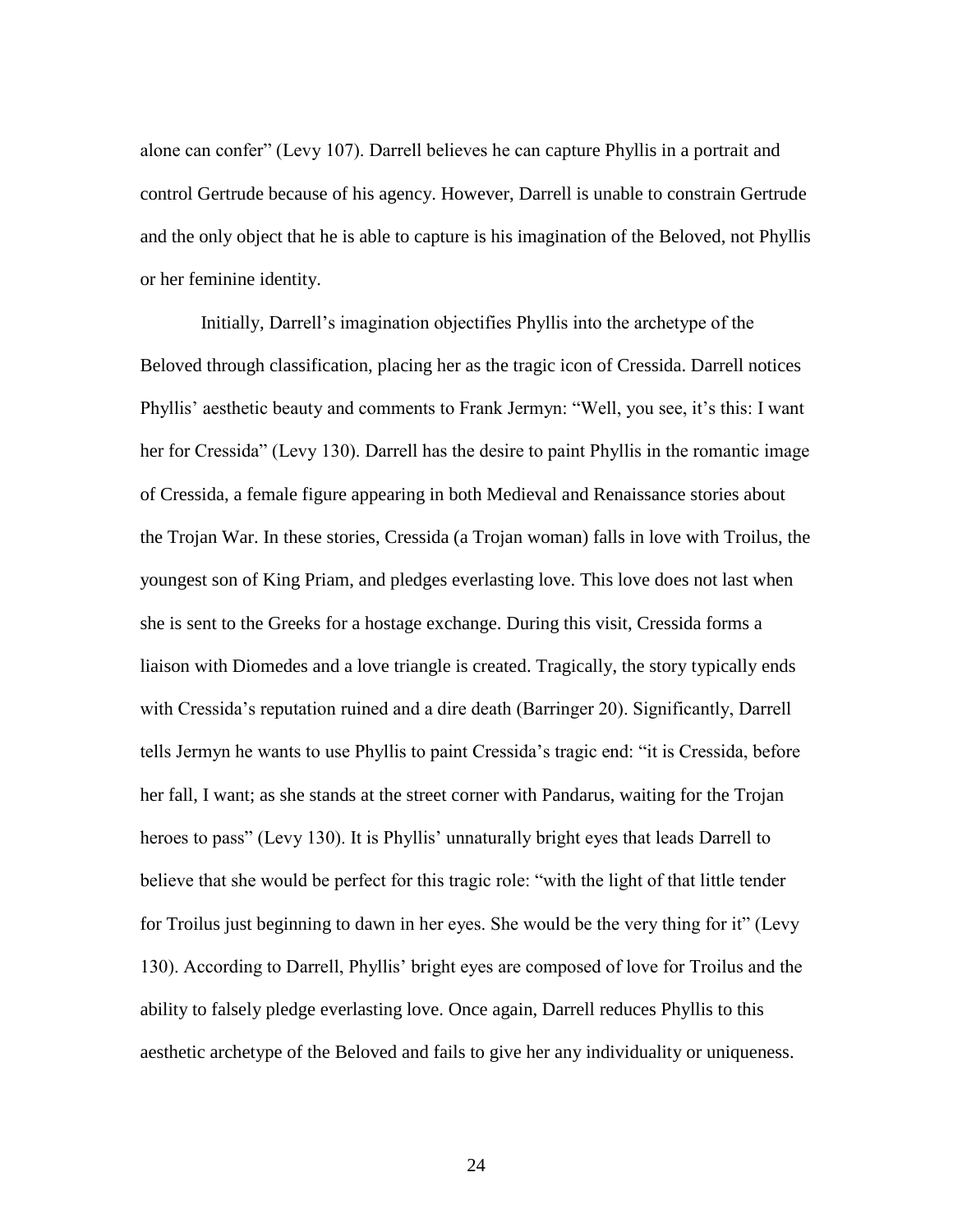alone can confer" (Levy 107). Darrell believes he can capture Phyllis in a portrait and control Gertrude because of his agency. However, Darrell is unable to constrain Gertrude and the only object that he is able to capture is his imagination of the Beloved, not Phyllis or her feminine identity.

Initially, Darrell's imagination objectifies Phyllis into the archetype of the Beloved through classification, placing her as the tragic icon of Cressida. Darrell notices Phyllis' aesthetic beauty and comments to Frank Jermyn: "Well, you see, it's this: I want her for Cressida" (Levy 130). Darrell has the desire to paint Phyllis in the romantic image of Cressida, a female figure appearing in both Medieval and Renaissance stories about the Trojan War. In these stories, Cressida (a Trojan woman) falls in love with Troilus, the youngest son of King Priam, and pledges everlasting love. This love does not last when she is sent to the Greeks for a hostage exchange. During this visit, Cressida forms a liaison with Diomedes and a love triangle is created. Tragically, the story typically ends with Cressida's reputation ruined and a dire death (Barringer 20). Significantly, Darrell tells Jermyn he wants to use Phyllis to paint Cressida's tragic end: "it is Cressida, before her fall, I want; as she stands at the street corner with Pandarus, waiting for the Trojan heroes to pass" (Levy 130). It is Phyllis' unnaturally bright eyes that leads Darrell to believe that she would be perfect for this tragic role: "with the light of that little tender for Troilus just beginning to dawn in her eyes. She would be the very thing for it" (Levy 130). According to Darrell, Phyllis' bright eyes are composed of love for Troilus and the ability to falsely pledge everlasting love. Once again, Darrell reduces Phyllis to this aesthetic archetype of the Beloved and fails to give her any individuality or uniqueness.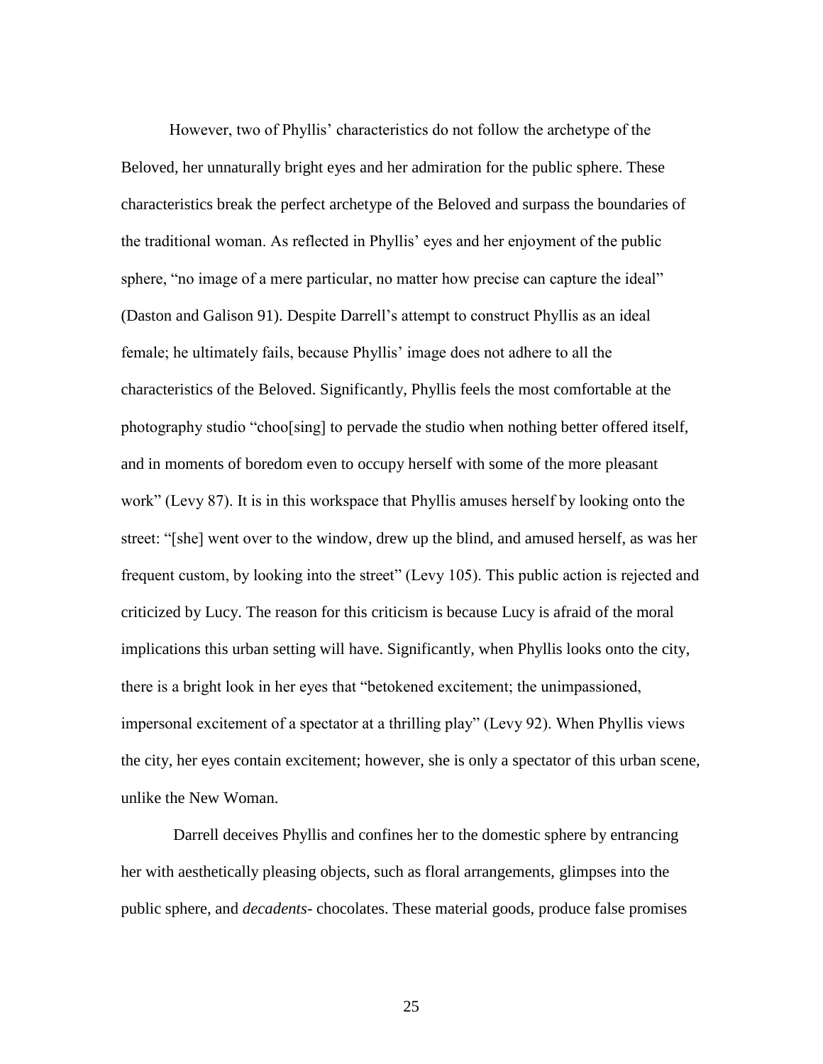However, two of Phyllis' characteristics do not follow the archetype of the Beloved, her unnaturally bright eyes and her admiration for the public sphere. These characteristics break the perfect archetype of the Beloved and surpass the boundaries of the traditional woman. As reflected in Phyllis' eyes and her enjoyment of the public sphere, "no image of a mere particular, no matter how precise can capture the ideal" (Daston and Galison 91). Despite Darrell's attempt to construct Phyllis as an ideal female; he ultimately fails, because Phyllis' image does not adhere to all the characteristics of the Beloved. Significantly, Phyllis feels the most comfortable at the photography studio "choo[sing] to pervade the studio when nothing better offered itself, and in moments of boredom even to occupy herself with some of the more pleasant work" (Levy 87). It is in this workspace that Phyllis amuses herself by looking onto the street: "[she] went over to the window, drew up the blind, and amused herself, as was her frequent custom, by looking into the street" (Levy 105). This public action is rejected and criticized by Lucy. The reason for this criticism is because Lucy is afraid of the moral implications this urban setting will have. Significantly, when Phyllis looks onto the city, there is a bright look in her eyes that "betokened excitement; the unimpassioned, impersonal excitement of a spectator at a thrilling play" (Levy 92). When Phyllis views the city, her eyes contain excitement; however, she is only a spectator of this urban scene, unlike the New Woman.

Darrell deceives Phyllis and confines her to the domestic sphere by entrancing her with aesthetically pleasing objects, such as floral arrangements, glimpses into the public sphere, and *decadents*- chocolates. These material goods, produce false promises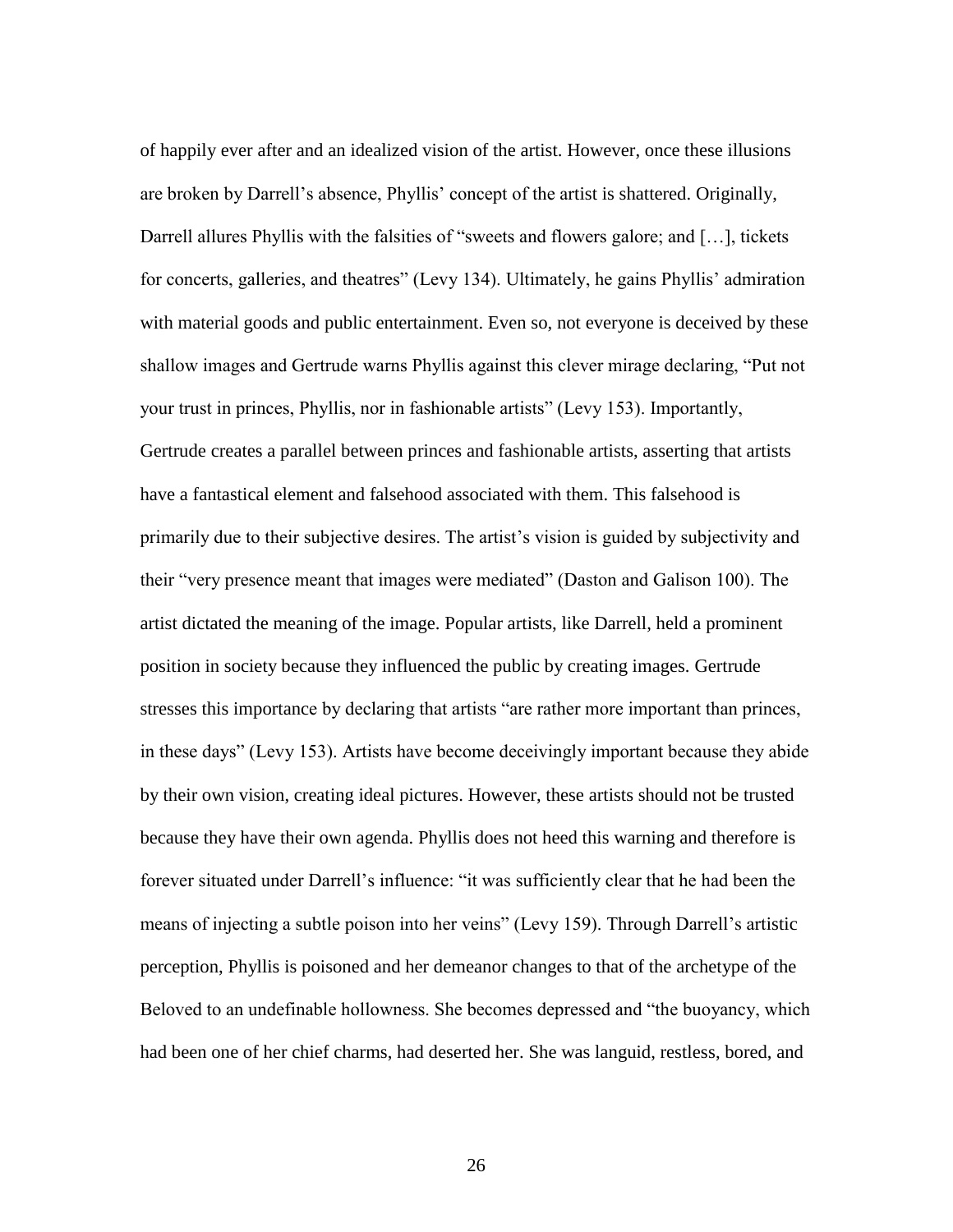of happily ever after and an idealized vision of the artist. However, once these illusions are broken by Darrell's absence, Phyllis' concept of the artist is shattered. Originally, Darrell allures Phyllis with the falsities of "sweets and flowers galore; and […], tickets for concerts, galleries, and theatres" (Levy 134). Ultimately, he gains Phyllis' admiration with material goods and public entertainment. Even so, not everyone is deceived by these shallow images and Gertrude warns Phyllis against this clever mirage declaring, "Put not your trust in princes, Phyllis, nor in fashionable artists" (Levy 153). Importantly, Gertrude creates a parallel between princes and fashionable artists, asserting that artists have a fantastical element and falsehood associated with them. This falsehood is primarily due to their subjective desires. The artist's vision is guided by subjectivity and their "very presence meant that images were mediated" (Daston and Galison 100). The artist dictated the meaning of the image. Popular artists, like Darrell, held a prominent position in society because they influenced the public by creating images. Gertrude stresses this importance by declaring that artists "are rather more important than princes, in these days" (Levy 153). Artists have become deceivingly important because they abide by their own vision, creating ideal pictures. However, these artists should not be trusted because they have their own agenda. Phyllis does not heed this warning and therefore is forever situated under Darrell's influence: "it was sufficiently clear that he had been the means of injecting a subtle poison into her veins" (Levy 159). Through Darrell's artistic perception, Phyllis is poisoned and her demeanor changes to that of the archetype of the Beloved to an undefinable hollowness. She becomes depressed and "the buoyancy, which had been one of her chief charms, had deserted her. She was languid, restless, bored, and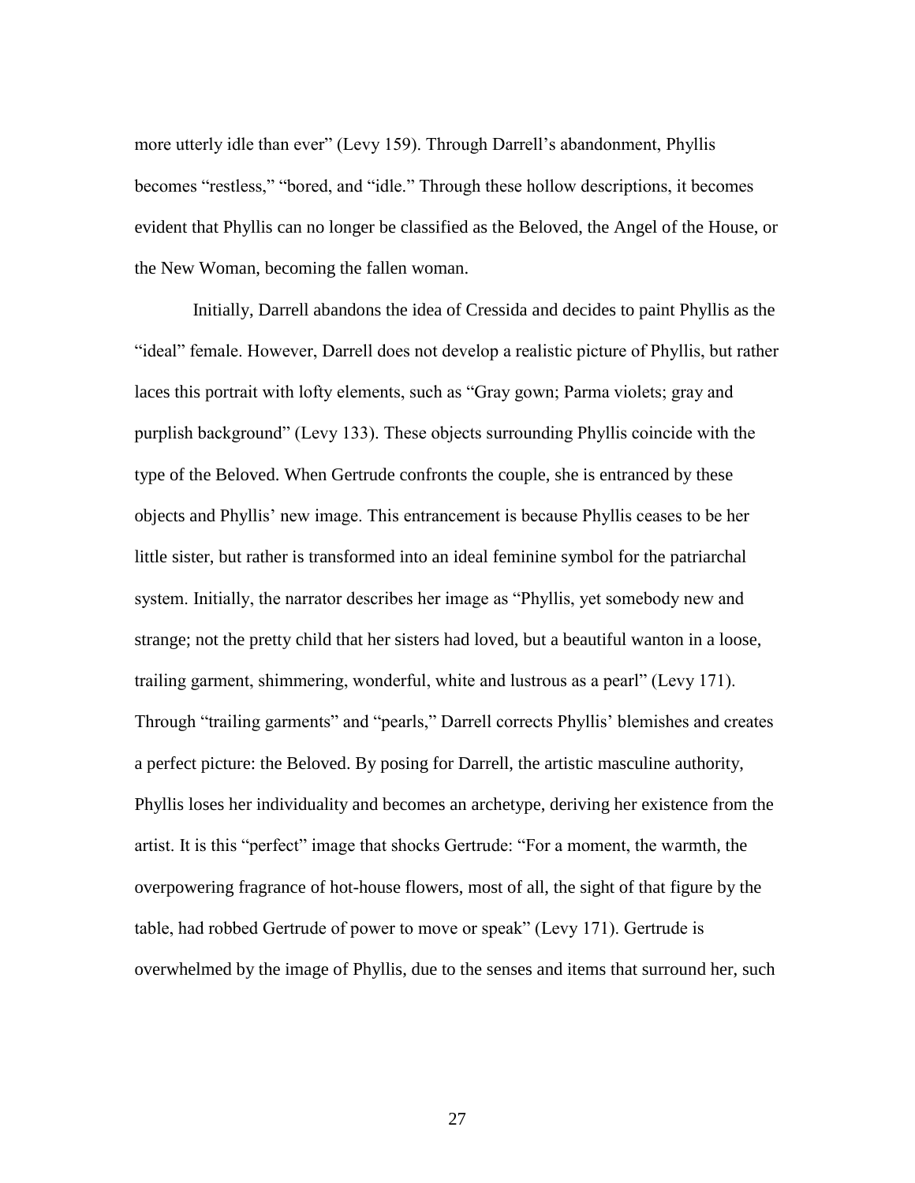more utterly idle than ever" (Levy 159). Through Darrell's abandonment, Phyllis becomes "restless," "bored, and "idle." Through these hollow descriptions, it becomes evident that Phyllis can no longer be classified as the Beloved, the Angel of the House, or the New Woman, becoming the fallen woman.

Initially, Darrell abandons the idea of Cressida and decides to paint Phyllis as the "ideal" female. However, Darrell does not develop a realistic picture of Phyllis, but rather laces this portrait with lofty elements, such as "Gray gown; Parma violets; gray and purplish background" (Levy 133). These objects surrounding Phyllis coincide with the type of the Beloved. When Gertrude confronts the couple, she is entranced by these objects and Phyllis' new image. This entrancement is because Phyllis ceases to be her little sister, but rather is transformed into an ideal feminine symbol for the patriarchal system. Initially, the narrator describes her image as "Phyllis, yet somebody new and strange; not the pretty child that her sisters had loved, but a beautiful wanton in a loose, trailing garment, shimmering, wonderful, white and lustrous as a pearl" (Levy 171). Through "trailing garments" and "pearls," Darrell corrects Phyllis' blemishes and creates a perfect picture: the Beloved. By posing for Darrell, the artistic masculine authority, Phyllis loses her individuality and becomes an archetype, deriving her existence from the artist. It is this "perfect" image that shocks Gertrude: "For a moment, the warmth, the overpowering fragrance of hot-house flowers, most of all, the sight of that figure by the table, had robbed Gertrude of power to move or speak" (Levy 171). Gertrude is overwhelmed by the image of Phyllis, due to the senses and items that surround her, such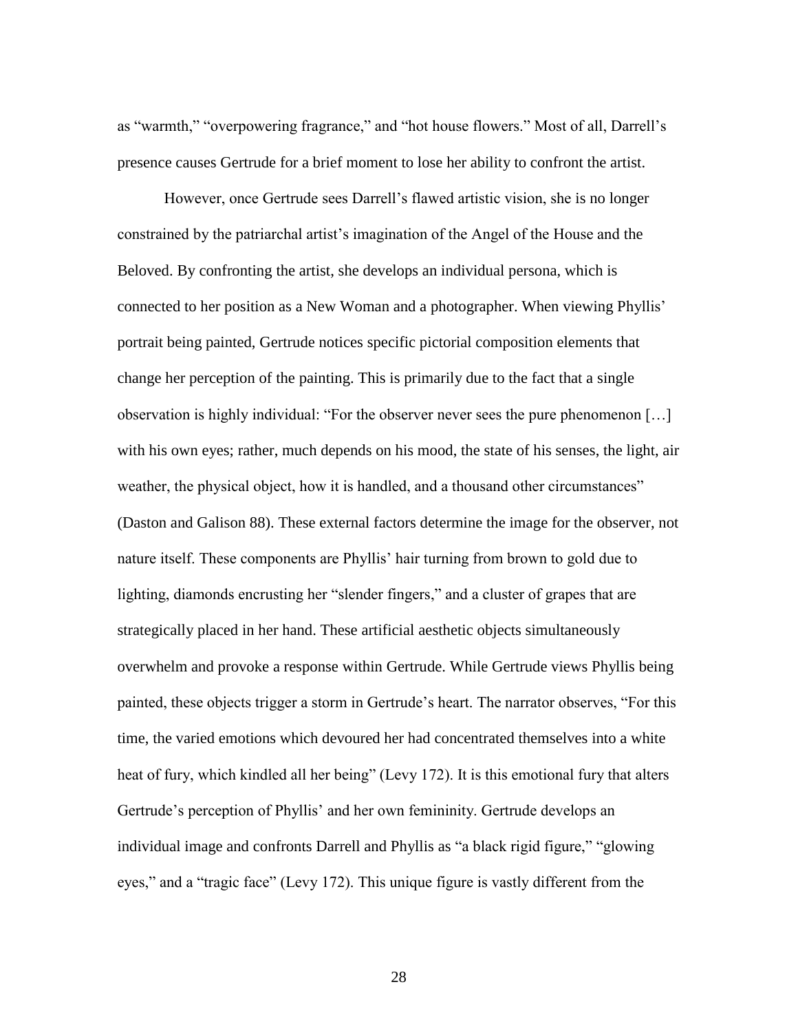as "warmth," "overpowering fragrance," and "hot house flowers." Most of all, Darrell's presence causes Gertrude for a brief moment to lose her ability to confront the artist.

However, once Gertrude sees Darrell's flawed artistic vision, she is no longer constrained by the patriarchal artist's imagination of the Angel of the House and the Beloved. By confronting the artist, she develops an individual persona, which is connected to her position as a New Woman and a photographer. When viewing Phyllis' portrait being painted, Gertrude notices specific pictorial composition elements that change her perception of the painting. This is primarily due to the fact that a single observation is highly individual: "For the observer never sees the pure phenomenon […] with his own eyes; rather, much depends on his mood, the state of his senses, the light, air weather, the physical object, how it is handled, and a thousand other circumstances" (Daston and Galison 88). These external factors determine the image for the observer, not nature itself. These components are Phyllis' hair turning from brown to gold due to lighting, diamonds encrusting her "slender fingers," and a cluster of grapes that are strategically placed in her hand. These artificial aesthetic objects simultaneously overwhelm and provoke a response within Gertrude. While Gertrude views Phyllis being painted, these objects trigger a storm in Gertrude's heart. The narrator observes, "For this time, the varied emotions which devoured her had concentrated themselves into a white heat of fury, which kindled all her being" (Levy 172). It is this emotional fury that alters Gertrude's perception of Phyllis' and her own femininity. Gertrude develops an individual image and confronts Darrell and Phyllis as "a black rigid figure," "glowing eyes," and a "tragic face" (Levy 172). This unique figure is vastly different from the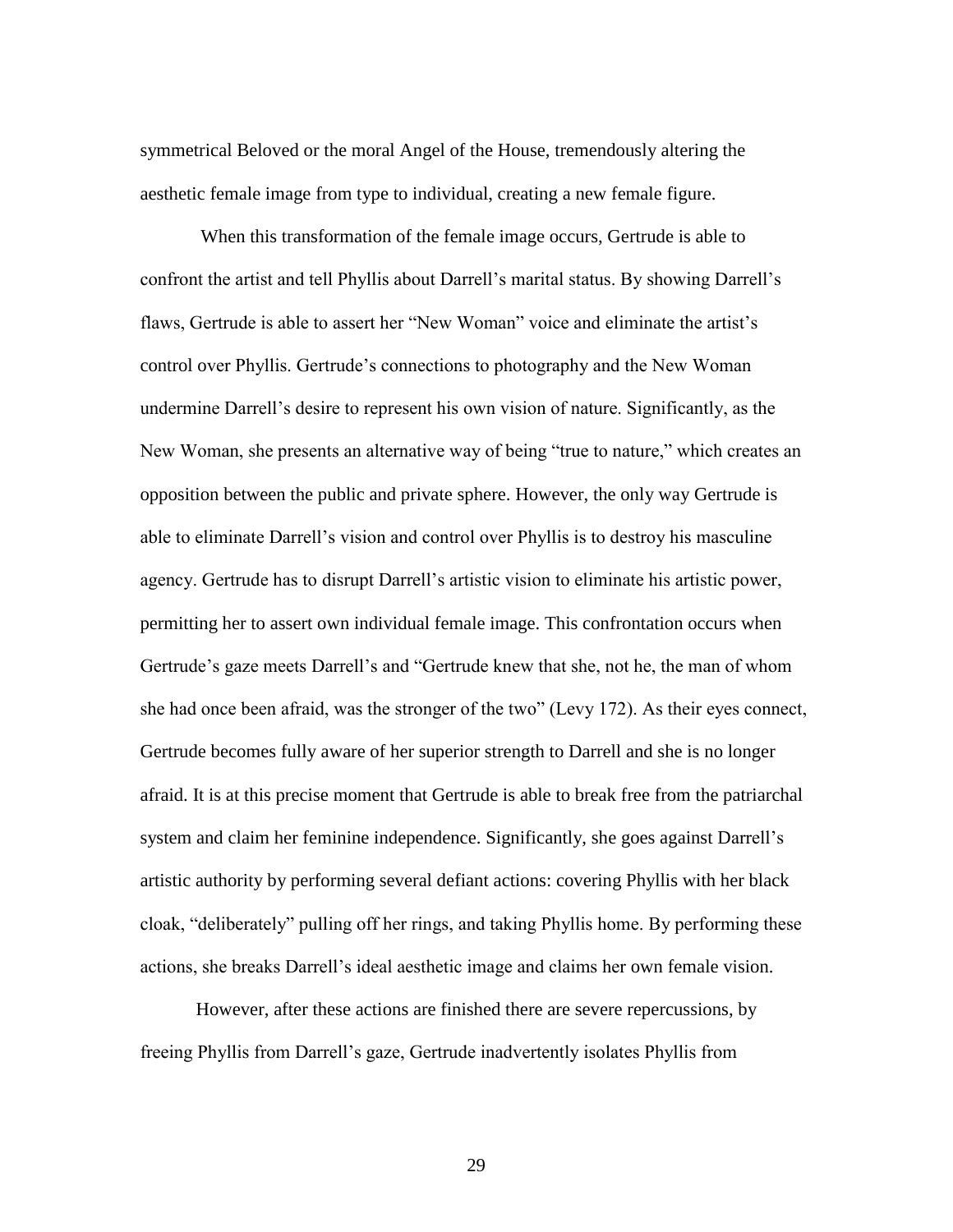symmetrical Beloved or the moral Angel of the House, tremendously altering the aesthetic female image from type to individual, creating a new female figure.

When this transformation of the female image occurs, Gertrude is able to confront the artist and tell Phyllis about Darrell's marital status. By showing Darrell's flaws, Gertrude is able to assert her "New Woman" voice and eliminate the artist's control over Phyllis. Gertrude's connections to photography and the New Woman undermine Darrell's desire to represent his own vision of nature. Significantly, as the New Woman, she presents an alternative way of being "true to nature," which creates an opposition between the public and private sphere. However, the only way Gertrude is able to eliminate Darrell's vision and control over Phyllis is to destroy his masculine agency. Gertrude has to disrupt Darrell's artistic vision to eliminate his artistic power, permitting her to assert own individual female image. This confrontation occurs when Gertrude's gaze meets Darrell's and "Gertrude knew that she, not he, the man of whom she had once been afraid, was the stronger of the two" (Levy 172). As their eyes connect, Gertrude becomes fully aware of her superior strength to Darrell and she is no longer afraid. It is at this precise moment that Gertrude is able to break free from the patriarchal system and claim her feminine independence. Significantly, she goes against Darrell's artistic authority by performing several defiant actions: covering Phyllis with her black cloak, "deliberately" pulling off her rings, and taking Phyllis home. By performing these actions, she breaks Darrell's ideal aesthetic image and claims her own female vision.

However, after these actions are finished there are severe repercussions, by freeing Phyllis from Darrell's gaze, Gertrude inadvertently isolates Phyllis from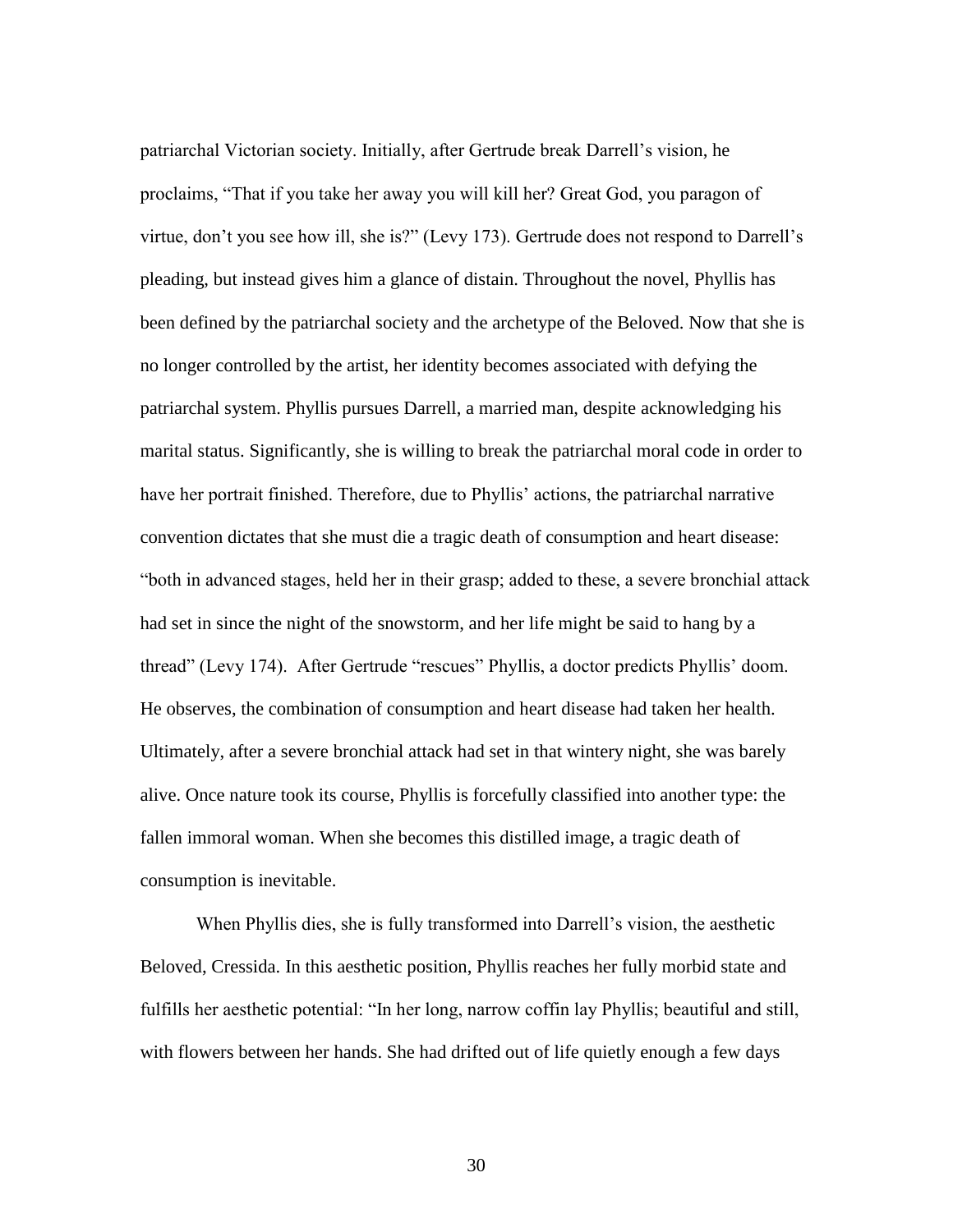patriarchal Victorian society. Initially, after Gertrude break Darrell's vision, he proclaims, "That if you take her away you will kill her? Great God, you paragon of virtue, don't you see how ill, she is?" (Levy 173). Gertrude does not respond to Darrell's pleading, but instead gives him a glance of distain. Throughout the novel, Phyllis has been defined by the patriarchal society and the archetype of the Beloved. Now that she is no longer controlled by the artist, her identity becomes associated with defying the patriarchal system. Phyllis pursues Darrell, a married man, despite acknowledging his marital status. Significantly, she is willing to break the patriarchal moral code in order to have her portrait finished. Therefore, due to Phyllis' actions, the patriarchal narrative convention dictates that she must die a tragic death of consumption and heart disease: "both in advanced stages, held her in their grasp; added to these, a severe bronchial attack had set in since the night of the snowstorm, and her life might be said to hang by a thread" (Levy 174). After Gertrude "rescues" Phyllis, a doctor predicts Phyllis' doom. He observes, the combination of consumption and heart disease had taken her health. Ultimately, after a severe bronchial attack had set in that wintery night, she was barely alive. Once nature took its course, Phyllis is forcefully classified into another type: the fallen immoral woman. When she becomes this distilled image, a tragic death of consumption is inevitable.

When Phyllis dies, she is fully transformed into Darrell's vision, the aesthetic Beloved, Cressida. In this aesthetic position, Phyllis reaches her fully morbid state and fulfills her aesthetic potential: "In her long, narrow coffin lay Phyllis; beautiful and still, with flowers between her hands. She had drifted out of life quietly enough a few days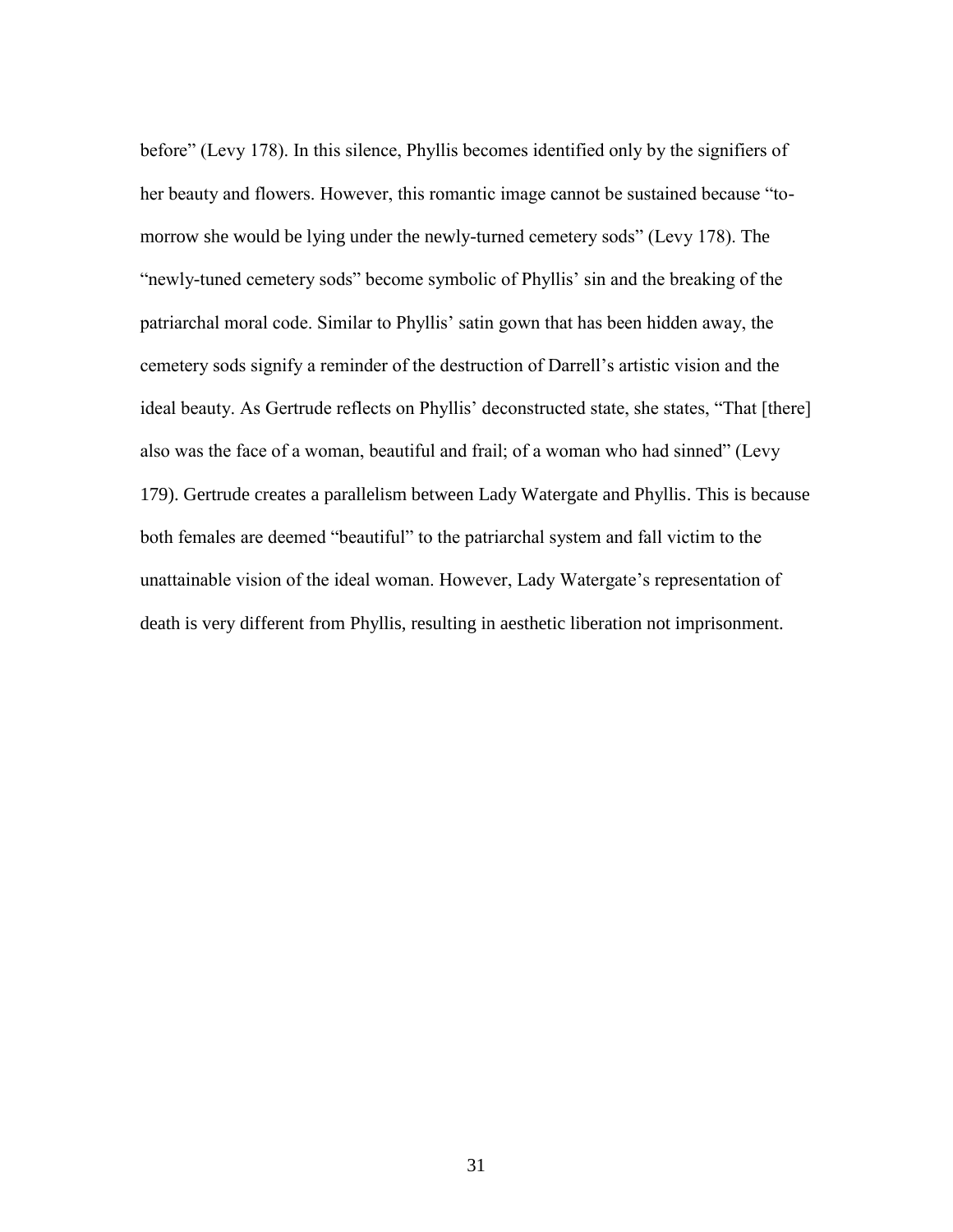before" (Levy 178). In this silence, Phyllis becomes identified only by the signifiers of her beauty and flowers. However, this romantic image cannot be sustained because "to-morrow she would be lying under the newly-turned cemetery sods" (Levy 178). The "newly-tuned cemetery sods" become symbolic of Phyllis' sin and the breaking of the patriarchal moral code. Similar to Phyllis' satin gown that has been hidden away, the cemetery sods signify a reminder of the destruction of Darrell's artistic vision and the ideal beauty. As Gertrude reflects on Phyllis' deconstructed state, she states, "That [there] also was the face of a woman, beautiful and frail; of a woman who had sinned" (Levy 179). Gertrude creates a parallelism between Lady Watergate and Phyllis. This is because both females are deemed "beautiful" to the patriarchal system and fall victim to the unattainable vision of the ideal woman. However, Lady Watergate's representation of death is very different from Phyllis, resulting in aesthetic liberation not imprisonment.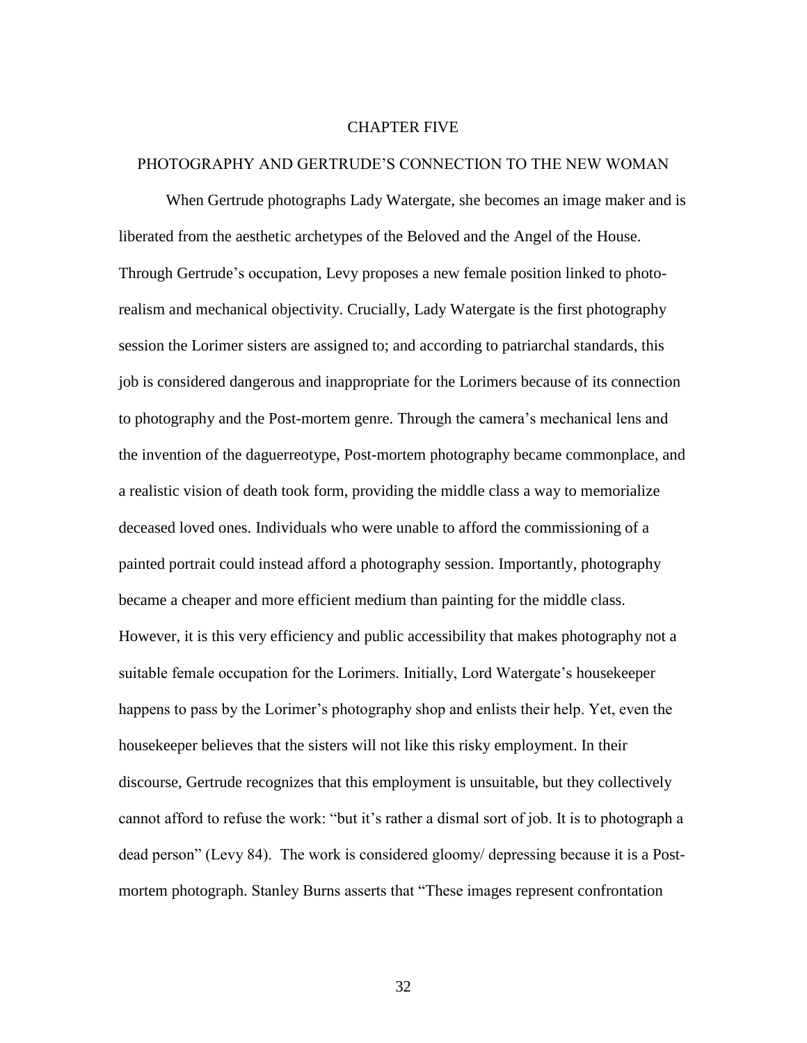# CHAPTER FIVE

## PHOTOGRAPHY AND GERTRUDE'S CONNECTION TO THE NEW WOMAN

When Gertrude photographs Lady Watergate, she becomes an image maker and is liberated from the aesthetic archetypes of the Beloved and the Angel of the House. Through Gertrude's occupation, Levy proposes a new female position linked to photo-realism and mechanical objectivity. Crucially, Lady Watergate is the first photography session the Lorimer sisters are assigned to; and according to patriarchal standards, this job is considered dangerous and inappropriate for the Lorimers because of its connection to photography and the Post-mortem genre. Through the camera's mechanical lens and the invention of the daguerreotype, Post-mortem photography became commonplace, and a realistic vision of death took form, providing the middle class a way to memorialize deceased loved ones. Individuals who were unable to afford the commissioning of a painted portrait could instead afford a photography session. Importantly, photography became a cheaper and more efficient medium than painting for the middle class. However, it is this very efficiency and public accessibility that makes photography not a suitable female occupation for the Lorimers. Initially, Lord Watergate's housekeeper happens to pass by the Lorimer's photography shop and enlists their help. Yet, even the housekeeper believes that the sisters will not like this risky employment. In their discourse, Gertrude recognizes that this employment is unsuitable, but they collectively cannot afford to refuse the work: "but it's rather a dismal sort of job. It is to photograph a dead person" (Levy 84). The work is considered gloomy/ depressing because it is a Post-mortem photograph. Stanley Burns asserts that "These images represent confrontation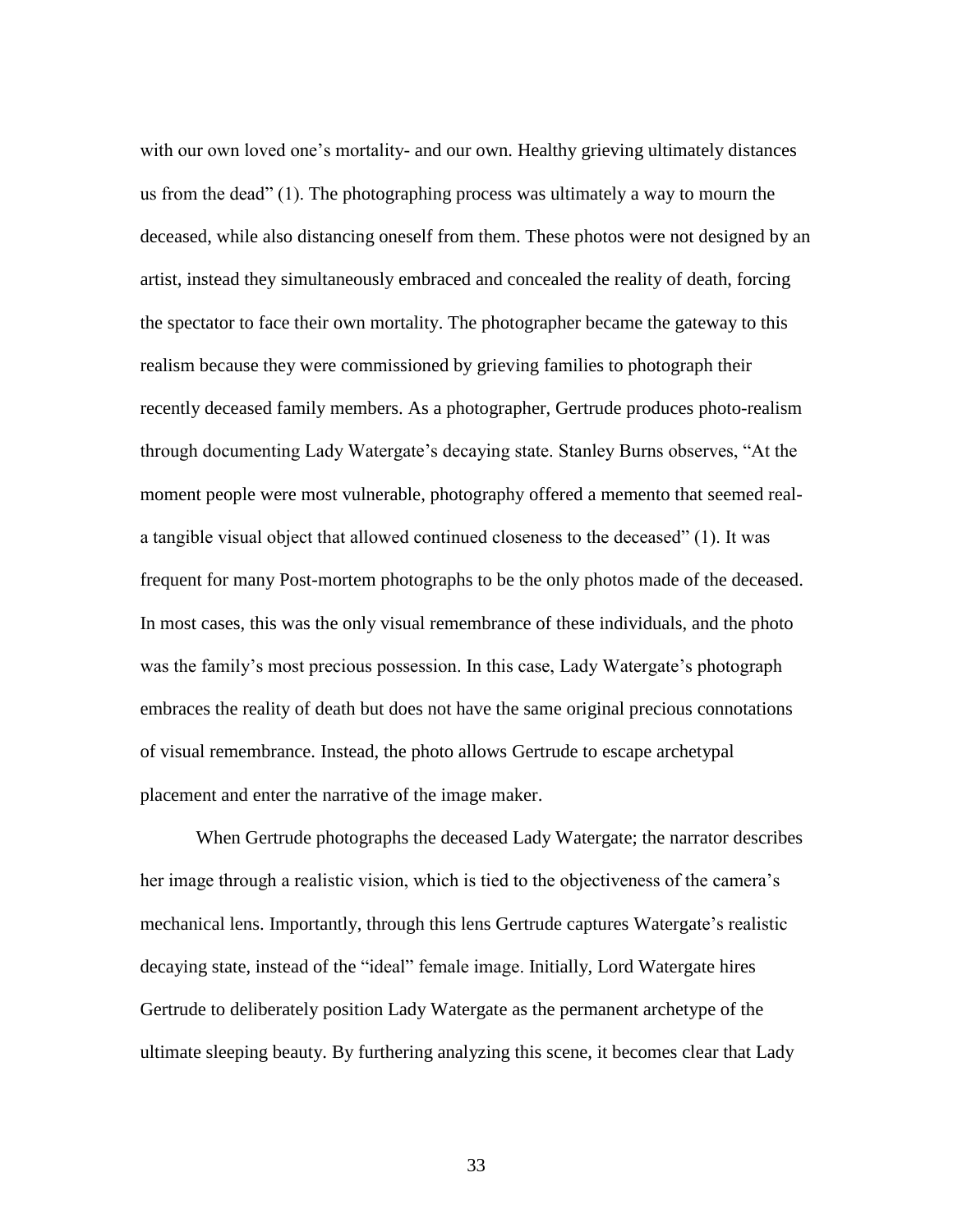with our own loved one's mortality- and our own. Healthy grieving ultimately distances us from the dead" (1). The photographing process was ultimately a way to mourn the deceased, while also distancing oneself from them. These photos were not designed by an artist, instead they simultaneously embraced and concealed the reality of death, forcing the spectator to face their own mortality. The photographer became the gateway to this realism because they were commissioned by grieving families to photograph their recently deceased family members. As a photographer, Gertrude produces photo-realism through documenting Lady Watergate's decaying state. Stanley Burns observes, "At the moment people were most vulnerable, photography offered a memento that seemed real- a tangible visual object that allowed continued closeness to the deceased" (1). It was frequent for many Post-mortem photographs to be the only photos made of the deceased. In most cases, this was the only visual remembrance of these individuals, and the photo was the family's most precious possession. In this case, Lady Watergate's photograph embraces the reality of death but does not have the same original precious connotations of visual remembrance. Instead, the photo allows Gertrude to escape archetypal placement and enter the narrative of the image maker.

When Gertrude photographs the deceased Lady Watergate; the narrator describes her image through a realistic vision, which is tied to the objectiveness of the camera's mechanical lens. Importantly, through this lens Gertrude captures Watergate's realistic decaying state, instead of the "ideal" female image. Initially, Lord Watergate hires Gertrude to deliberately position Lady Watergate as the permanent archetype of the ultimate sleeping beauty. By furthering analyzing this scene, it becomes clear that Lady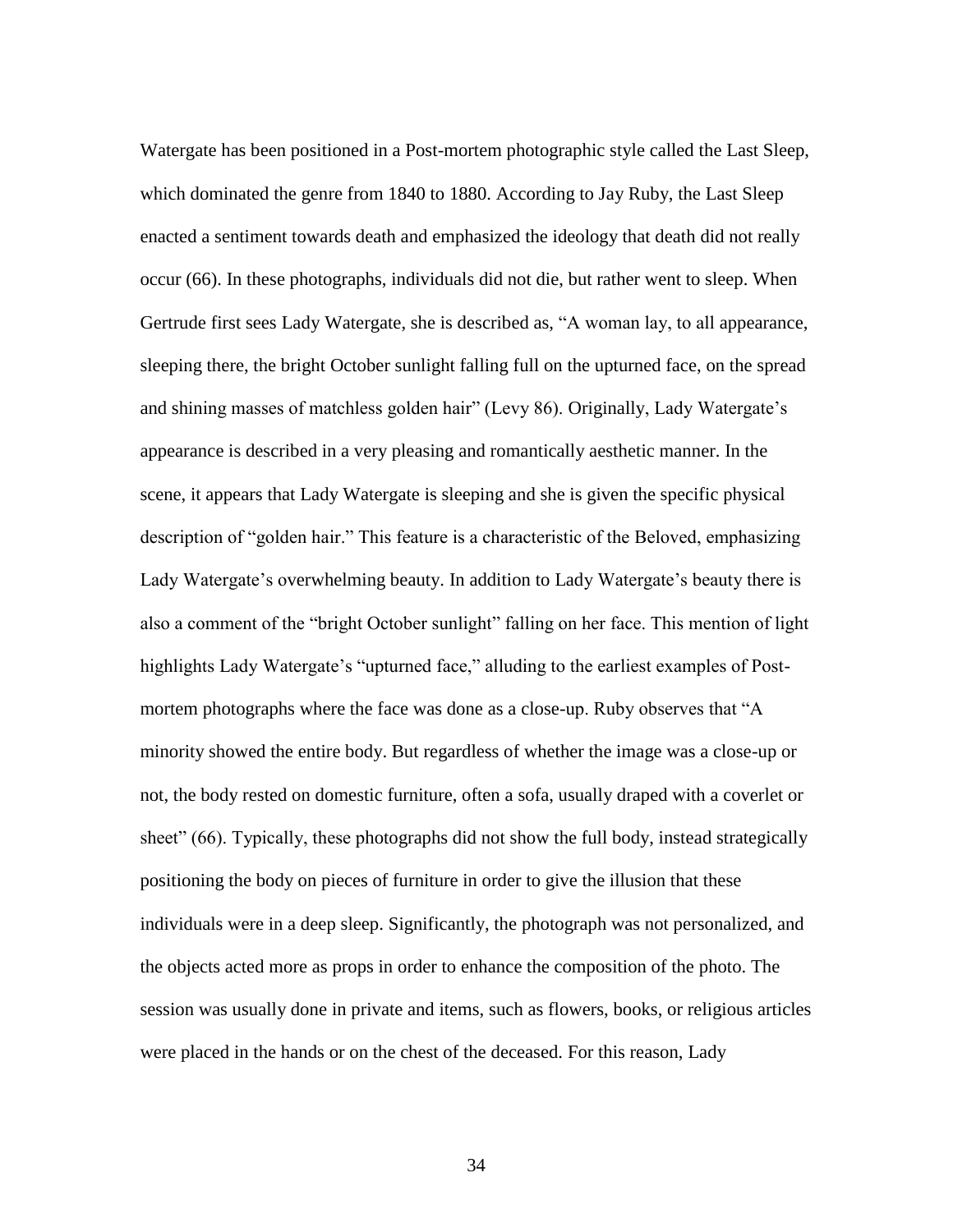Watergate has been positioned in a Post-mortem photographic style called the Last Sleep, which dominated the genre from 1840 to 1880. According to Jay Ruby, the Last Sleep enacted a sentiment towards death and emphasized the ideology that death did not really occur (66). In these photographs, individuals did not die, but rather went to sleep. When Gertrude first sees Lady Watergate, she is described as, "A woman lay, to all appearance, sleeping there, the bright October sunlight falling full on the upturned face, on the spread and shining masses of matchless golden hair" (Levy 86). Originally, Lady Watergate's appearance is described in a very pleasing and romantically aesthetic manner. In the scene, it appears that Lady Watergate is sleeping and she is given the specific physical description of "golden hair." This feature is a characteristic of the Beloved, emphasizing Lady Watergate's overwhelming beauty. In addition to Lady Watergate's beauty there is also a comment of the "bright October sunlight" falling on her face. This mention of light highlights Lady Watergate's "upturned face," alluding to the earliest examples of Post-mortem photographs where the face was done as a close-up. Ruby observes that "A minority showed the entire body. But regardless of whether the image was a close-up or not, the body rested on domestic furniture, often a sofa, usually draped with a coverlet or sheet" (66). Typically, these photographs did not show the full body, instead strategically positioning the body on pieces of furniture in order to give the illusion that these individuals were in a deep sleep. Significantly, the photograph was not personalized, and the objects acted more as props in order to enhance the composition of the photo. The session was usually done in private and items, such as flowers, books, or religious articles were placed in the hands or on the chest of the deceased. For this reason, Lady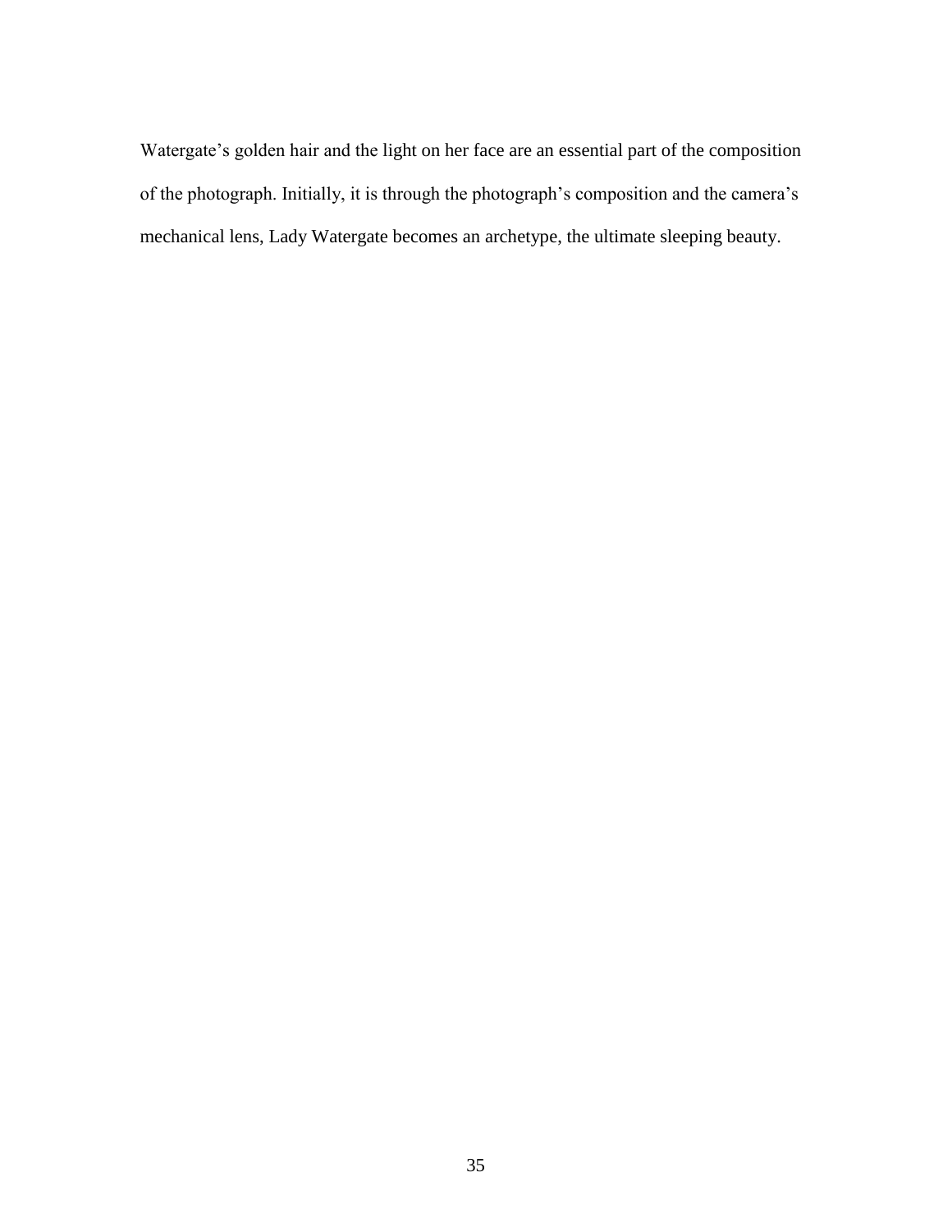Watergate's golden hair and the light on her face are an essential part of the composition of the photograph. Initially, it is through the photograph's composition and the camera's mechanical lens, Lady Watergate becomes an archetype, the ultimate sleeping beauty.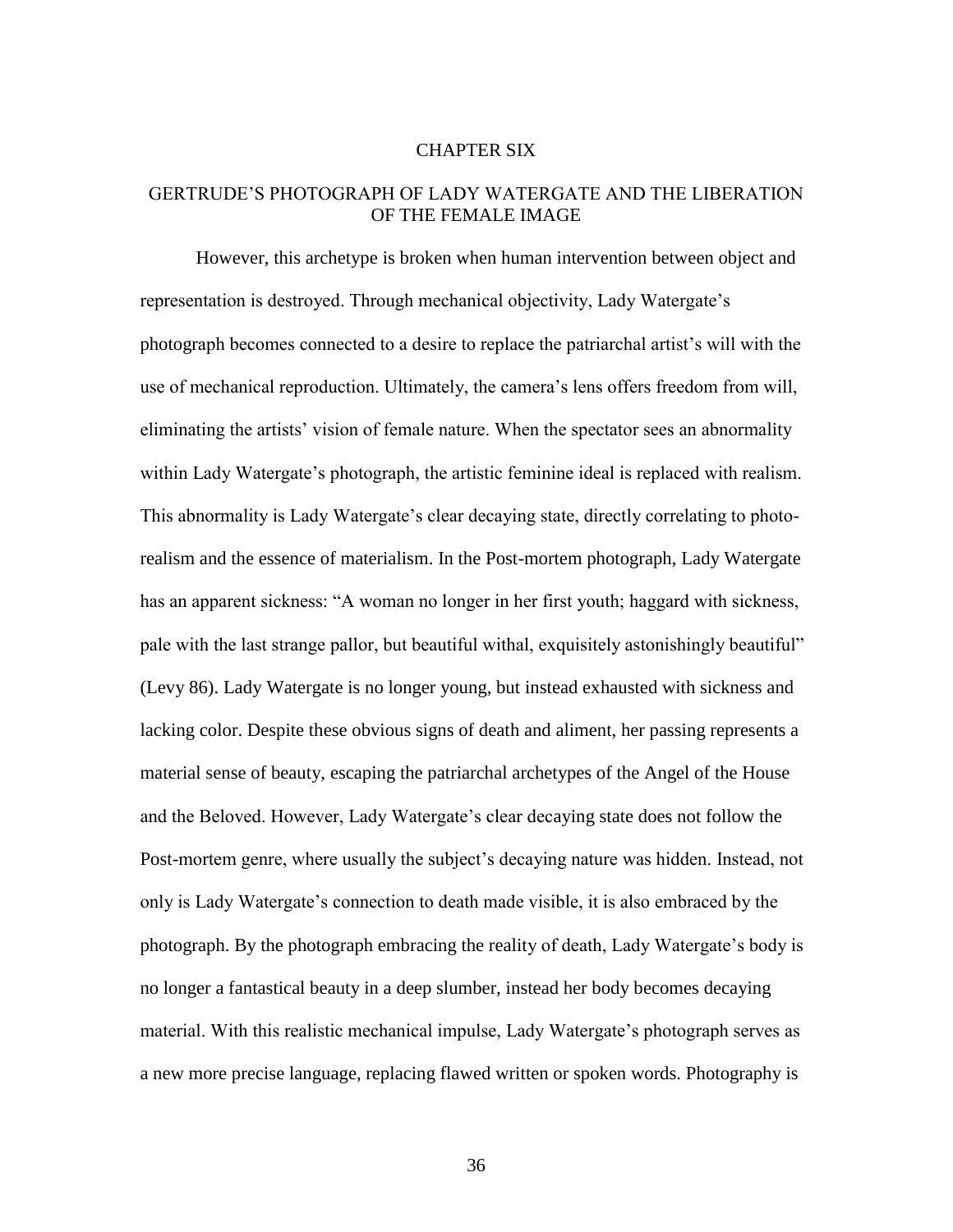# CHAPTER SIX

## GERTRUDE'S PHOTOGRAPH OF LADY WATERGATE AND THE LIBERATION OF THE FEMALE IMAGE

However, this archetype is broken when human intervention between object and representation is destroyed. Through mechanical objectivity, Lady Watergate's photograph becomes connected to a desire to replace the patriarchal artist's will with the use of mechanical reproduction. Ultimately, the camera's lens offers freedom from will, eliminating the artists' vision of female nature. When the spectator sees an abnormality within Lady Watergate's photograph, the artistic feminine ideal is replaced with realism. This abnormality is Lady Watergate's clear decaying state, directly correlating to photo-realism and the essence of materialism. In the Post-mortem photograph, Lady Watergate has an apparent sickness: "A woman no longer in her first youth; haggard with sickness, pale with the last strange pallor, but beautiful withal, exquisitely astonishingly beautiful" (Levy 86). Lady Watergate is no longer young, but instead exhausted with sickness and lacking color. Despite these obvious signs of death and aliment, her passing represents a material sense of beauty, escaping the patriarchal archetypes of the Angel of the House and the Beloved. However, Lady Watergate's clear decaying state does not follow the Post-mortem genre, where usually the subject's decaying nature was hidden. Instead, not only is Lady Watergate's connection to death made visible, it is also embraced by the photograph. By the photograph embracing the reality of death, Lady Watergate's body is no longer a fantastical beauty in a deep slumber, instead her body becomes decaying material. With this realistic mechanical impulse, Lady Watergate's photograph serves as a new more precise language, replacing flawed written or spoken words. Photography is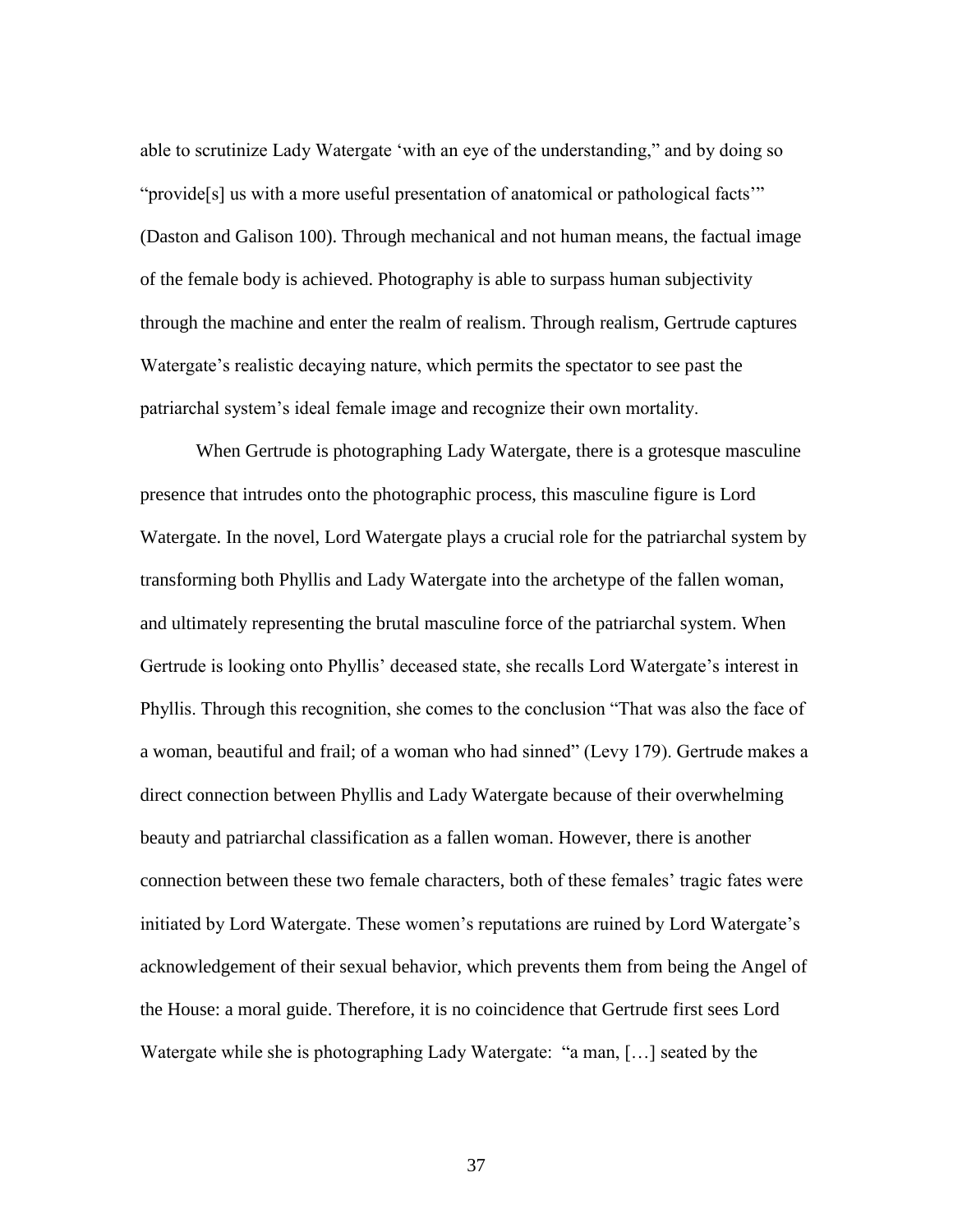able to scrutinize Lady Watergate 'with an eye of the understanding," and by doing so "provide[s] us with a more useful presentation of anatomical or pathological facts'" (Daston and Galison 100). Through mechanical and not human means, the factual image of the female body is achieved. Photography is able to surpass human subjectivity through the machine and enter the realm of realism. Through realism, Gertrude captures Watergate's realistic decaying nature, which permits the spectator to see past the patriarchal system's ideal female image and recognize their own mortality.

When Gertrude is photographing Lady Watergate, there is a grotesque masculine presence that intrudes onto the photographic process, this masculine figure is Lord Watergate. In the novel, Lord Watergate plays a crucial role for the patriarchal system by transforming both Phyllis and Lady Watergate into the archetype of the fallen woman, and ultimately representing the brutal masculine force of the patriarchal system. When Gertrude is looking onto Phyllis' deceased state, she recalls Lord Watergate's interest in Phyllis. Through this recognition, she comes to the conclusion "That was also the face of a woman, beautiful and frail; of a woman who had sinned" (Levy 179). Gertrude makes a direct connection between Phyllis and Lady Watergate because of their overwhelming beauty and patriarchal classification as a fallen woman. However, there is another connection between these two female characters, both of these females' tragic fates were initiated by Lord Watergate. These women's reputations are ruined by Lord Watergate's acknowledgement of their sexual behavior, which prevents them from being the Angel of the House: a moral guide. Therefore, it is no coincidence that Gertrude first sees Lord Watergate while she is photographing Lady Watergate: "a man, […] seated by the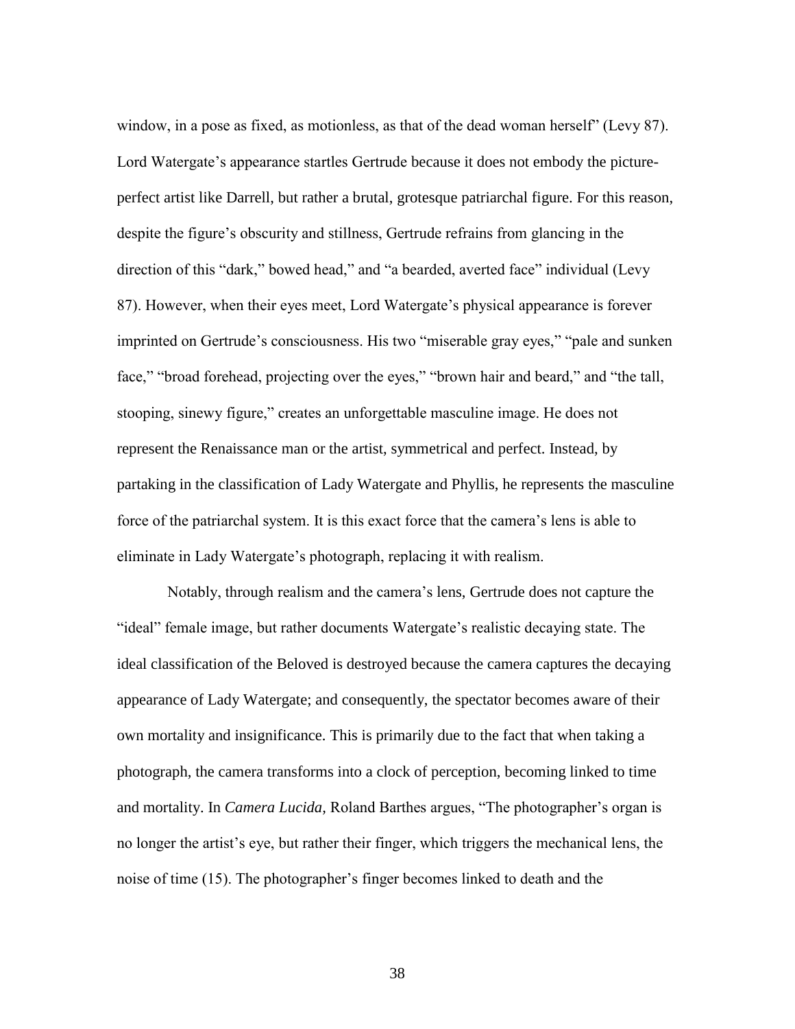window, in a pose as fixed, as motionless, as that of the dead woman herself" (Levy 87). Lord Watergate's appearance startles Gertrude because it does not embody the picture-perfect artist like Darrell, but rather a brutal, grotesque patriarchal figure. For this reason, despite the figure's obscurity and stillness, Gertrude refrains from glancing in the direction of this "dark," bowed head," and "a bearded, averted face" individual (Levy 87). However, when their eyes meet, Lord Watergate's physical appearance is forever imprinted on Gertrude's consciousness. His two "miserable gray eyes," "pale and sunken face," "broad forehead, projecting over the eyes," "brown hair and beard," and "the tall, stooping, sinewy figure," creates an unforgettable masculine image. He does not represent the Renaissance man or the artist, symmetrical and perfect. Instead, by partaking in the classification of Lady Watergate and Phyllis, he represents the masculine force of the patriarchal system. It is this exact force that the camera's lens is able to eliminate in Lady Watergate's photograph, replacing it with realism.

Notably, through realism and the camera's lens, Gertrude does not capture the "ideal" female image, but rather documents Watergate's realistic decaying state. The ideal classification of the Beloved is destroyed because the camera captures the decaying appearance of Lady Watergate; and consequently, the spectator becomes aware of their own mortality and insignificance. This is primarily due to the fact that when taking a photograph, the camera transforms into a clock of perception, becoming linked to time and mortality. In *Camera Lucida,* Roland Barthes argues, "The photographer's organ is no longer the artist's eye, but rather their finger, which triggers the mechanical lens, the noise of time (15). The photographer's finger becomes linked to death and the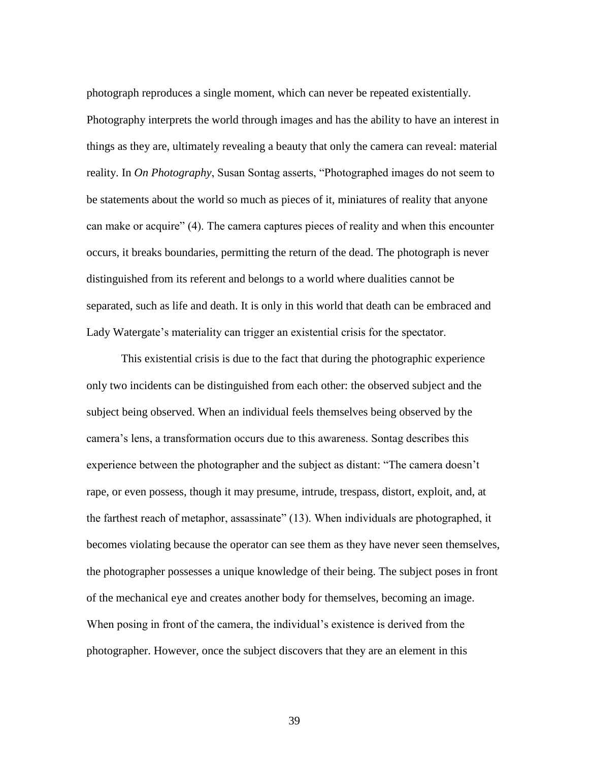photograph reproduces a single moment, which can never be repeated existentially. Photography interprets the world through images and has the ability to have an interest in things as they are, ultimately revealing a beauty that only the camera can reveal: material reality. In *On Photography*, Susan Sontag asserts, "Photographed images do not seem to be statements about the world so much as pieces of it, miniatures of reality that anyone can make or acquire" (4). The camera captures pieces of reality and when this encounter occurs, it breaks boundaries, permitting the return of the dead. The photograph is never distinguished from its referent and belongs to a world where dualities cannot be separated, such as life and death. It is only in this world that death can be embraced and Lady Watergate's materiality can trigger an existential crisis for the spectator.

This existential crisis is due to the fact that during the photographic experience only two incidents can be distinguished from each other: the observed subject and the subject being observed. When an individual feels themselves being observed by the camera's lens, a transformation occurs due to this awareness. Sontag describes this experience between the photographer and the subject as distant: "The camera doesn't rape, or even possess, though it may presume, intrude, trespass, distort, exploit, and, at the farthest reach of metaphor, assassinate" (13). When individuals are photographed, it becomes violating because the operator can see them as they have never seen themselves, the photographer possesses a unique knowledge of their being. The subject poses in front of the mechanical eye and creates another body for themselves, becoming an image. When posing in front of the camera, the individual's existence is derived from the photographer. However, once the subject discovers that they are an element in this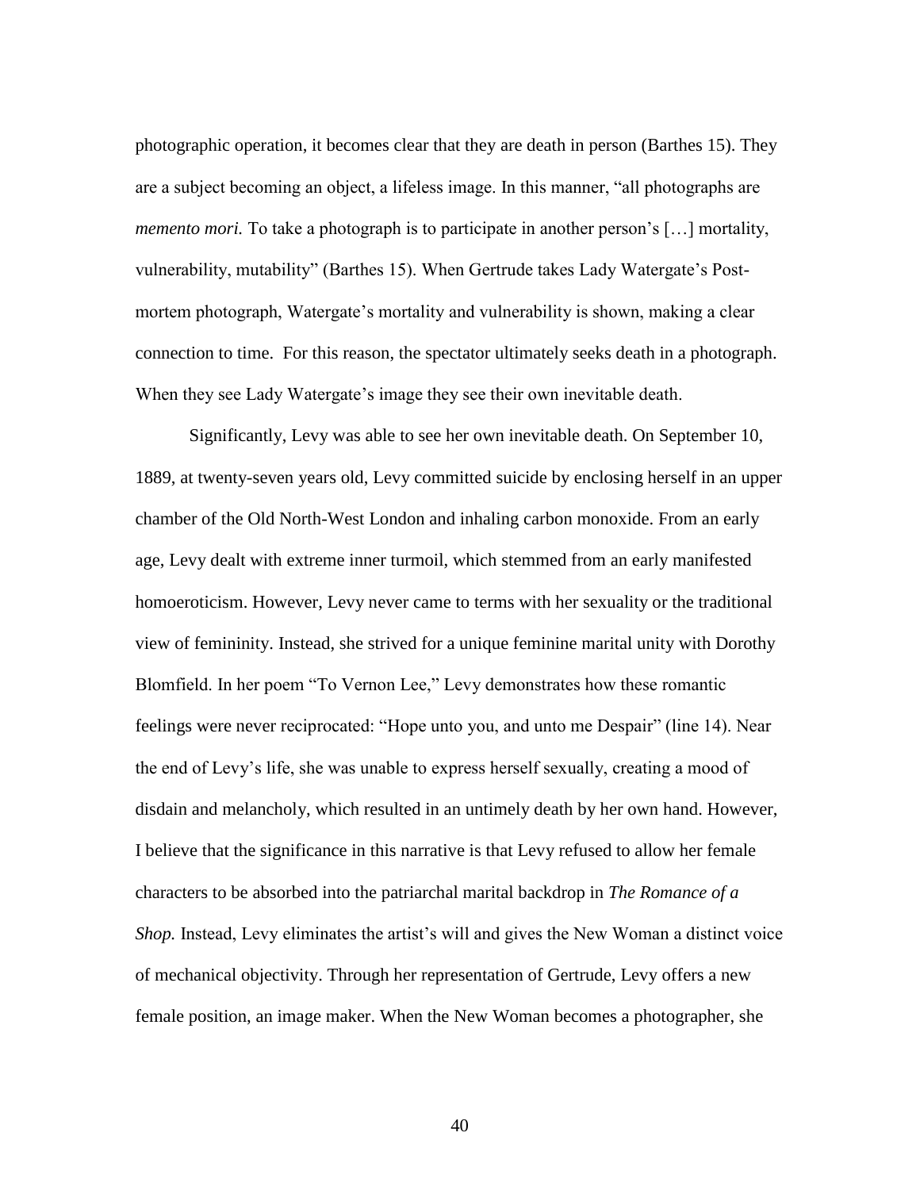photographic operation, it becomes clear that they are death in person (Barthes 15). They are a subject becoming an object, a lifeless image. In this manner, "all photographs are *memento mori.* To take a photograph is to participate in another person's […] mortality, vulnerability, mutability" (Barthes 15). When Gertrude takes Lady Watergate's Post-mortem photograph, Watergate's mortality and vulnerability is shown, making a clear connection to time. For this reason, the spectator ultimately seeks death in a photograph. When they see Lady Watergate's image they see their own inevitable death.

Significantly, Levy was able to see her own inevitable death. On September 10, 1889, at twenty-seven years old, Levy committed suicide by enclosing herself in an upper chamber of the Old North-West London and inhaling carbon monoxide. From an early age, Levy dealt with extreme inner turmoil, which stemmed from an early manifested homoeroticism. However, Levy never came to terms with her sexuality or the traditional view of femininity. Instead, she strived for a unique feminine marital unity with Dorothy Blomfield. In her poem "To Vernon Lee," Levy demonstrates how these romantic feelings were never reciprocated: "Hope unto you, and unto me Despair" (line 14). Near the end of Levy's life, she was unable to express herself sexually, creating a mood of disdain and melancholy, which resulted in an untimely death by her own hand. However, I believe that the significance in this narrative is that Levy refused to allow her female characters to be absorbed into the patriarchal marital backdrop in *The Romance of a Shop.* Instead, Levy eliminates the artist's will and gives the New Woman a distinct voice of mechanical objectivity. Through her representation of Gertrude, Levy offers a new female position, an image maker. When the New Woman becomes a photographer, she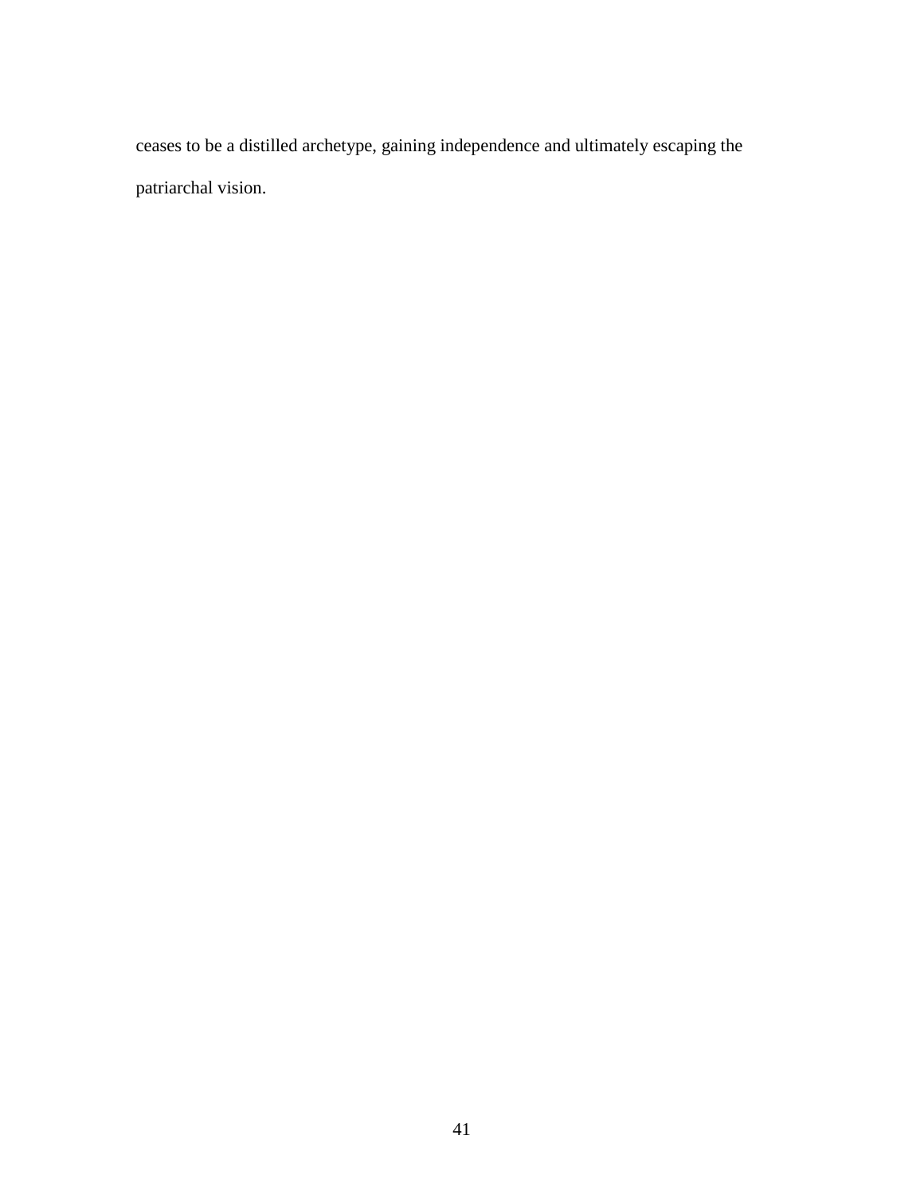ceases to be a distilled archetype, gaining independence and ultimately escaping the patriarchal vision.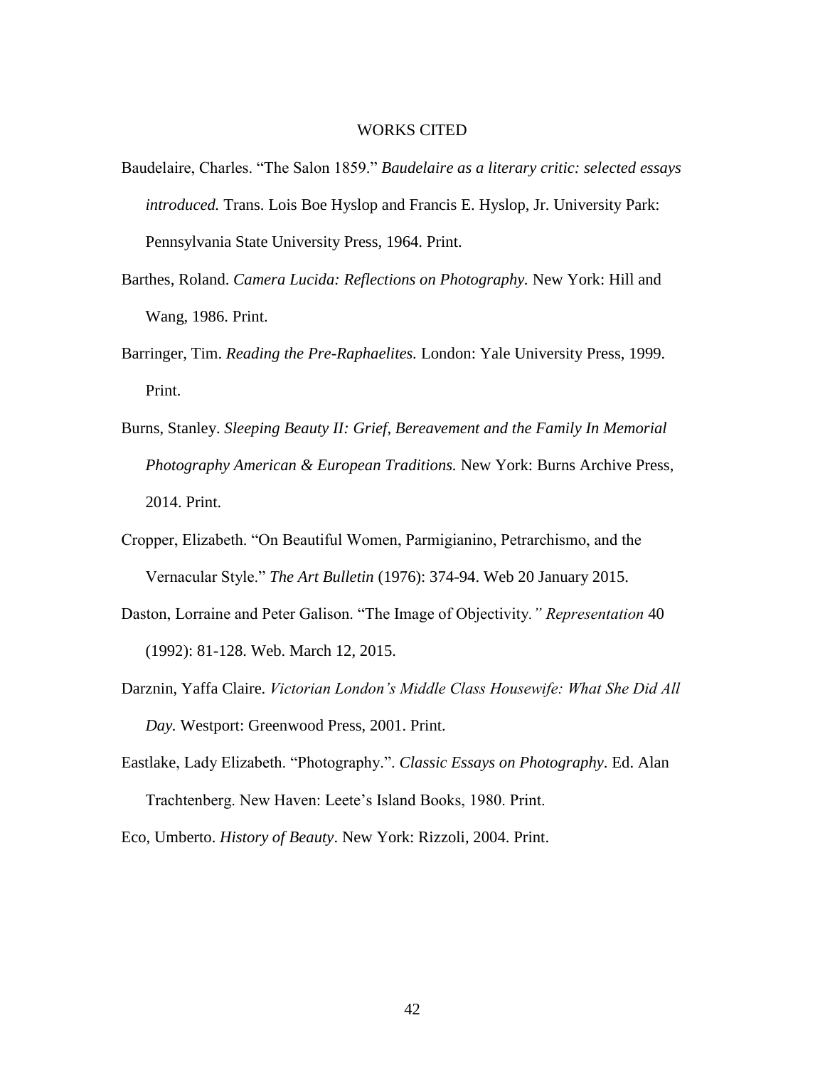# WORKS CITED

Baudelaire, Charles. "The Salon 1859." *Baudelaire as a literary critic: selected essays introduced.* Trans. Lois Boe Hyslop and Francis E. Hyslop, Jr. University Park: Pennsylvania State University Press, 1964. Print.

Barthes, Roland. *Camera Lucida: Reflections on Photography.* New York: Hill and Wang, 1986. Print.

Barringer, Tim. *Reading the Pre-Raphaelites.* London: Yale University Press, 1999. Print.

Burns, Stanley. *Sleeping Beauty II: Grief, Bereavement and the Family In Memorial Photography American & European Traditions.* New York: Burns Archive Press, 2014. Print.

Cropper, Elizabeth. "On Beautiful Women, Parmigianino, Petrarchismo, and the Vernacular Style." *The Art Bulletin* (1976): 374-94. Web 20 January 2015.

Daston, Lorraine and Peter Galison. "The Image of Objectivity*." Representation* 40 (1992): 81-128. Web. March 12, 2015.

Darznin, Yaffa Claire. *Victorian London's Middle Class Housewife: What She Did All Day.* Westport: Greenwood Press, 2001. Print.

Eastlake, Lady Elizabeth. "Photography.". *Classic Essays on Photography*. Ed. Alan Trachtenberg. New Haven: Leete's Island Books, 1980. Print.

Eco, Umberto. *History of Beauty*. New York: Rizzoli, 2004. Print.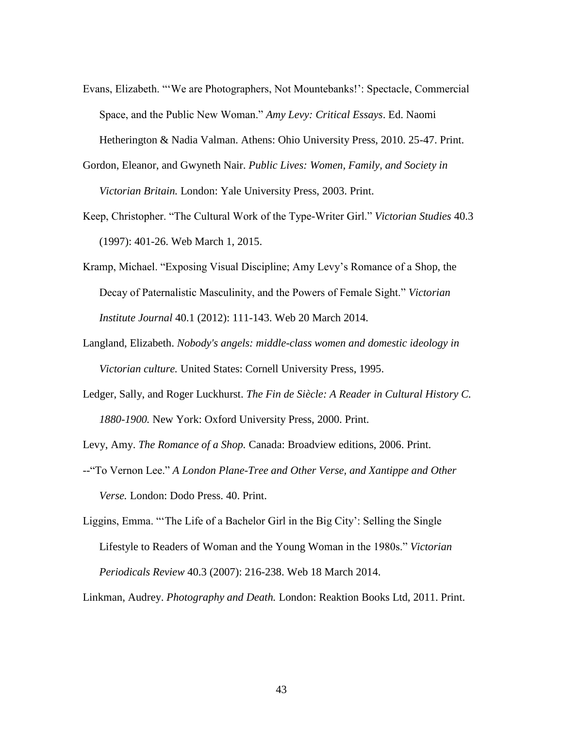Evans, Elizabeth. "'We are Photographers, Not Mountebanks!': Spectacle, Commercial Space, and the Public New Woman." *Amy Levy: Critical Essays*. Ed. Naomi Hetherington & Nadia Valman. Athens: Ohio University Press, 2010. 25-47. Print.

Gordon, Eleanor, and Gwyneth Nair. *Public Lives: Women, Family, and Society in Victorian Britain.* London: Yale University Press, 2003. Print.

Keep, Christopher. "The Cultural Work of the Type-Writer Girl." *Victorian Studies* 40.3 (1997): 401-26. Web March 1, 2015.

Kramp, Michael. "Exposing Visual Discipline; Amy Levy's Romance of a Shop, the Decay of Paternalistic Masculinity, and the Powers of Female Sight." *Victorian Institute Journal* 40.1 (2012): 111-143. Web 20 March 2014.

Langland, Elizabeth. *Nobody's angels: middle-class women and domestic ideology in Victorian culture.* United States: Cornell University Press, 1995.

Ledger, Sally, and Roger Luckhurst. *The Fin de Siècle: A Reader in Cultural History C. 1880-1900.* New York: Oxford University Press, 2000. Print.

Levy, Amy. *The Romance of a Shop.* Canada: Broadview editions, 2006. Print.

--"To Vernon Lee." *A London Plane-Tree and Other Verse, and Xantippe and Other Verse.* London: Dodo Press. 40. Print.

Liggins, Emma. "'The Life of a Bachelor Girl in the Big City': Selling the Single Lifestyle to Readers of Woman and the Young Woman in the 1980s." *Victorian Periodicals Review* 40.3 (2007): 216-238. Web 18 March 2014.

Linkman, Audrey. *Photography and Death.* London: Reaktion Books Ltd, 2011. Print.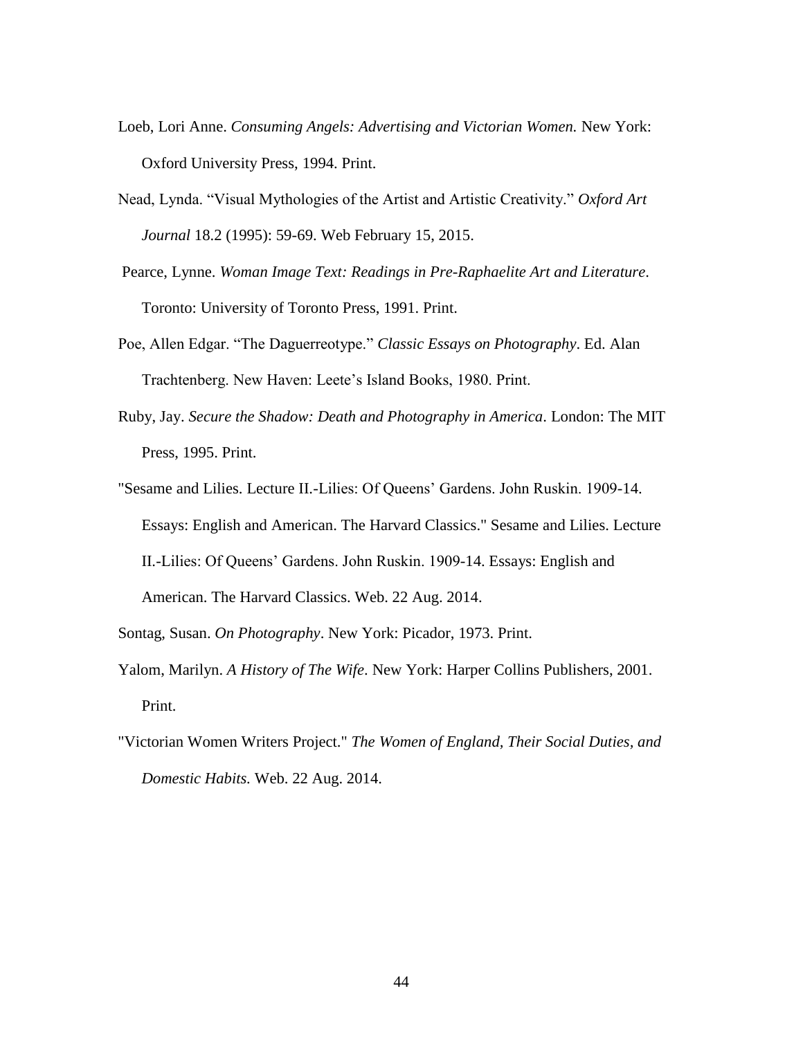Loeb, Lori Anne. *Consuming Angels: Advertising and Victorian Women.* New York: Oxford University Press, 1994. Print.

Nead, Lynda. "Visual Mythologies of the Artist and Artistic Creativity." *Oxford Art Journal* 18.2 (1995): 59-69. Web February 15, 2015.

Pearce, Lynne. *Woman Image Text: Readings in Pre-Raphaelite Art and Literature*. Toronto: University of Toronto Press, 1991. Print.

Poe, Allen Edgar. "The Daguerreotype." *Classic Essays on Photography*. Ed. Alan Trachtenberg. New Haven: Leete's Island Books, 1980. Print.

Ruby, Jay. *Secure the Shadow: Death and Photography in America*. London: The MIT Press, 1995. Print.

"Sesame and Lilies. Lecture II.-Lilies: Of Queens' Gardens. John Ruskin. 1909-14. Essays: English and American. The Harvard Classics." Sesame and Lilies. Lecture II.-Lilies: Of Queens' Gardens. John Ruskin. 1909-14. Essays: English and American. The Harvard Classics. Web. 22 Aug. 2014.

Sontag, Susan. *On Photography*. New York: Picador, 1973. Print.

Yalom, Marilyn. *A History of The Wife*. New York: Harper Collins Publishers, 2001. Print.

"Victorian Women Writers Project." *The Women of England, Their Social Duties, and Domestic Habits.* Web. 22 Aug. 2014.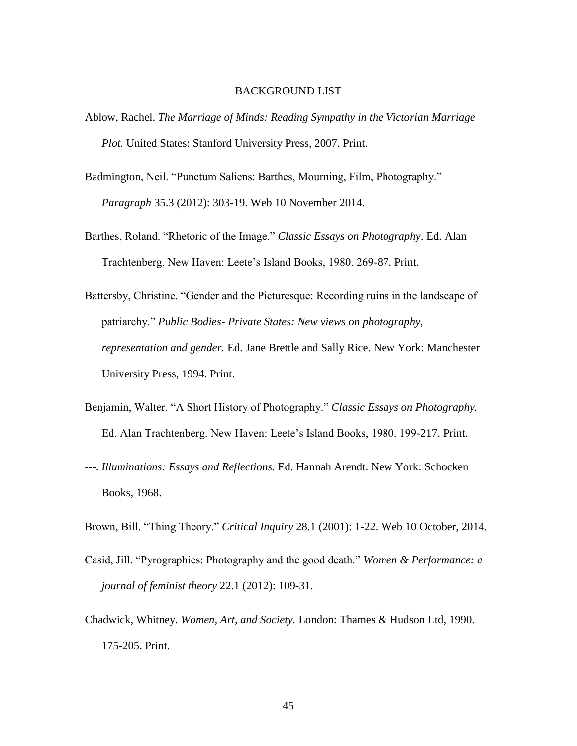# BACKGROUND LIST

Ablow, Rachel. *The Marriage of Minds: Reading Sympathy in the Victorian Marriage Plot.* United States: Stanford University Press, 2007. Print.

Badmington, Neil. "Punctum Saliens: Barthes, Mourning, Film, Photography." *Paragraph* 35.3 (2012): 303-19. Web 10 November 2014.

Barthes, Roland. "Rhetoric of the Image." *Classic Essays on Photography*. Ed. Alan Trachtenberg. New Haven: Leete's Island Books, 1980. 269-87. Print.

Battersby, Christine. "Gender and the Picturesque: Recording ruins in the landscape of patriarchy." *Public Bodies- Private States: New views on photography, representation and gender.* Ed. Jane Brettle and Sally Rice. New York: Manchester University Press, 1994. Print.

Benjamin, Walter. "A Short History of Photography." *Classic Essays on Photography.* Ed. Alan Trachtenberg. New Haven: Leete's Island Books, 1980. 199-217. Print.

---. *Illuminations: Essays and Reflections.* Ed. Hannah Arendt. New York: Schocken Books, 1968.

Brown, Bill. "Thing Theory." *Critical Inquiry* 28.1 (2001): 1-22. Web 10 October, 2014.

Casid, Jill. "Pyrographies: Photography and the good death." *Women & Performance: a journal of feminist theory* 22.1 (2012): 109-31.

Chadwick, Whitney. *Women, Art, and Society.* London: Thames & Hudson Ltd, 1990. 175-205. Print.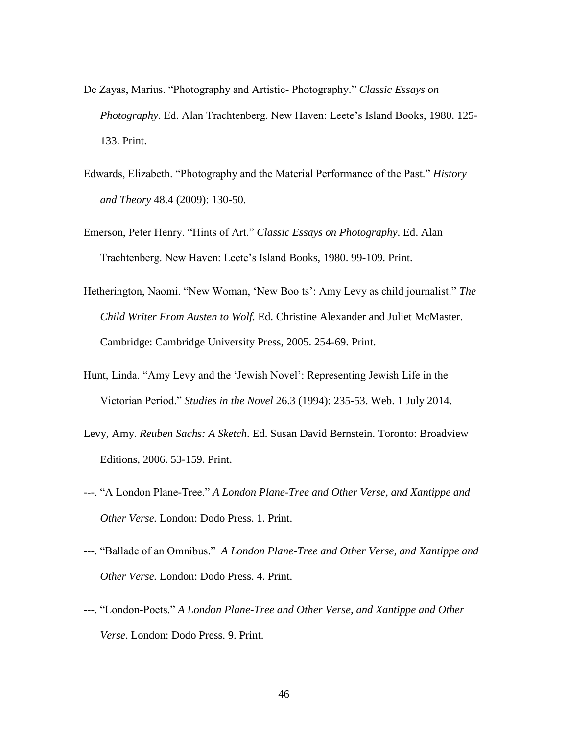De Zayas, Marius. "Photography and Artistic- Photography." *Classic Essays on Photography*. Ed. Alan Trachtenberg. New Haven: Leete's Island Books, 1980. 125-133. Print.

Edwards, Elizabeth. "Photography and the Material Performance of the Past." *History and Theory* 48.4 (2009): 130-50.

Emerson, Peter Henry. "Hints of Art." *Classic Essays on Photography*. Ed. Alan Trachtenberg. New Haven: Leete's Island Books, 1980. 99-109. Print.

Hetherington, Naomi. "New Woman, 'New Boo ts': Amy Levy as child journalist." *The Child Writer From Austen to Wolf.* Ed. Christine Alexander and Juliet McMaster. Cambridge: Cambridge University Press, 2005. 254-69. Print.

Hunt, Linda. "Amy Levy and the 'Jewish Novel': Representing Jewish Life in the Victorian Period." *Studies in the Novel* 26.3 (1994): 235-53. Web. 1 July 2014.

Levy, Amy. *Reuben Sachs: A Sketch*. Ed. Susan David Bernstein. Toronto: Broadview Editions, 2006. 53-159. Print.

---. "A London Plane-Tree." *A London Plane-Tree and Other Verse, and Xantippe and Other Verse.* London: Dodo Press. 1. Print.

---. "Ballade of an Omnibus." *A London Plane-Tree and Other Verse, and Xantippe and Other Verse.* London: Dodo Press. 4. Print.

---. "London-Poets." *A London Plane-Tree and Other Verse, and Xantippe and Other Verse*. London: Dodo Press. 9. Print.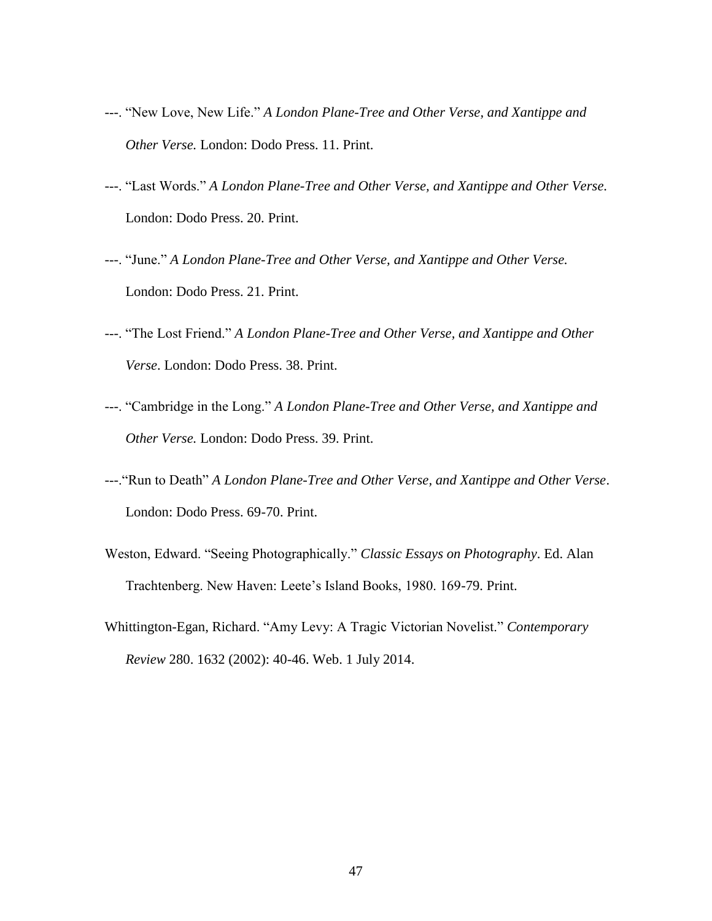---. "New Love, New Life." *A London Plane-Tree and Other Verse, and Xantippe and Other Verse.* London: Dodo Press. 11. Print.

---. "Last Words." *A London Plane-Tree and Other Verse, and Xantippe and Other Verse.* London: Dodo Press. 20. Print.

---. "June." *A London Plane-Tree and Other Verse, and Xantippe and Other Verse.* London: Dodo Press. 21. Print.

---. "The Lost Friend." *A London Plane-Tree and Other Verse, and Xantippe and Other Verse*. London: Dodo Press. 38. Print.

---. "Cambridge in the Long." *A London Plane-Tree and Other Verse, and Xantippe and Other Verse.* London: Dodo Press. 39. Print.

---."Run to Death" *A London Plane-Tree and Other Verse, and Xantippe and Other Verse*. London: Dodo Press. 69-70. Print.

Weston, Edward. "Seeing Photographically." *Classic Essays on Photography*. Ed. Alan Trachtenberg. New Haven: Leete's Island Books, 1980. 169-79. Print.

Whittington-Egan, Richard. "Amy Levy: A Tragic Victorian Novelist." *Contemporary Review* 280. 1632 (2002): 40-46. Web. 1 July 2014.